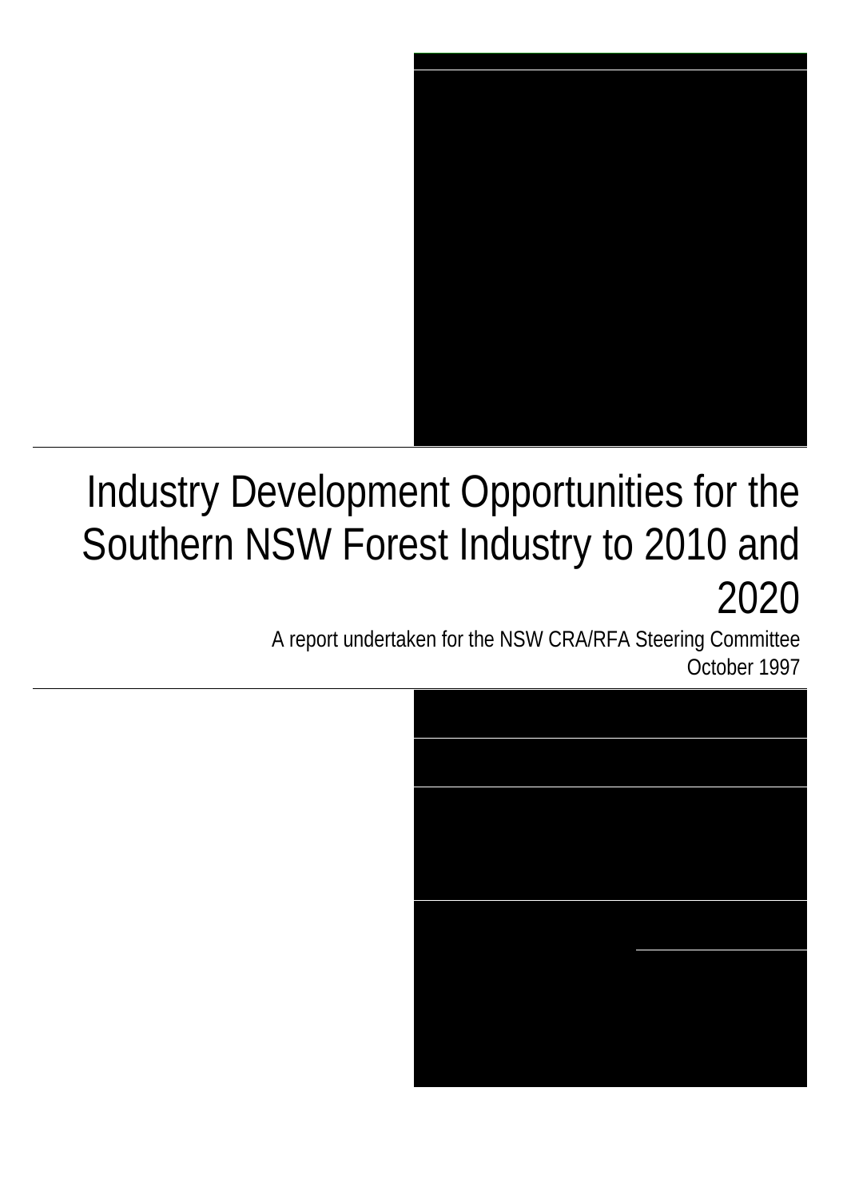# Industry Development Opportunities for the Southern NSW Forest Industry to 2010 and 2020

A report undertaken for the NSW CRA/RFA Steering Committee

October 1997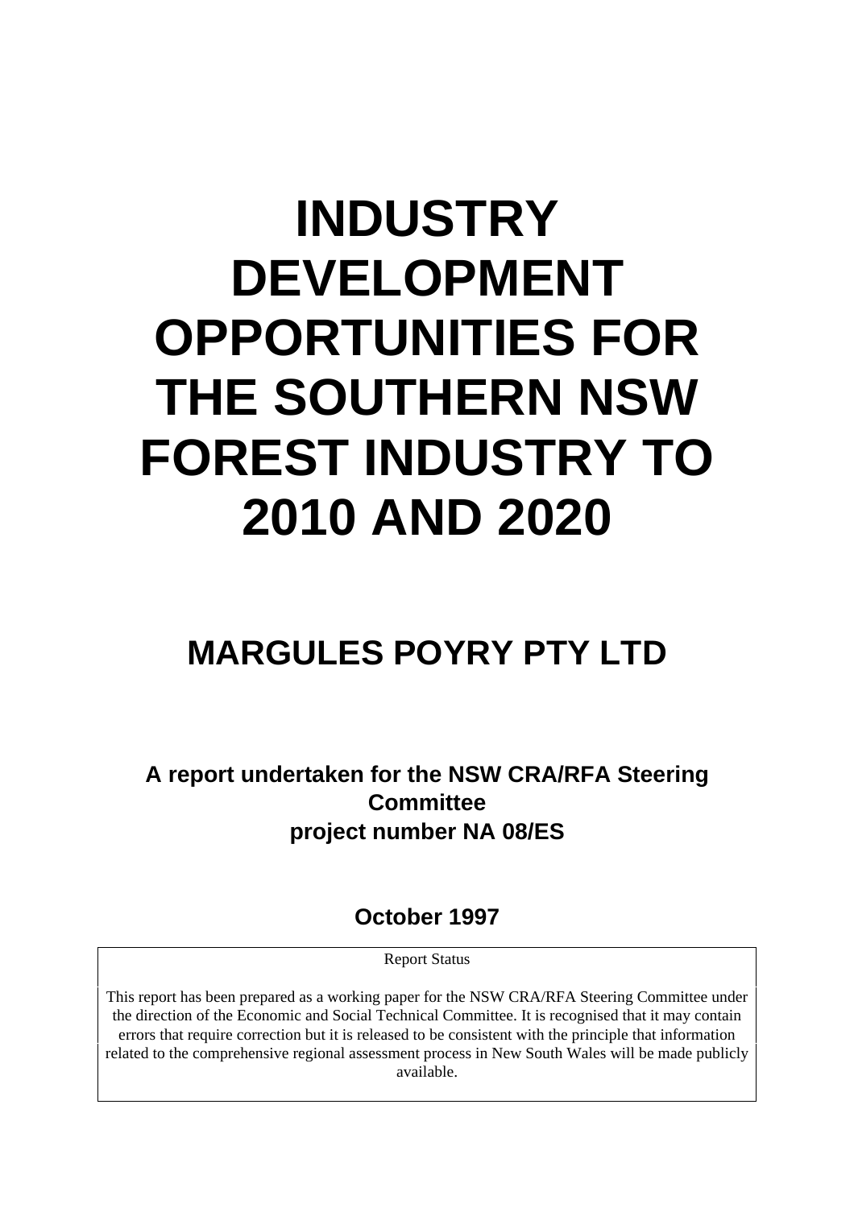# INDUSTRY DEVELOPMENT OPPORTUNITIES FOR THE SOUTHERN NSW FOREST INDUSTRY TO 2010 AND 2020

## MARGULES POYRY PTY LTD

**A report undertaken for the NSW CRA/RFA Steering Committee**
**project number NA 08/ES**

**October 1997**

Report Status

This report has been prepared as a working paper for the NSW CRA/RFA Steering Committee under the direction of the Economic and Social Technical Committee. It is recognised that it may contain errors that require correction but it is released to be consistent with the principle that information related to the comprehensive regional assessment process in New South Wales will be made publicly available.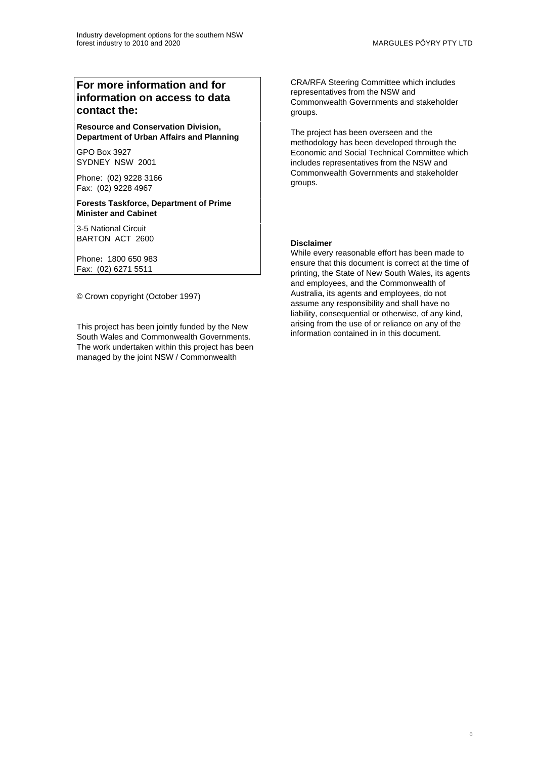## For more information and for information on access to data contact the:

**Resource and Conservation Division, Department of Urban Affairs and Planning**

GPO Box 3927
SYDNEY NSW 2001

Phone: (02) 9228 3166
Fax: (02) 9228 4967

**Forests Taskforce, Department of Prime Minister and Cabinet**

3-5 National Circuit
BARTON ACT 2600

Phone**:** 1800 650 983
Fax: (02) 6271 5511

© Crown copyright (October 1997)

This project has been jointly funded by the New South Wales and Commonwealth Governments. The work undertaken within this project has been managed by the joint NSW / Commonwealth CRA/RFA Steering Committee which includes representatives from the NSW and Commonwealth Governments and stakeholder groups.

The project has been overseen and the methodology has been developed through the Economic and Social Technical Committee which includes representatives from the NSW and Commonwealth Governments and stakeholder groups.

**Disclaimer**

While every reasonable effort has been made to ensure that this document is correct at the time of printing, the State of New South Wales, its agents and employees, and the Commonwealth of Australia, its agents and employees, do not assume any responsibility and shall have no liability, consequential or otherwise, of any kind, arising from the use of or reliance on any of the information contained in in this document.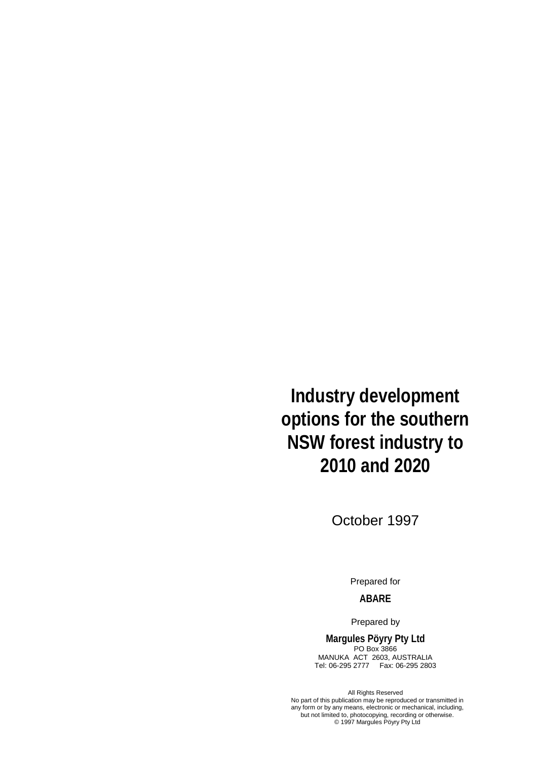# Industry development options for the southern NSW forest industry to 2010 and 2020

October 1997

Prepared for

**ABARE**

Prepared by

**Margules Pöyry Pty Ltd**
PO Box 3866
MANUKA ACT 2603, AUSTRALIA
Tel: 06-295 2777 Fax: 06-295 2803

All Rights Reserved
No part of this publication may be reproduced or transmitted in any form or by any means, electronic or mechanical, including, but not limited to, photocopying, recording or otherwise.
© 1997 Margules Pöyry Pty Ltd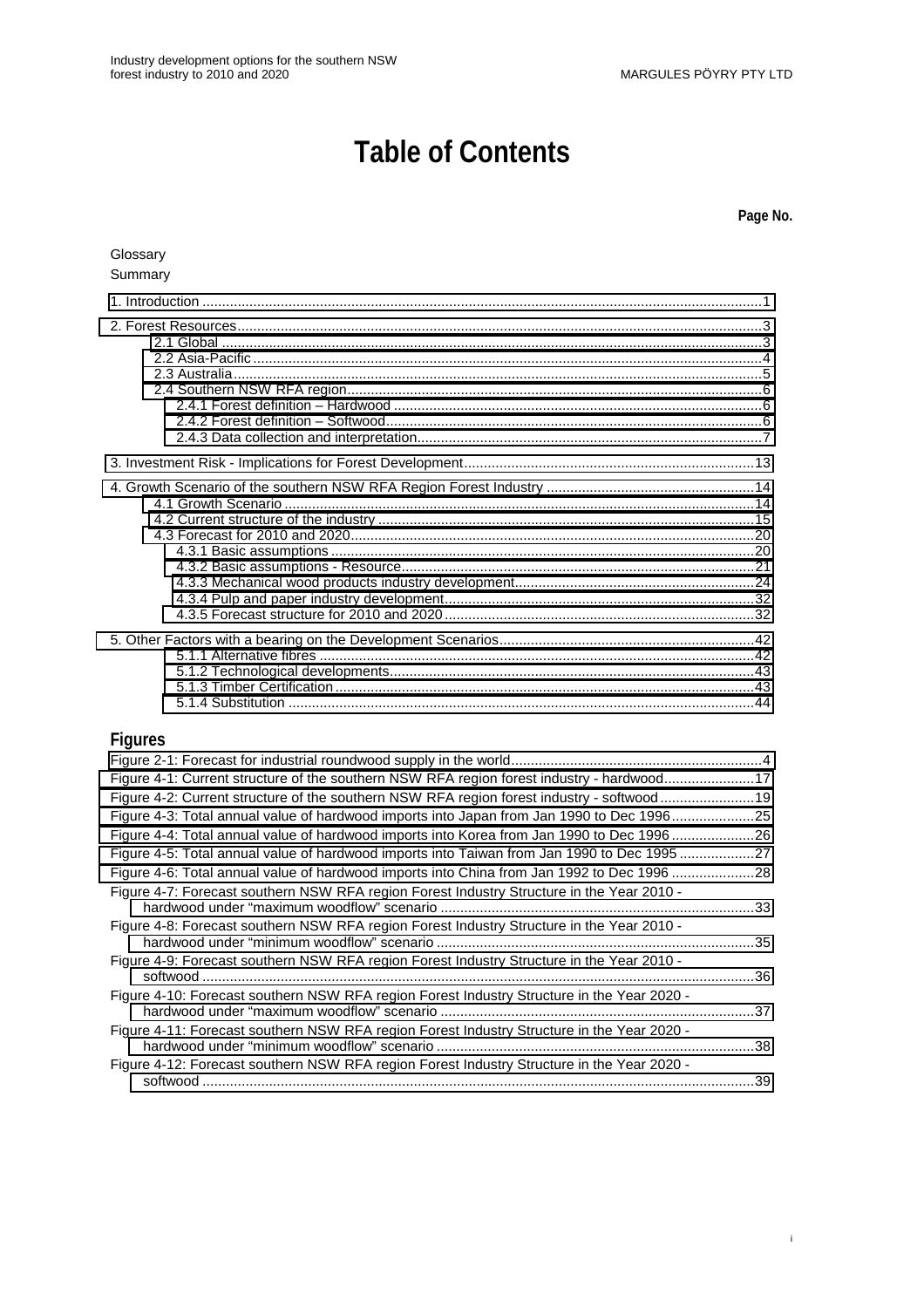# Table of Contents

**Page No.**

Glossary

Summary

1. Introduction .....1

2. Forest Resources .....3
   - 2.1 Global .....3
   - 2.2 Asia-Pacific .....4
   - 2.3 Australia .....5
   - 2.4 Southern NSW RFA region .....6
     - 2.4.1 Forest definition – Hardwood .....6
     - 2.4.2 Forest definition – Softwood .....6
     - 2.4.3 Data collection and interpretation .....7

3. Investment Risk - Implications for Forest Development .....13

4. Growth Scenario of the southern NSW RFA Region Forest Industry .....14
   - 4.1 Growth Scenario .....14
   - 4.2 Current structure of the industry .....15
   - 4.3 Forecast for 2010 and 2020 .....20
     - 4.3.1 Basic assumptions .....20
     - 4.3.2 Basic assumptions - Resource .....21
     - 4.3.3 Mechanical wood products industry development .....24
     - 4.3.4 Pulp and paper industry development .....32
     - 4.3.5 Forecast structure for 2010 and 2020 .....32

5. Other Factors with a bearing on the Development Scenarios .....42
   - 5.1.1 Alternative fibres .....42
   - 5.1.2 Technological developments .....43
   - 5.1.3 Timber Certification .....43
   - 5.1.4 Substitution .....44

## Figures

Figure 2-1: Forecast for industrial roundwood supply in the world .....4

Figure 4-1: Current structure of the southern NSW RFA region forest industry - hardwood .....17

Figure 4-2: Current structure of the southern NSW RFA region forest industry - softwood .....19

Figure 4-3: Total annual value of hardwood imports into Japan from Jan 1990 to Dec 1996 .....25

Figure 4-4: Total annual value of hardwood imports into Korea from Jan 1990 to Dec 1996 .....26

Figure 4-5: Total annual value of hardwood imports into Taiwan from Jan 1990 to Dec 1995 .....27

Figure 4-6: Total annual value of hardwood imports into China from Jan 1992 to Dec 1996 .....28

Figure 4-7: Forecast southern NSW RFA region Forest Industry Structure in the Year 2010 - hardwood under "maximum woodflow" scenario .....33

Figure 4-8: Forecast southern NSW RFA region Forest Industry Structure in the Year 2010 - hardwood under "minimum woodflow" scenario .....35

Figure 4-9: Forecast southern NSW RFA region Forest Industry Structure in the Year 2010 - softwood .....36

Figure 4-10: Forecast southern NSW RFA region Forest Industry Structure in the Year 2020 - hardwood under "maximum woodflow" scenario .....37

Figure 4-11: Forecast southern NSW RFA region Forest Industry Structure in the Year 2020 - hardwood under "minimum woodflow" scenario .....38

Figure 4-12: Forecast southern NSW RFA region Forest Industry Structure in the Year 2020 - softwood .....39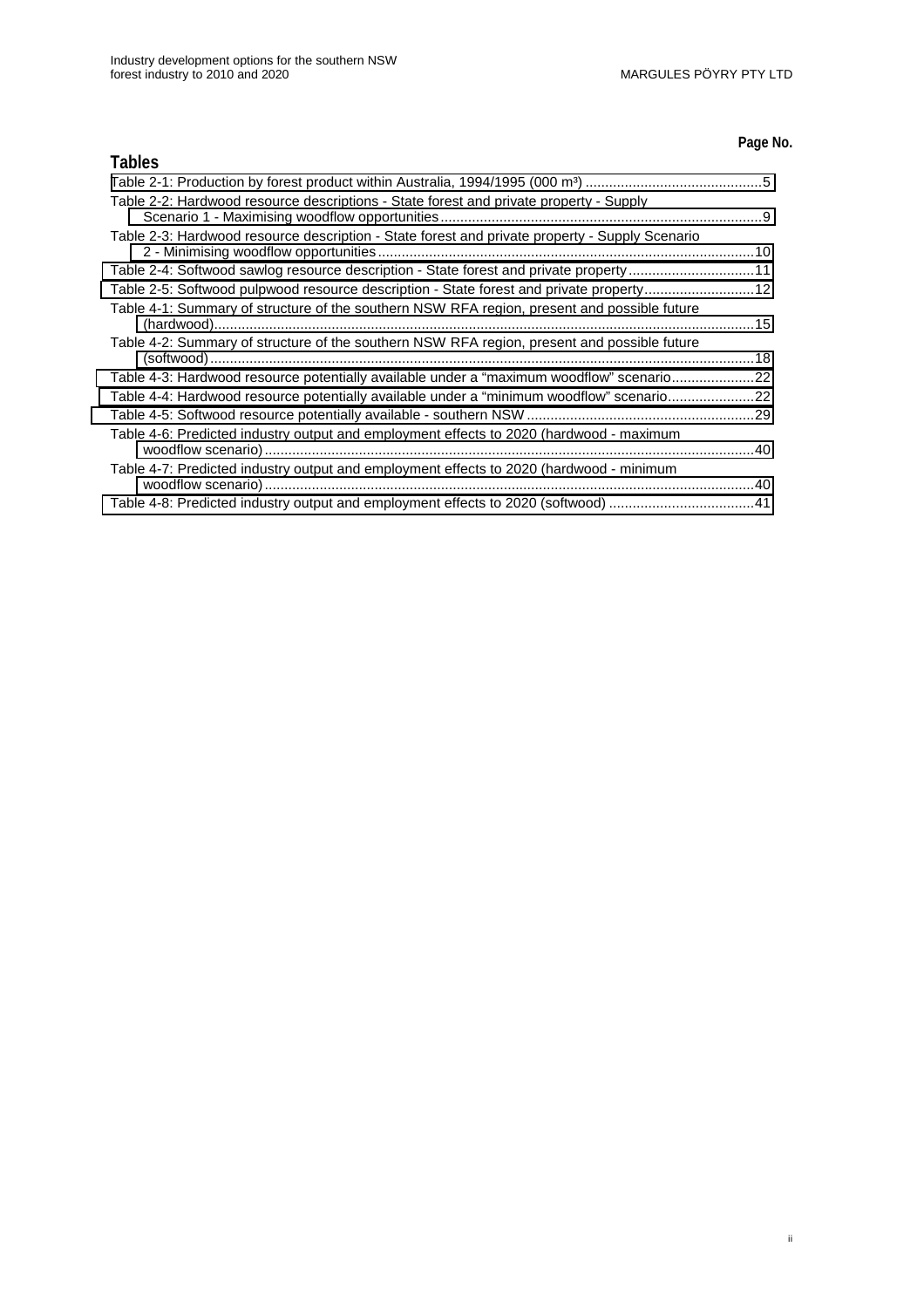**Page No.**

## Tables

Table 2-1: Production by forest product within Australia, 1994/1995 (000 m³) ............................................5
Table 2-2: Hardwood resource descriptions - State forest and private property - Supply Scenario 1 - Maximising woodflow opportunities.................................................................................9
Table 2-3: Hardwood resource description - State forest and private property - Supply Scenario 2 - Minimising woodflow opportunities................................................................................10
Table 2-4: Softwood sawlog resource description - State forest and private property................................11
Table 2-5: Softwood pulpwood resource description - State forest and private property............................12
Table 4-1: Summary of structure of the southern NSW RFA region, present and possible future (hardwood)..........................................................................................................................15
Table 4-2: Summary of structure of the southern NSW RFA region, present and possible future (softwood)...........................................................................................................................18
Table 4-3: Hardwood resource potentially available under a "maximum woodflow" scenario.....................22
Table 4-4: Hardwood resource potentially available under a "minimum woodflow" scenario......................22
Table 4-5: Softwood resource potentially available - southern NSW ..........................................................29
Table 4-6: Predicted industry output and employment effects to 2020 (hardwood - maximum woodflow scenario)............................................................................................................40
Table 4-7: Predicted industry output and employment effects to 2020 (hardwood - minimum woodflow scenario)............................................................................................................40
Table 4-8: Predicted industry output and employment effects to 2020 (softwood) ....................................41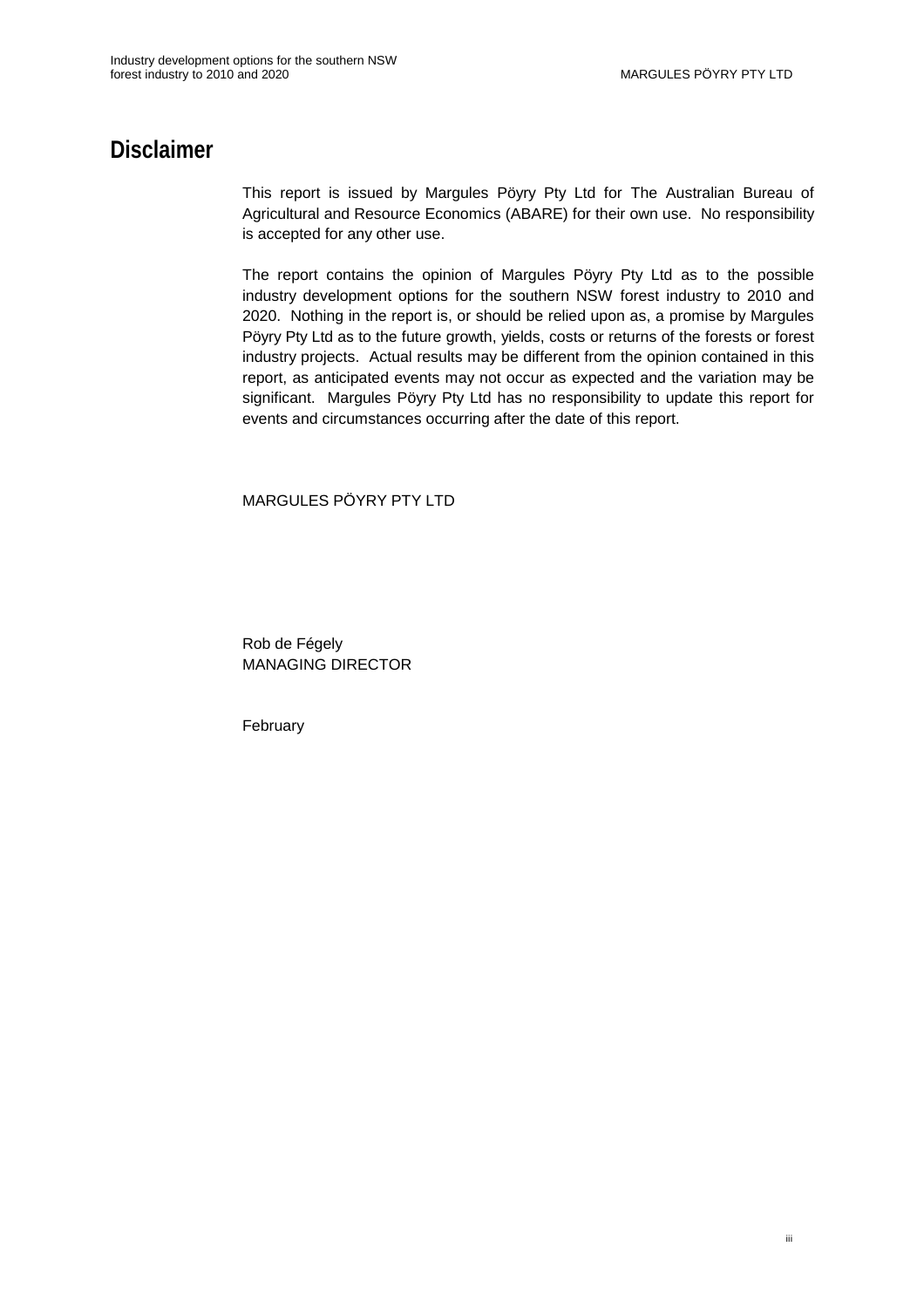# Disclaimer

This report is issued by Margules Pöyry Pty Ltd for The Australian Bureau of Agricultural and Resource Economics (ABARE) for their own use. No responsibility is accepted for any other use.

The report contains the opinion of Margules Pöyry Pty Ltd as to the possible industry development options for the southern NSW forest industry to 2010 and 2020. Nothing in the report is, or should be relied upon as, a promise by Margules Pöyry Pty Ltd as to the future growth, yields, costs or returns of the forests or forest industry projects. Actual results may be different from the opinion contained in this report, as anticipated events may not occur as expected and the variation may be significant. Margules Pöyry Pty Ltd has no responsibility to update this report for events and circumstances occurring after the date of this report.

MARGULES PÖYRY PTY LTD

Rob de Fégely
MANAGING DIRECTOR

February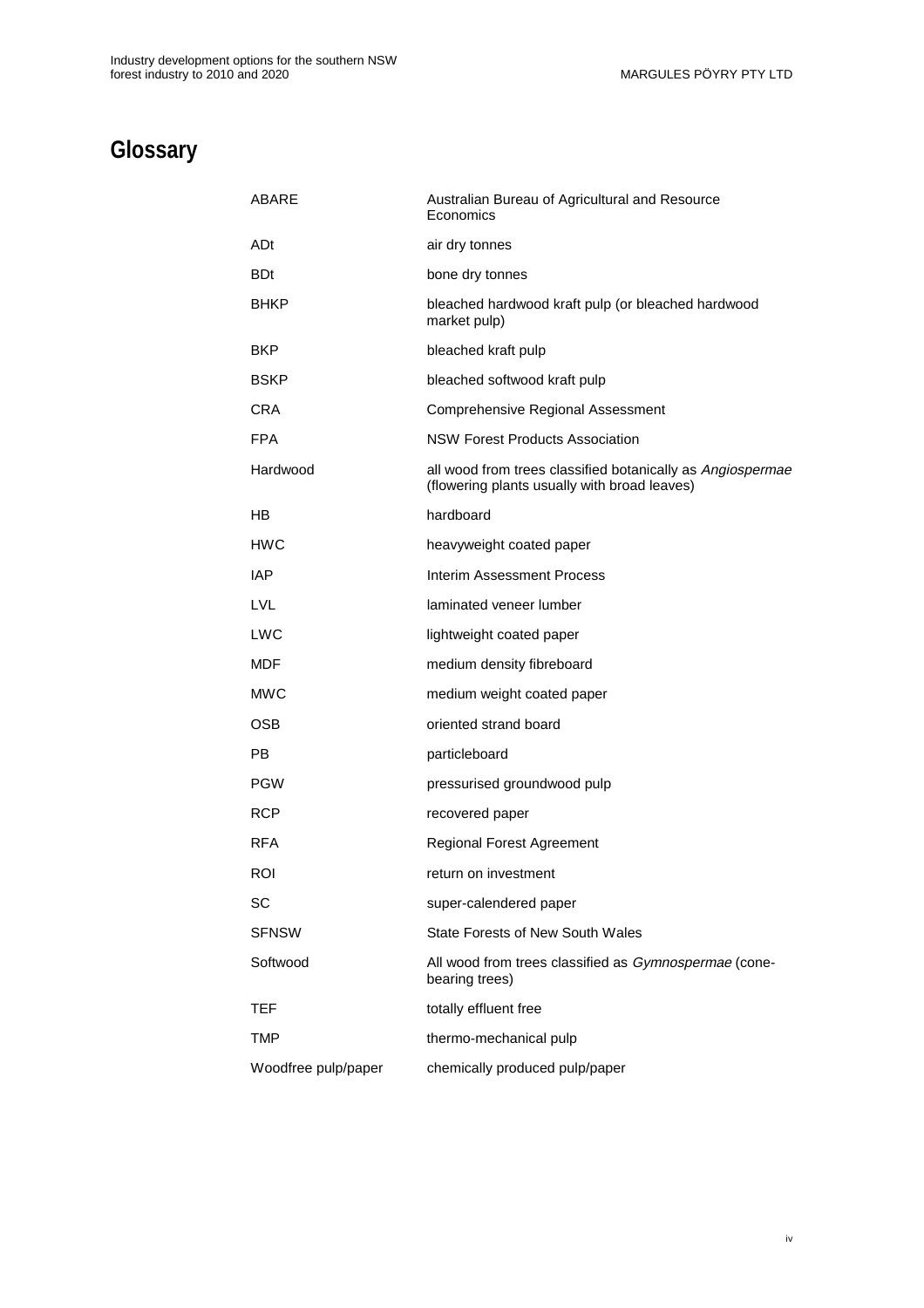# Glossary

| | |
|---|---|
| ABARE | Australian Bureau of Agricultural and Resource Economics |
| ADt | air dry tonnes |
| BDt | bone dry tonnes |
| BHKP | bleached hardwood kraft pulp (or bleached hardwood market pulp) |
| BKP | bleached kraft pulp |
| BSKP | bleached softwood kraft pulp |
| CRA | Comprehensive Regional Assessment |
| FPA | NSW Forest Products Association |
| Hardwood | all wood from trees classified botanically as *Angiospermae* (flowering plants usually with broad leaves) |
| HB | hardboard |
| HWC | heavyweight coated paper |
| IAP | Interim Assessment Process |
| LVL | laminated veneer lumber |
| LWC | lightweight coated paper |
| MDF | medium density fibreboard |
| MWC | medium weight coated paper |
| OSB | oriented strand board |
| PB | particleboard |
| PGW | pressurised groundwood pulp |
| RCP | recovered paper |
| RFA | Regional Forest Agreement |
| ROI | return on investment |
| SC | super-calendered paper |
| SFNSW | State Forests of New South Wales |
| Softwood | All wood from trees classified as *Gymnospermae* (cone-bearing trees) |
| TEF | totally effluent free |
| TMP | thermo-mechanical pulp |
| Woodfree pulp/paper | chemically produced pulp/paper |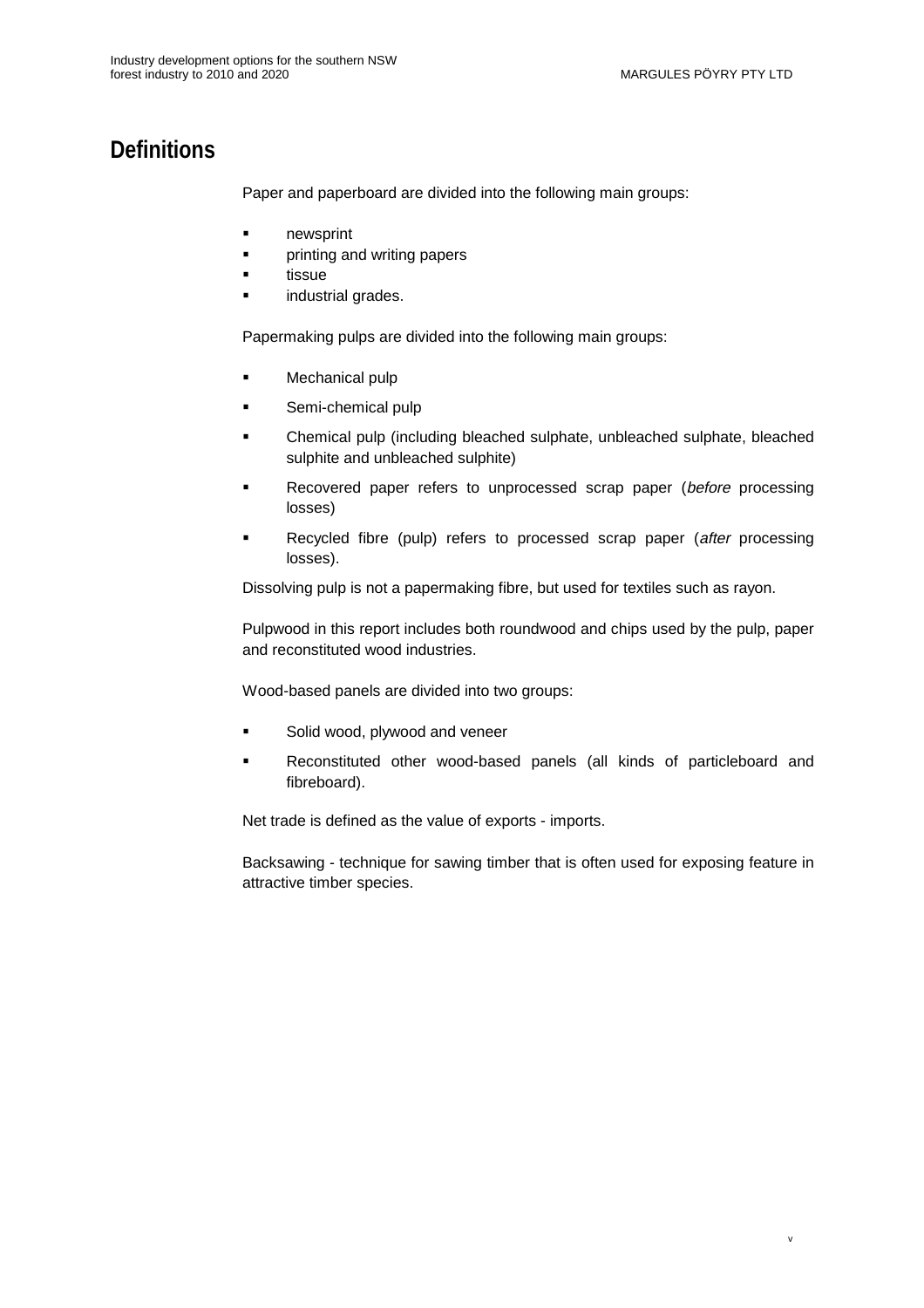# Definitions

Paper and paperboard are divided into the following main groups:

- newsprint
- printing and writing papers
- tissue
- industrial grades.

Papermaking pulps are divided into the following main groups:

- Mechanical pulp
- Semi-chemical pulp
- Chemical pulp (including bleached sulphate, unbleached sulphate, bleached sulphite and unbleached sulphite)
- Recovered paper refers to unprocessed scrap paper (*before* processing losses)
- Recycled fibre (pulp) refers to processed scrap paper (*after* processing losses).

Dissolving pulp is not a papermaking fibre, but used for textiles such as rayon.

Pulpwood in this report includes both roundwood and chips used by the pulp, paper and reconstituted wood industries.

Wood-based panels are divided into two groups:

- Solid wood, plywood and veneer
- Reconstituted other wood-based panels (all kinds of particleboard and fibreboard).

Net trade is defined as the value of exports - imports.

Backsawing - technique for sawing timber that is often used for exposing feature in attractive timber species.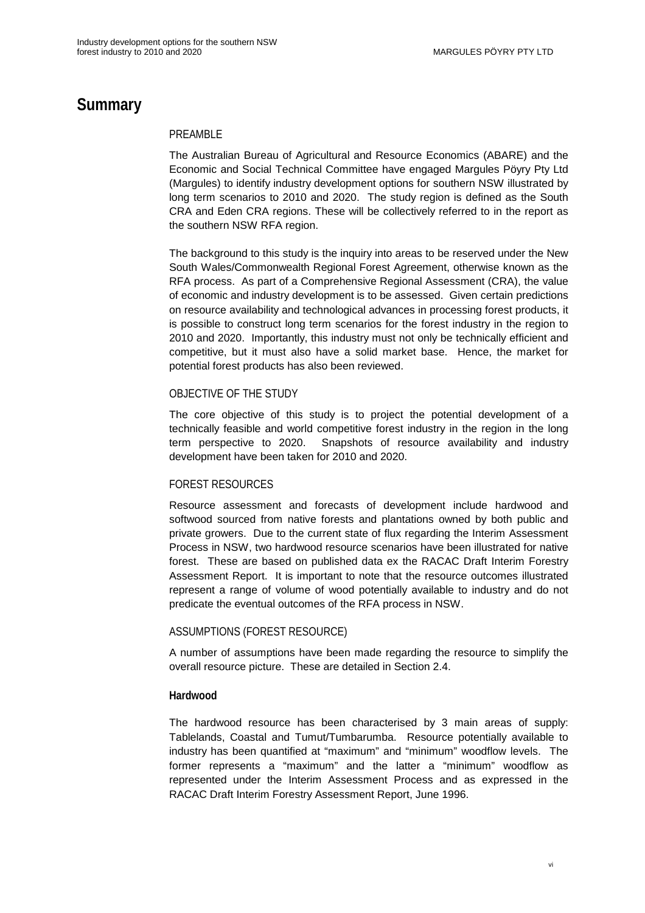# Summary

## PREAMBLE

The Australian Bureau of Agricultural and Resource Economics (ABARE) and the Economic and Social Technical Committee have engaged Margules Pöyry Pty Ltd (Margules) to identify industry development options for southern NSW illustrated by long term scenarios to 2010 and 2020. The study region is defined as the South CRA and Eden CRA regions. These will be collectively referred to in the report as the southern NSW RFA region.

The background to this study is the inquiry into areas to be reserved under the New South Wales/Commonwealth Regional Forest Agreement, otherwise known as the RFA process. As part of a Comprehensive Regional Assessment (CRA), the value of economic and industry development is to be assessed. Given certain predictions on resource availability and technological advances in processing forest products, it is possible to construct long term scenarios for the forest industry in the region to 2010 and 2020. Importantly, this industry must not only be technically efficient and competitive, but it must also have a solid market base. Hence, the market for potential forest products has also been reviewed.

## OBJECTIVE OF THE STUDY

The core objective of this study is to project the potential development of a technically feasible and world competitive forest industry in the region in the long term perspective to 2020. Snapshots of resource availability and industry development have been taken for 2010 and 2020.

## FOREST RESOURCES

Resource assessment and forecasts of development include hardwood and softwood sourced from native forests and plantations owned by both public and private growers. Due to the current state of flux regarding the Interim Assessment Process in NSW, two hardwood resource scenarios have been illustrated for native forest. These are based on published data ex the RACAC Draft Interim Forestry Assessment Report. It is important to note that the resource outcomes illustrated represent a range of volume of wood potentially available to industry and do not predicate the eventual outcomes of the RFA process in NSW.

## ASSUMPTIONS (FOREST RESOURCE)

A number of assumptions have been made regarding the resource to simplify the overall resource picture. These are detailed in Section 2.4.

### Hardwood

The hardwood resource has been characterised by 3 main areas of supply: Tablelands, Coastal and Tumut/Tumbarumba. Resource potentially available to industry has been quantified at "maximum" and "minimum" woodflow levels. The former represents a "maximum" and the latter a "minimum" woodflow as represented under the Interim Assessment Process and as expressed in the RACAC Draft Interim Forestry Assessment Report, June 1996.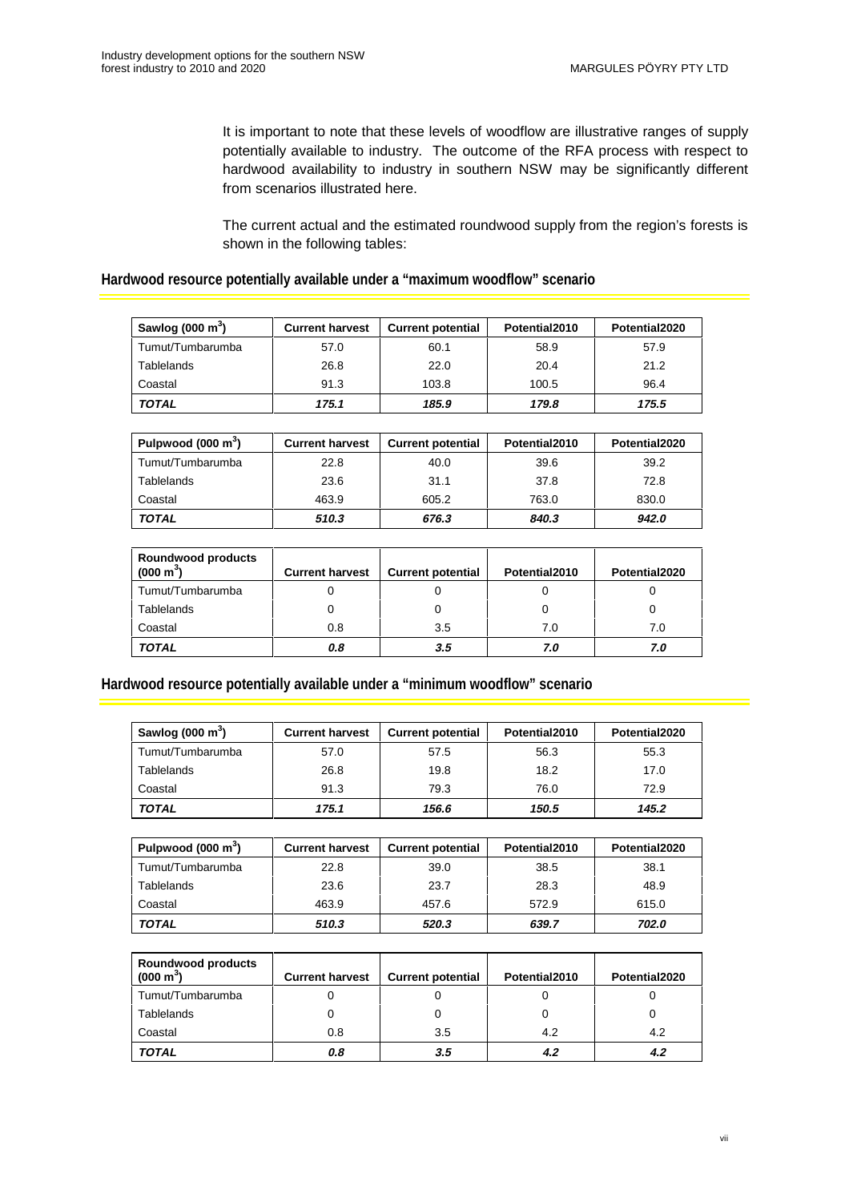It is important to note that these levels of woodflow are illustrative ranges of supply potentially available to industry. The outcome of the RFA process with respect to hardwood availability to industry in southern NSW may be significantly different from scenarios illustrated here.

The current actual and the estimated roundwood supply from the region's forests is shown in the following tables:

## Hardwood resource potentially available under a "maximum woodflow" scenario

| Sawlog (000 $m^3$) | Current harvest | Current potential | Potential2010 | Potential2020 |
|---|---|---|---|---|
| Tumut/Tumbarumba | 57.0 | 60.1 | 58.9 | 57.9 |
| Tablelands | 26.8 | 22.0 | 20.4 | 21.2 |
| Coastal | 91.3 | 103.8 | 100.5 | 96.4 |
| ***TOTAL*** | ***175.1*** | ***185.9*** | ***179.8*** | ***175.5*** |

| Pulpwood (000 $m^3$) | Current harvest | Current potential | Potential2010 | Potential2020 |
|---|---|---|---|---|
| Tumut/Tumbarumba | 22.8 | 40.0 | 39.6 | 39.2 |
| Tablelands | 23.6 | 31.1 | 37.8 | 72.8 |
| Coastal | 463.9 | 605.2 | 763.0 | 830.0 |
| ***TOTAL*** | ***510.3*** | ***676.3*** | ***840.3*** | ***942.0*** |

| Roundwood products (000 $m^3$) | Current harvest | Current potential | Potential2010 | Potential2020 |
|---|---|---|---|---|
| Tumut/Tumbarumba | 0 | 0 | 0 | 0 |
| Tablelands | 0 | 0 | 0 | 0 |
| Coastal | 0.8 | 3.5 | 7.0 | 7.0 |
| ***TOTAL*** | ***0.8*** | ***3.5*** | ***7.0*** | ***7.0*** |

## Hardwood resource potentially available under a "minimum woodflow" scenario

| Sawlog (000 $m^3$) | Current harvest | Current potential | Potential2010 | Potential2020 |
|---|---|---|---|---|
| Tumut/Tumbarumba | 57.0 | 57.5 | 56.3 | 55.3 |
| Tablelands | 26.8 | 19.8 | 18.2 | 17.0 |
| Coastal | 91.3 | 79.3 | 76.0 | 72.9 |
| ***TOTAL*** | ***175.1*** | ***156.6*** | ***150.5*** | ***145.2*** |

| Pulpwood (000 $m^3$) | Current harvest | Current potential | Potential2010 | Potential2020 |
|---|---|---|---|---|
| Tumut/Tumbarumba | 22.8 | 39.0 | 38.5 | 38.1 |
| Tablelands | 23.6 | 23.7 | 28.3 | 48.9 |
| Coastal | 463.9 | 457.6 | 572.9 | 615.0 |
| ***TOTAL*** | ***510.3*** | ***520.3*** | ***639.7*** | ***702.0*** |

| Roundwood products (000 $m^3$) | Current harvest | Current potential | Potential2010 | Potential2020 |
|---|---|---|---|---|
| Tumut/Tumbarumba | 0 | 0 | 0 | 0 |
| Tablelands | 0 | 0 | 0 | 0 |
| Coastal | 0.8 | 3.5 | 4.2 | 4.2 |
| ***TOTAL*** | ***0.8*** | ***3.5*** | ***4.2*** | ***4.2*** |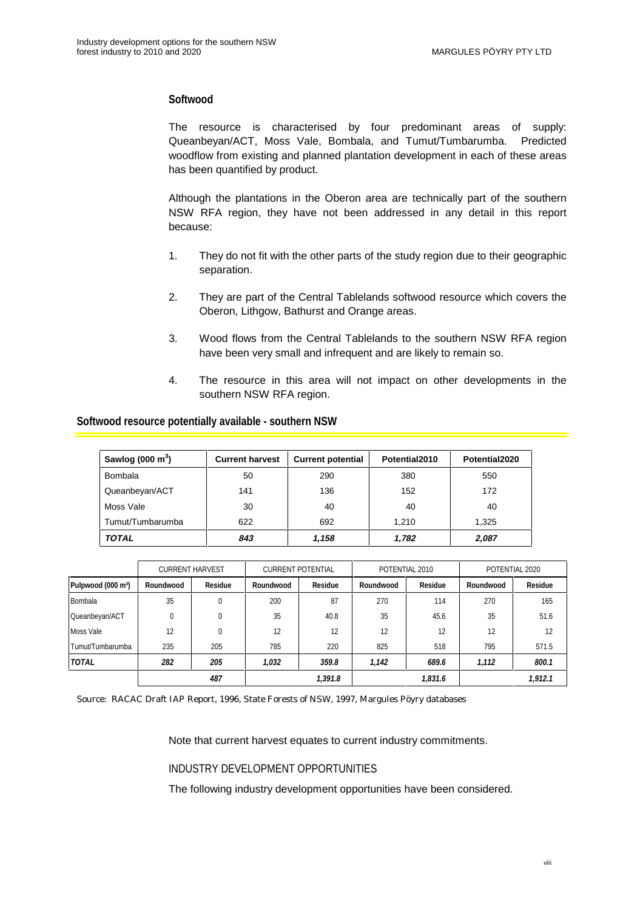### Softwood

The resource is characterised by four predominant areas of supply: Queanbeyan/ACT, Moss Vale, Bombala, and Tumut/Tumbarumba. Predicted woodflow from existing and planned plantation development in each of these areas has been quantified by product.

Although the plantations in the Oberon area are technically part of the southern NSW RFA region, they have not been addressed in any detail in this report because:

1. They do not fit with the other parts of the study region due to their geographic separation.
2. They are part of the Central Tablelands softwood resource which covers the Oberon, Lithgow, Bathurst and Orange areas.
3. Wood flows from the Central Tablelands to the southern NSW RFA region have been very small and infrequent and are likely to remain so.
4. The resource in this area will not impact on other developments in the southern NSW RFA region.

**Softwood resource potentially available - southern NSW**

| Sawlog (000 $m^3$) | Current harvest | Current potential | Potential2010 | Potential2020 |
|---|---|---|---|---|
| Bombala | 50 | 290 | 380 | 550 |
| Queanbeyan/ACT | 141 | 136 | 152 | 172 |
| Moss Vale | 30 | 40 | 40 | 40 |
| Tumut/Tumbarumba | 622 | 692 | 1,210 | 1,325 |
| ***TOTAL*** | ***843*** | ***1,158*** | ***1,782*** | ***2,087*** |

| | CURRENT HARVEST | | CURRENT POTENTIAL | | POTENTIAL 2010 | | POTENTIAL 2020 | |
|---|---|---|---|---|---|---|---|---|
| **Pulpwood (000 $m^3$)** | **Roundwood** | **Residue** | **Roundwood** | **Residue** | **Roundwood** | **Residue** | **Roundwood** | **Residue** |
| Bombala | 35 | 0 | 200 | 87 | 270 | 114 | 270 | 165 |
| Queanbeyan/ACT | 0 | 0 | 35 | 40.8 | 35 | 45.6 | 35 | 51.6 |
| Moss Vale | 12 | 0 | 12 | 12 | 12 | 12 | 12 | 12 |
| Tumut/Tumbarumba | 235 | 205 | 785 | 220 | 825 | 518 | 795 | 571.5 |
| ***TOTAL*** | ***282*** | ***205*** | ***1,032*** | ***359.8*** | ***1,142*** | ***689.6*** | ***1,112*** | ***800.1*** |
| | | ***487*** | | ***1,391.8*** | | ***1,831.6*** | | ***1,912.1*** |

Source: RACAC Draft IAP Report, 1996, State Forests of NSW, 1997, Margules Pöyry databases

Note that current harvest equates to current industry commitments.

INDUSTRY DEVELOPMENT OPPORTUNITIES

The following industry development opportunities have been considered.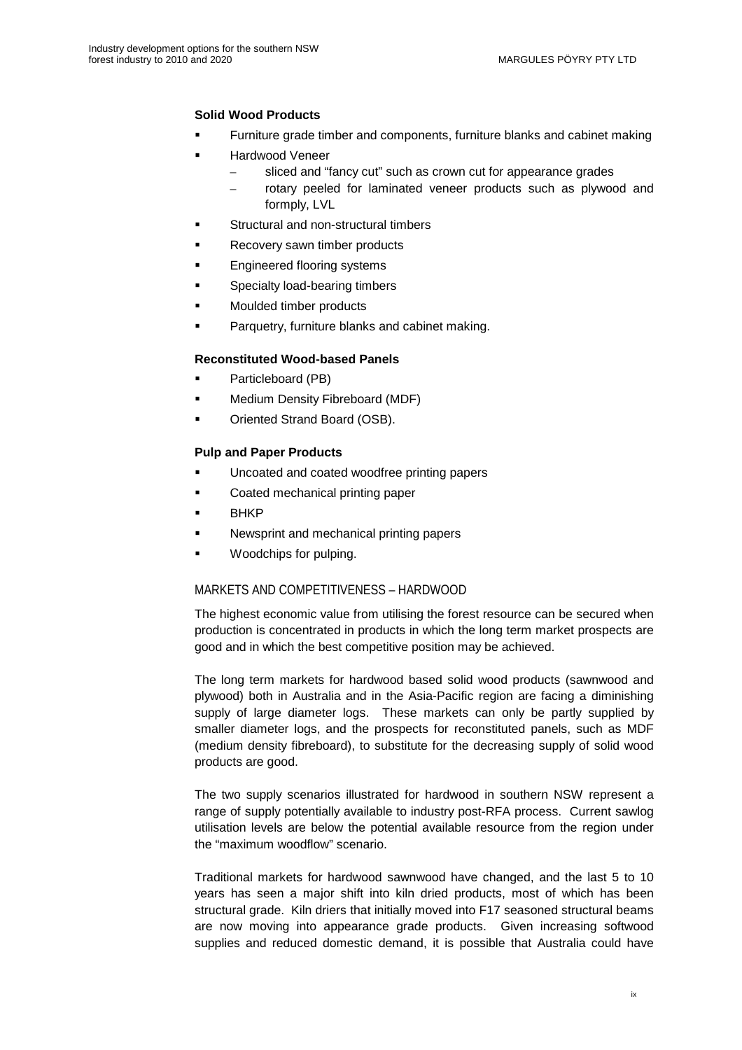**Solid Wood Products**

- Furniture grade timber and components, furniture blanks and cabinet making
- Hardwood Veneer
  - sliced and "fancy cut" such as crown cut for appearance grades
  - rotary peeled for laminated veneer products such as plywood and formply, LVL
- Structural and non-structural timbers
- Recovery sawn timber products
- Engineered flooring systems
- Specialty load-bearing timbers
- Moulded timber products
- Parquetry, furniture blanks and cabinet making.

**Reconstituted Wood-based Panels**

- Particleboard (PB)
- Medium Density Fibreboard (MDF)
- Oriented Strand Board (OSB).

**Pulp and Paper Products**

- Uncoated and coated woodfree printing papers
- Coated mechanical printing paper
- BHKP
- Newsprint and mechanical printing papers
- Woodchips for pulping.

## MARKETS AND COMPETITIVENESS – HARDWOOD

The highest economic value from utilising the forest resource can be secured when production is concentrated in products in which the long term market prospects are good and in which the best competitive position may be achieved.

The long term markets for hardwood based solid wood products (sawnwood and plywood) both in Australia and in the Asia-Pacific region are facing a diminishing supply of large diameter logs. These markets can only be partly supplied by smaller diameter logs, and the prospects for reconstituted panels, such as MDF (medium density fibreboard), to substitute for the decreasing supply of solid wood products are good.

The two supply scenarios illustrated for hardwood in southern NSW represent a range of supply potentially available to industry post-RFA process. Current sawlog utilisation levels are below the potential available resource from the region under the "maximum woodflow" scenario.

Traditional markets for hardwood sawnwood have changed, and the last 5 to 10 years has seen a major shift into kiln dried products, most of which has been structural grade. Kiln driers that initially moved into F17 seasoned structural beams are now moving into appearance grade products. Given increasing softwood supplies and reduced domestic demand, it is possible that Australia could have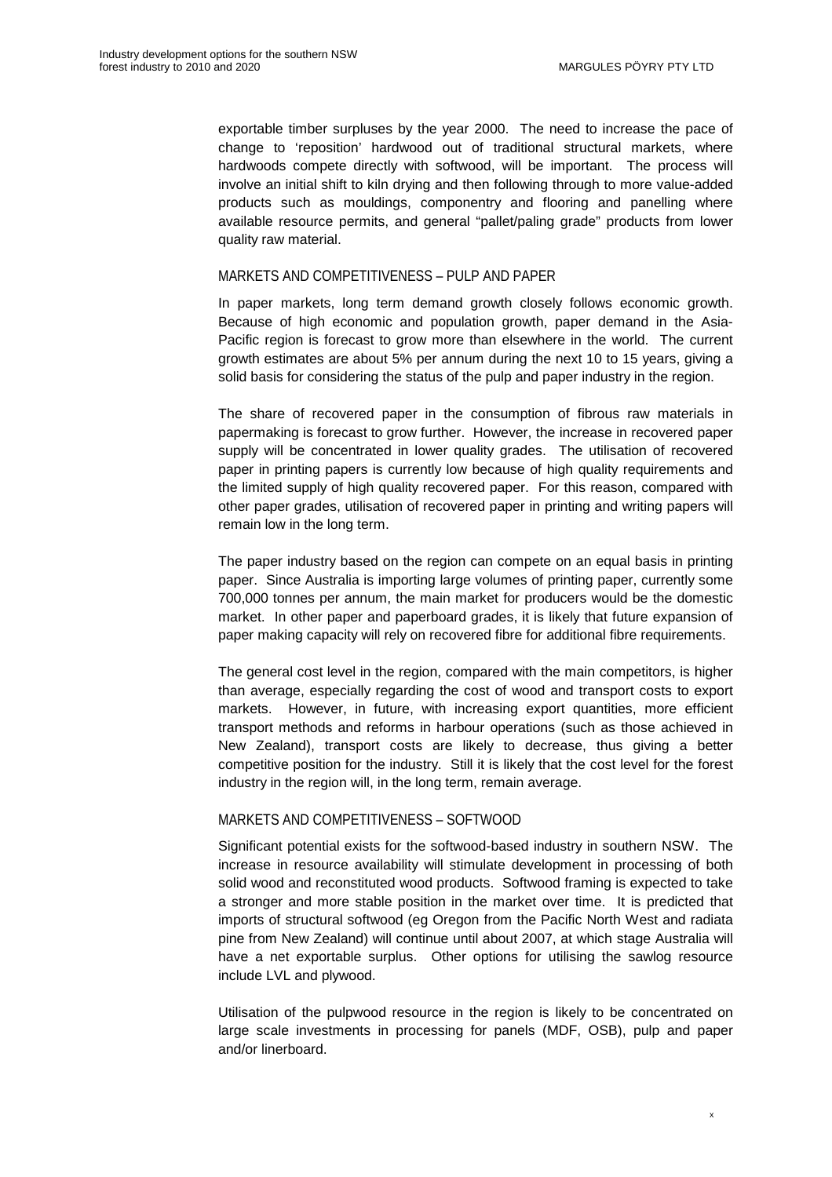exportable timber surpluses by the year 2000. The need to increase the pace of change to 'reposition' hardwood out of traditional structural markets, where hardwoods compete directly with softwood, will be important. The process will involve an initial shift to kiln drying and then following through to more value-added products such as mouldings, componentry and flooring and panelling where available resource permits, and general "pallet/paling grade" products from lower quality raw material.

### MARKETS AND COMPETITIVENESS – PULP AND PAPER

In paper markets, long term demand growth closely follows economic growth. Because of high economic and population growth, paper demand in the Asia-Pacific region is forecast to grow more than elsewhere in the world. The current growth estimates are about 5% per annum during the next 10 to 15 years, giving a solid basis for considering the status of the pulp and paper industry in the region.

The share of recovered paper in the consumption of fibrous raw materials in papermaking is forecast to grow further. However, the increase in recovered paper supply will be concentrated in lower quality grades. The utilisation of recovered paper in printing papers is currently low because of high quality requirements and the limited supply of high quality recovered paper. For this reason, compared with other paper grades, utilisation of recovered paper in printing and writing papers will remain low in the long term.

The paper industry based on the region can compete on an equal basis in printing paper. Since Australia is importing large volumes of printing paper, currently some 700,000 tonnes per annum, the main market for producers would be the domestic market. In other paper and paperboard grades, it is likely that future expansion of paper making capacity will rely on recovered fibre for additional fibre requirements.

The general cost level in the region, compared with the main competitors, is higher than average, especially regarding the cost of wood and transport costs to export markets. However, in future, with increasing export quantities, more efficient transport methods and reforms in harbour operations (such as those achieved in New Zealand), transport costs are likely to decrease, thus giving a better competitive position for the industry. Still it is likely that the cost level for the forest industry in the region will, in the long term, remain average.

### MARKETS AND COMPETITIVENESS – SOFTWOOD

Significant potential exists for the softwood-based industry in southern NSW. The increase in resource availability will stimulate development in processing of both solid wood and reconstituted wood products. Softwood framing is expected to take a stronger and more stable position in the market over time. It is predicted that imports of structural softwood (eg Oregon from the Pacific North West and radiata pine from New Zealand) will continue until about 2007, at which stage Australia will have a net exportable surplus. Other options for utilising the sawlog resource include LVL and plywood.

Utilisation of the pulpwood resource in the region is likely to be concentrated on large scale investments in processing for panels (MDF, OSB), pulp and paper and/or linerboard.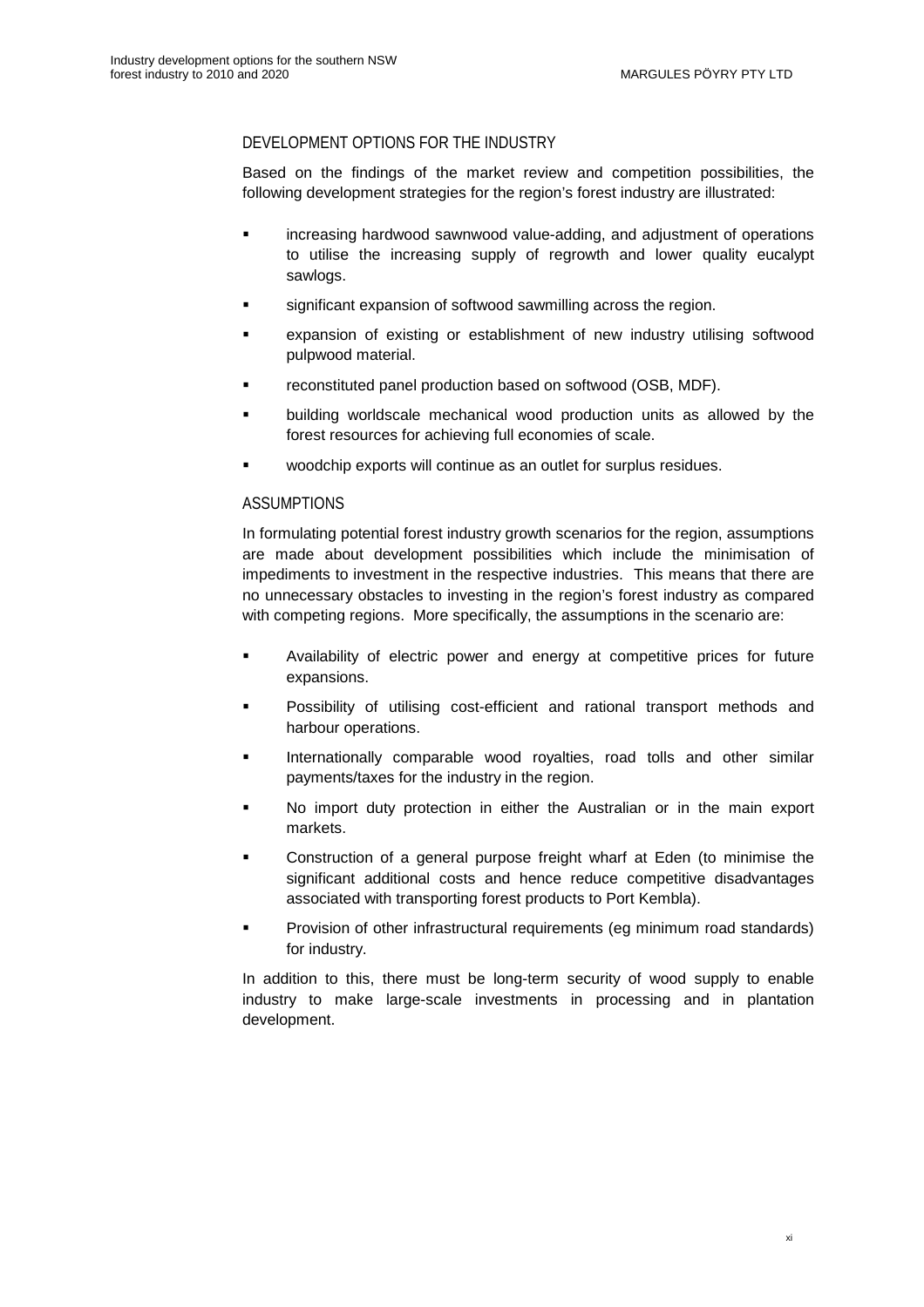## DEVELOPMENT OPTIONS FOR THE INDUSTRY

Based on the findings of the market review and competition possibilities, the following development strategies for the region's forest industry are illustrated:

- increasing hardwood sawnwood value-adding, and adjustment of operations to utilise the increasing supply of regrowth and lower quality eucalypt sawlogs.
- significant expansion of softwood sawmilling across the region.
- expansion of existing or establishment of new industry utilising softwood pulpwood material.
- reconstituted panel production based on softwood (OSB, MDF).
- building worldscale mechanical wood production units as allowed by the forest resources for achieving full economies of scale.
- woodchip exports will continue as an outlet for surplus residues.

## ASSUMPTIONS

In formulating potential forest industry growth scenarios for the region, assumptions are made about development possibilities which include the minimisation of impediments to investment in the respective industries. This means that there are no unnecessary obstacles to investing in the region's forest industry as compared with competing regions. More specifically, the assumptions in the scenario are:

- Availability of electric power and energy at competitive prices for future expansions.
- Possibility of utilising cost-efficient and rational transport methods and harbour operations.
- Internationally comparable wood royalties, road tolls and other similar payments/taxes for the industry in the region.
- No import duty protection in either the Australian or in the main export markets.
- Construction of a general purpose freight wharf at Eden (to minimise the significant additional costs and hence reduce competitive disadvantages associated with transporting forest products to Port Kembla).
- Provision of other infrastructural requirements (eg minimum road standards) for industry.

In addition to this, there must be long-term security of wood supply to enable industry to make large-scale investments in processing and in plantation development.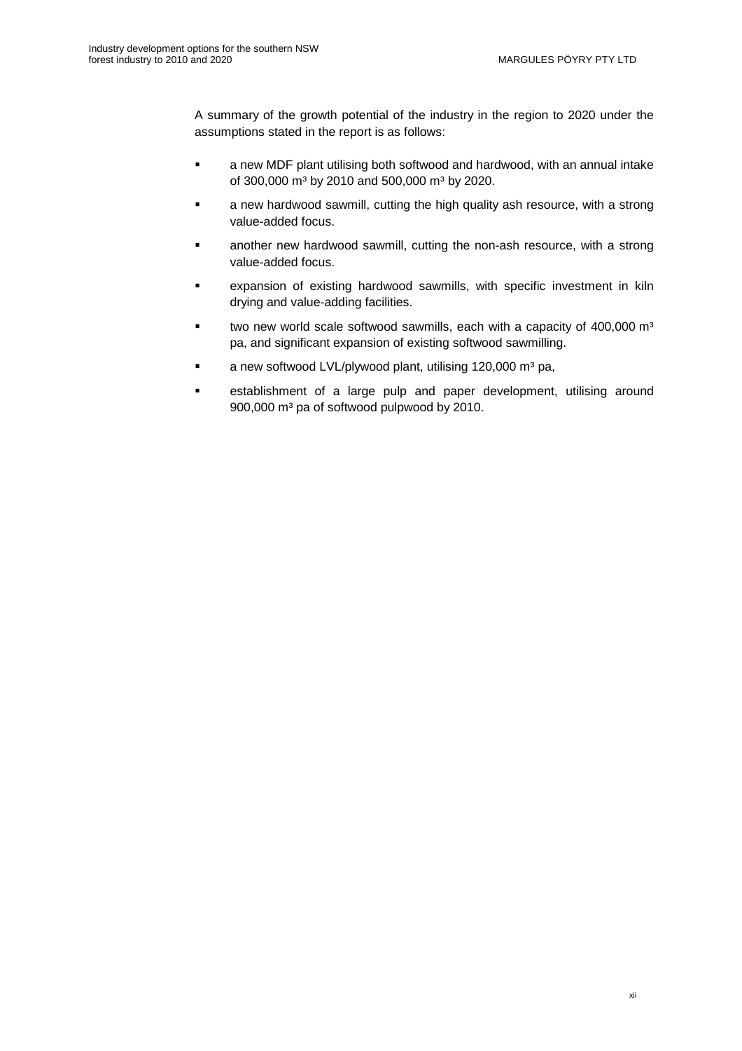A summary of the growth potential of the industry in the region to 2020 under the assumptions stated in the report is as follows:

- a new MDF plant utilising both softwood and hardwood, with an annual intake of 300,000 m³ by 2010 and 500,000 m³ by 2020.
- a new hardwood sawmill, cutting the high quality ash resource, with a strong value-added focus.
- another new hardwood sawmill, cutting the non-ash resource, with a strong value-added focus.
- expansion of existing hardwood sawmills, with specific investment in kiln drying and value-adding facilities.
- two new world scale softwood sawmills, each with a capacity of 400,000 m³ pa, and significant expansion of existing softwood sawmilling.
- a new softwood LVL/plywood plant, utilising 120,000 m³ pa,
- establishment of a large pulp and paper development, utilising around 900,000 m³ pa of softwood pulpwood by 2010.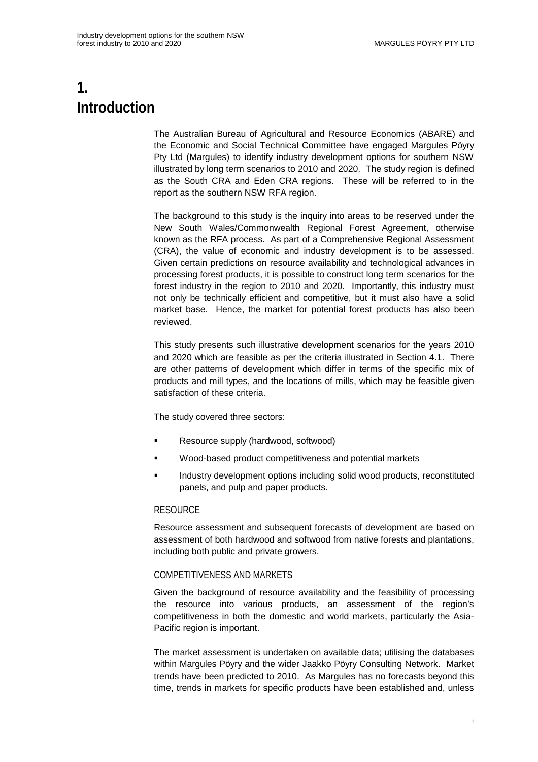# 1. Introduction

The Australian Bureau of Agricultural and Resource Economics (ABARE) and the Economic and Social Technical Committee have engaged Margules Pöyry Pty Ltd (Margules) to identify industry development options for southern NSW illustrated by long term scenarios to 2010 and 2020. The study region is defined as the South CRA and Eden CRA regions. These will be referred to in the report as the southern NSW RFA region.

The background to this study is the inquiry into areas to be reserved under the New South Wales/Commonwealth Regional Forest Agreement, otherwise known as the RFA process. As part of a Comprehensive Regional Assessment (CRA), the value of economic and industry development is to be assessed. Given certain predictions on resource availability and technological advances in processing forest products, it is possible to construct long term scenarios for the forest industry in the region to 2010 and 2020. Importantly, this industry must not only be technically efficient and competitive, but it must also have a solid market base. Hence, the market for potential forest products has also been reviewed.

This study presents such illustrative development scenarios for the years 2010 and 2020 which are feasible as per the criteria illustrated in Section 4.1. There are other patterns of development which differ in terms of the specific mix of products and mill types, and the locations of mills, which may be feasible given satisfaction of these criteria.

The study covered three sectors:

- Resource supply (hardwood, softwood)
- Wood-based product competitiveness and potential markets
- Industry development options including solid wood products, reconstituted panels, and pulp and paper products.

### RESOURCE

Resource assessment and subsequent forecasts of development are based on assessment of both hardwood and softwood from native forests and plantations, including both public and private growers.

### COMPETITIVENESS AND MARKETS

Given the background of resource availability and the feasibility of processing the resource into various products, an assessment of the region's competitiveness in both the domestic and world markets, particularly the Asia-Pacific region is important.

The market assessment is undertaken on available data; utilising the databases within Margules Pöyry and the wider Jaakko Pöyry Consulting Network. Market trends have been predicted to 2010. As Margules has no forecasts beyond this time, trends in markets for specific products have been established and, unless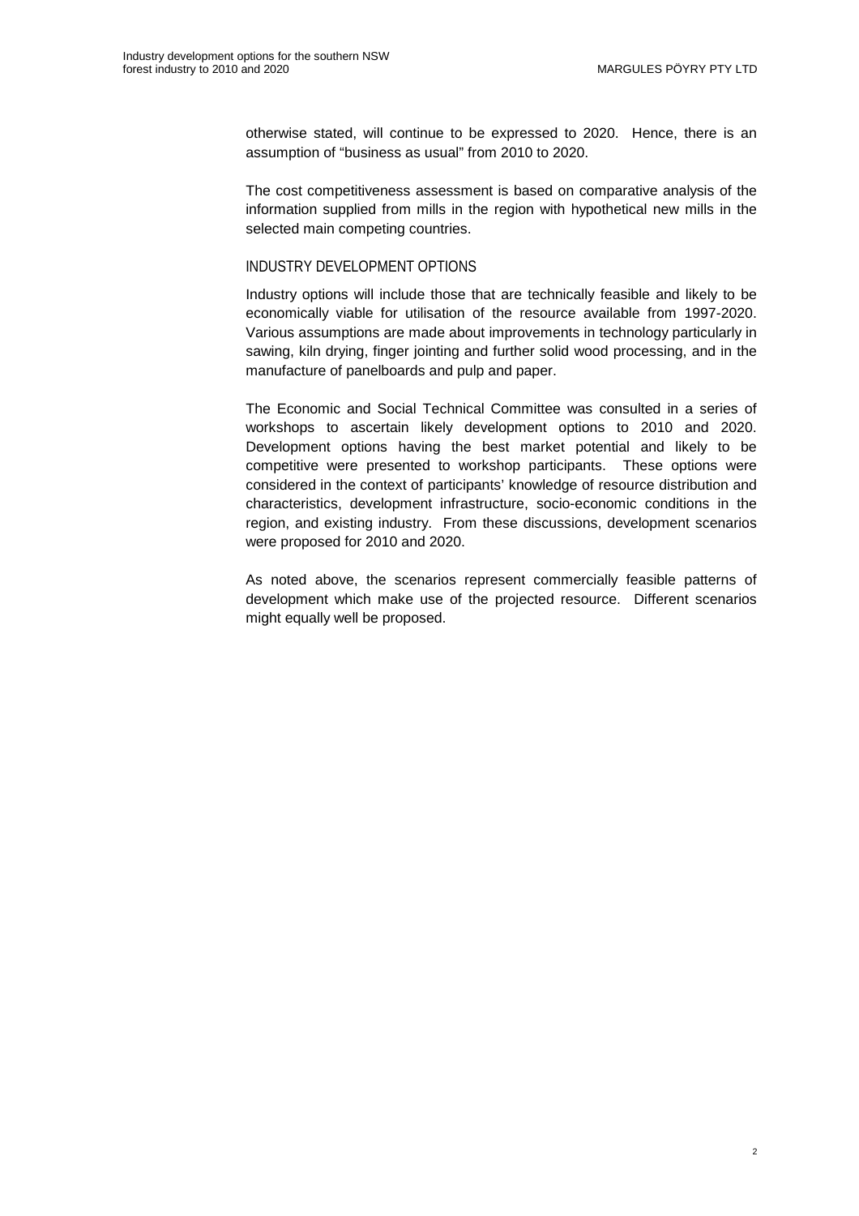otherwise stated, will continue to be expressed to 2020. Hence, there is an assumption of "business as usual" from 2010 to 2020.

The cost competitiveness assessment is based on comparative analysis of the information supplied from mills in the region with hypothetical new mills in the selected main competing countries.

## INDUSTRY DEVELOPMENT OPTIONS

Industry options will include those that are technically feasible and likely to be economically viable for utilisation of the resource available from 1997-2020. Various assumptions are made about improvements in technology particularly in sawing, kiln drying, finger jointing and further solid wood processing, and in the manufacture of panelboards and pulp and paper.

The Economic and Social Technical Committee was consulted in a series of workshops to ascertain likely development options to 2010 and 2020. Development options having the best market potential and likely to be competitive were presented to workshop participants. These options were considered in the context of participants' knowledge of resource distribution and characteristics, development infrastructure, socio-economic conditions in the region, and existing industry. From these discussions, development scenarios were proposed for 2010 and 2020.

As noted above, the scenarios represent commercially feasible patterns of development which make use of the projected resource. Different scenarios might equally well be proposed.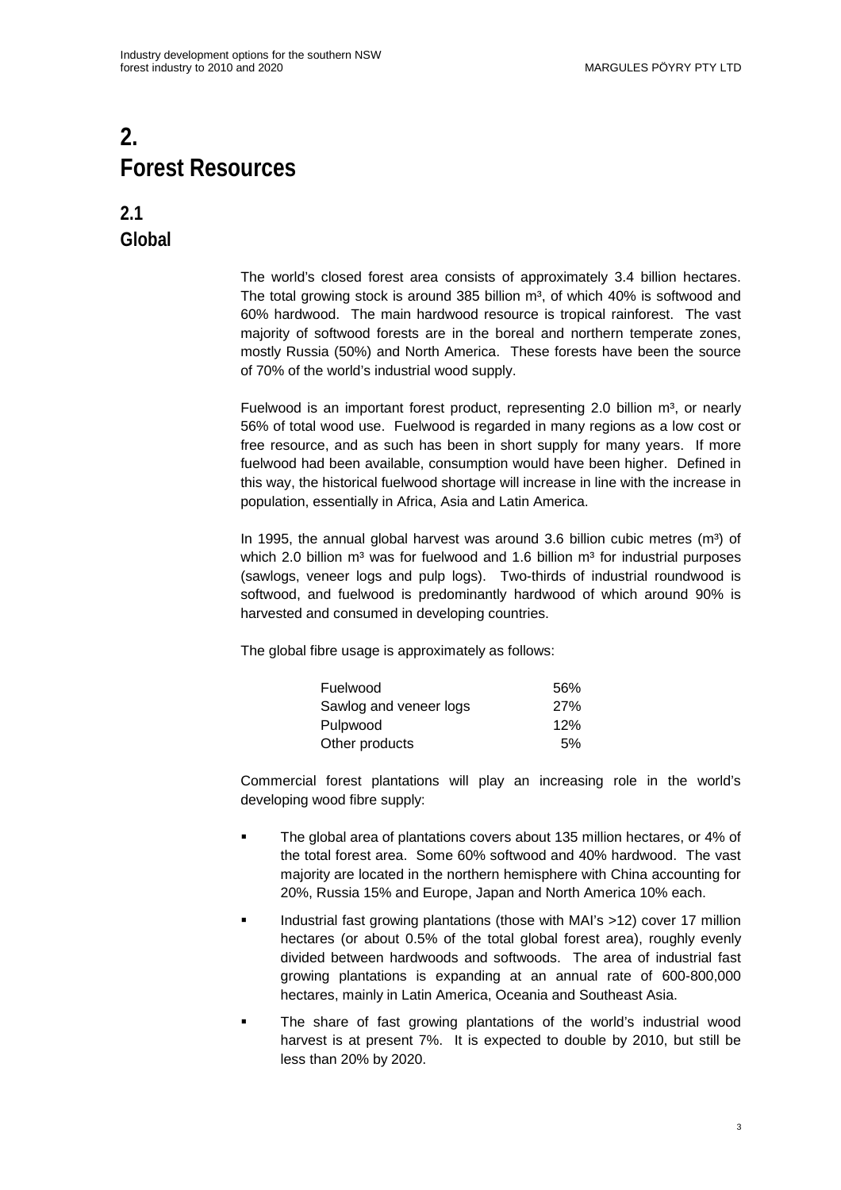# 2. Forest Resources

## 2.1 Global

The world's closed forest area consists of approximately 3.4 billion hectares. The total growing stock is around 385 billion m³, of which 40% is softwood and 60% hardwood. The main hardwood resource is tropical rainforest. The vast majority of softwood forests are in the boreal and northern temperate zones, mostly Russia (50%) and North America. These forests have been the source of 70% of the world's industrial wood supply.

Fuelwood is an important forest product, representing 2.0 billion m³, or nearly 56% of total wood use. Fuelwood is regarded in many regions as a low cost or free resource, and as such has been in short supply for many years. If more fuelwood had been available, consumption would have been higher. Defined in this way, the historical fuelwood shortage will increase in line with the increase in population, essentially in Africa, Asia and Latin America.

In 1995, the annual global harvest was around 3.6 billion cubic metres (m³) of which 2.0 billion m³ was for fuelwood and 1.6 billion m³ for industrial purposes (sawlogs, veneer logs and pulp logs). Two-thirds of industrial roundwood is softwood, and fuelwood is predominantly hardwood of which around 90% is harvested and consumed in developing countries.

The global fibre usage is approximately as follows:

| | |
|---|---|
| Fuelwood | 56% |
| Sawlog and veneer logs | 27% |
| Pulpwood | 12% |
| Other products | 5% |

Commercial forest plantations will play an increasing role in the world's developing wood fibre supply:

- The global area of plantations covers about 135 million hectares, or 4% of the total forest area. Some 60% softwood and 40% hardwood. The vast majority are located in the northern hemisphere with China accounting for 20%, Russia 15% and Europe, Japan and North America 10% each.
- Industrial fast growing plantations (those with MAI's >12) cover 17 million hectares (or about 0.5% of the total global forest area), roughly evenly divided between hardwoods and softwoods. The area of industrial fast growing plantations is expanding at an annual rate of 600-800,000 hectares, mainly in Latin America, Oceania and Southeast Asia.
- The share of fast growing plantations of the world's industrial wood harvest is at present 7%. It is expected to double by 2010, but still be less than 20% by 2020.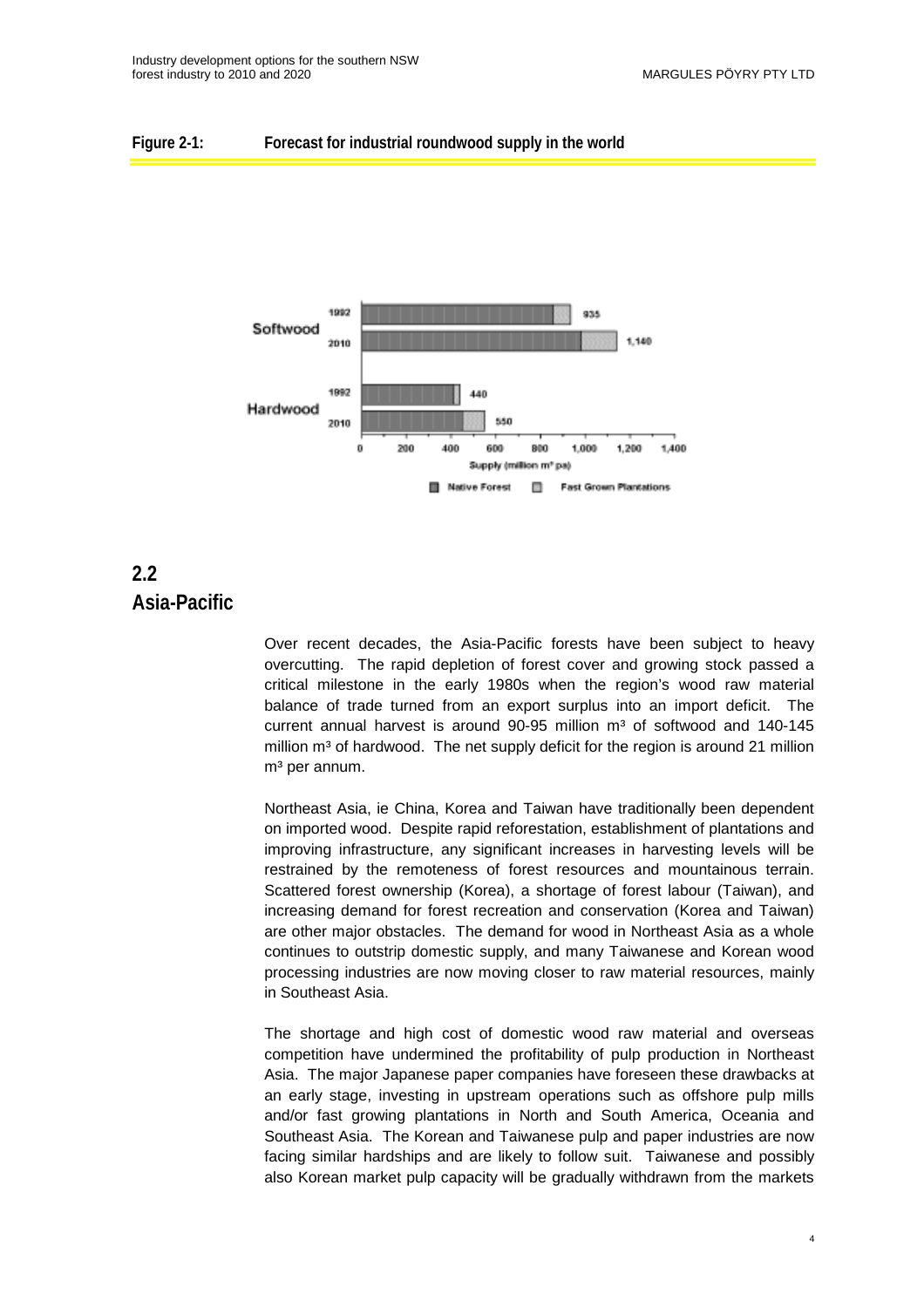**Figure 2-1: Forecast for industrial roundwood supply in the world**

## 2.2 Asia-Pacific

Over recent decades, the Asia-Pacific forests have been subject to heavy overcutting. The rapid depletion of forest cover and growing stock passed a critical milestone in the early 1980s when the region's wood raw material balance of trade turned from an export surplus into an import deficit. The current annual harvest is around 90-95 million m³ of softwood and 140-145 million m³ of hardwood. The net supply deficit for the region is around 21 million m³ per annum.

Northeast Asia, ie China, Korea and Taiwan have traditionally been dependent on imported wood. Despite rapid reforestation, establishment of plantations and improving infrastructure, any significant increases in harvesting levels will be restrained by the remoteness of forest resources and mountainous terrain. Scattered forest ownership (Korea), a shortage of forest labour (Taiwan), and increasing demand for forest recreation and conservation (Korea and Taiwan) are other major obstacles. The demand for wood in Northeast Asia as a whole continues to outstrip domestic supply, and many Taiwanese and Korean wood processing industries are now moving closer to raw material resources, mainly in Southeast Asia.

The shortage and high cost of domestic wood raw material and overseas competition have undermined the profitability of pulp production in Northeast Asia. The major Japanese paper companies have foreseen these drawbacks at an early stage, investing in upstream operations such as offshore pulp mills and/or fast growing plantations in North and South America, Oceania and Southeast Asia. The Korean and Taiwanese pulp and paper industries are now facing similar hardships and are likely to follow suit. Taiwanese and possibly also Korean market pulp capacity will be gradually withdrawn from the markets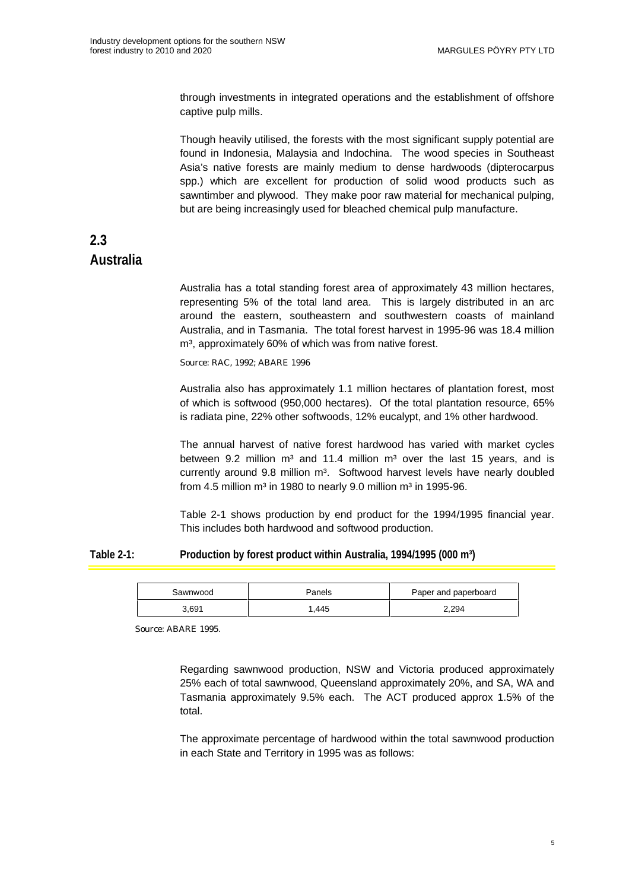through investments in integrated operations and the establishment of offshore captive pulp mills.

Though heavily utilised, the forests with the most significant supply potential are found in Indonesia, Malaysia and Indochina. The wood species in Southeast Asia's native forests are mainly medium to dense hardwoods (dipterocarpus spp.) which are excellent for production of solid wood products such as sawntimber and plywood. They make poor raw material for mechanical pulping, but are being increasingly used for bleached chemical pulp manufacture.

## 2.3 Australia

Australia has a total standing forest area of approximately 43 million hectares, representing 5% of the total land area. This is largely distributed in an arc around the eastern, southeastern and southwestern coasts of mainland Australia, and in Tasmania. The total forest harvest in 1995-96 was 18.4 million m³, approximately 60% of which was from native forest.

Source: RAC, 1992; ABARE 1996

Australia also has approximately 1.1 million hectares of plantation forest, most of which is softwood (950,000 hectares). Of the total plantation resource, 65% is radiata pine, 22% other softwoods, 12% eucalypt, and 1% other hardwood.

The annual harvest of native forest hardwood has varied with market cycles between 9.2 million m³ and 11.4 million m³ over the last 15 years, and is currently around 9.8 million m³. Softwood harvest levels have nearly doubled from 4.5 million m³ in 1980 to nearly 9.0 million m³ in 1995-96.

Table 2-1 shows production by end product for the 1994/1995 financial year. This includes both hardwood and softwood production.

**Table 2-1: Production by forest product within Australia, 1994/1995 (000 m³)**

| Sawnwood | Panels | Paper and paperboard |
|---|---|---|
| 3,691 | 1,445 | 2,294 |

Source: ABARE 1995.

Regarding sawnwood production, NSW and Victoria produced approximately 25% each of total sawnwood, Queensland approximately 20%, and SA, WA and Tasmania approximately 9.5% each. The ACT produced approx 1.5% of the total.

The approximate percentage of hardwood within the total sawnwood production in each State and Territory in 1995 was as follows: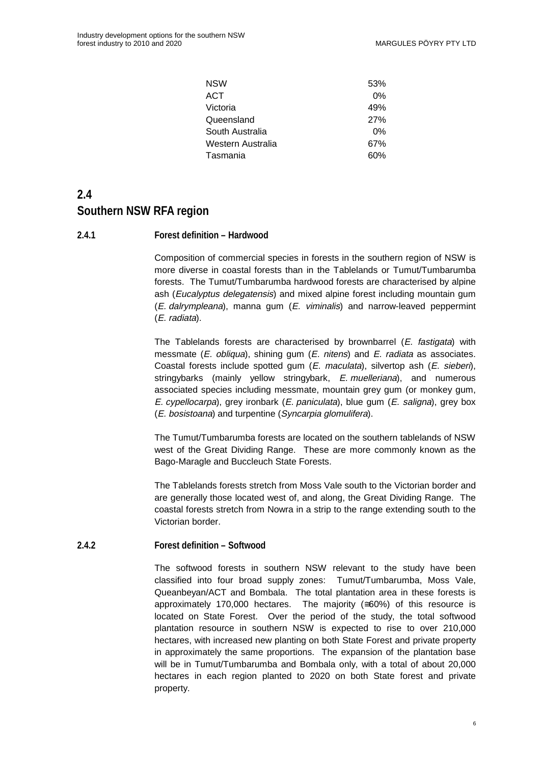| | |
|---|---|
| NSW | 53% |
| ACT | 0% |
| Victoria | 49% |
| Queensland | 27% |
| South Australia | 0% |
| Western Australia | 67% |
| Tasmania | 60% |

## 2.4 Southern NSW RFA region

### 2.4.1 Forest definition – Hardwood

Composition of commercial species in forests in the southern region of NSW is more diverse in coastal forests than in the Tablelands or Tumut/Tumbarumba forests. The Tumut/Tumbarumba hardwood forests are characterised by alpine ash (*Eucalyptus delegatensis*) and mixed alpine forest including mountain gum (*E. dalrympleana*), manna gum (*E. viminalis*) and narrow-leaved peppermint (*E. radiata*).

The Tablelands forests are characterised by brownbarrel (*E. fastigata*) with messmate (*E. obliqua*), shining gum (*E. nitens*) and *E. radiata* as associates. Coastal forests include spotted gum (*E. maculata*), silvertop ash (*E. sieberi*), stringybarks (mainly yellow stringybark, *E. muelleriana*), and numerous associated species including messmate, mountain grey gum (or monkey gum, *E. cypellocarpa*), grey ironbark (*E. paniculata*), blue gum (*E. saligna*), grey box (*E. bosistoana*) and turpentine (*Syncarpia glomulifera*).

The Tumut/Tumbarumba forests are located on the southern tablelands of NSW west of the Great Dividing Range. These are more commonly known as the Bago-Maragle and Buccleuch State Forests.

The Tablelands forests stretch from Moss Vale south to the Victorian border and are generally those located west of, and along, the Great Dividing Range. The coastal forests stretch from Nowra in a strip to the range extending south to the Victorian border.

### 2.4.2 Forest definition – Softwood

The softwood forests in southern NSW relevant to the study have been classified into four broad supply zones: Tumut/Tumbarumba, Moss Vale, Queanbeyan/ACT and Bombala. The total plantation area in these forests is approximately 170,000 hectares. The majority (≅60%) of this resource is located on State Forest. Over the period of the study, the total softwood plantation resource in southern NSW is expected to rise to over 210,000 hectares, with increased new planting on both State Forest and private property in approximately the same proportions. The expansion of the plantation base will be in Tumut/Tumbarumba and Bombala only, with a total of about 20,000 hectares in each region planted to 2020 on both State forest and private property.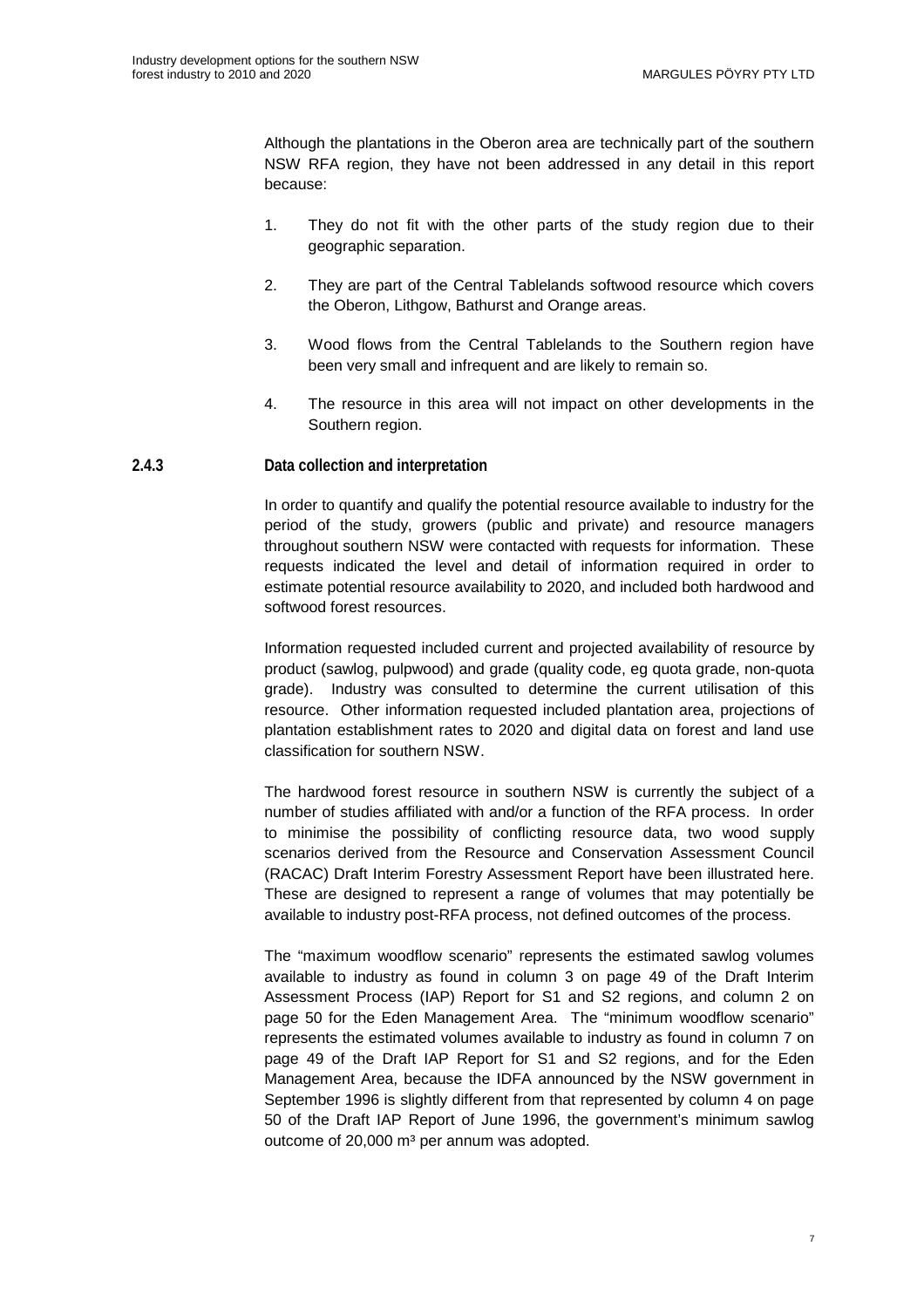Although the plantations in the Oberon area are technically part of the southern NSW RFA region, they have not been addressed in any detail in this report because:

1. They do not fit with the other parts of the study region due to their geographic separation.

2. They are part of the Central Tablelands softwood resource which covers the Oberon, Lithgow, Bathurst and Orange areas.

3. Wood flows from the Central Tablelands to the Southern region have been very small and infrequent and are likely to remain so.

4. The resource in this area will not impact on other developments in the Southern region.

### 2.4.3 Data collection and interpretation

In order to quantify and qualify the potential resource available to industry for the period of the study, growers (public and private) and resource managers throughout southern NSW were contacted with requests for information. These requests indicated the level and detail of information required in order to estimate potential resource availability to 2020, and included both hardwood and softwood forest resources.

Information requested included current and projected availability of resource by product (sawlog, pulpwood) and grade (quality code, eg quota grade, non-quota grade). Industry was consulted to determine the current utilisation of this resource. Other information requested included plantation area, projections of plantation establishment rates to 2020 and digital data on forest and land use classification for southern NSW.

The hardwood forest resource in southern NSW is currently the subject of a number of studies affiliated with and/or a function of the RFA process. In order to minimise the possibility of conflicting resource data, two wood supply scenarios derived from the Resource and Conservation Assessment Council (RACAC) Draft Interim Forestry Assessment Report have been illustrated here. These are designed to represent a range of volumes that may potentially be available to industry post-RFA process, not defined outcomes of the process.

The "maximum woodflow scenario" represents the estimated sawlog volumes available to industry as found in column 3 on page 49 of the Draft Interim Assessment Process (IAP) Report for S1 and S2 regions, and column 2 on page 50 for the Eden Management Area. The "minimum woodflow scenario" represents the estimated volumes available to industry as found in column 7 on page 49 of the Draft IAP Report for S1 and S2 regions, and for the Eden Management Area, because the IDFA announced by the NSW government in September 1996 is slightly different from that represented by column 4 on page 50 of the Draft IAP Report of June 1996, the government's minimum sawlog outcome of 20,000 $m^3$ per annum was adopted.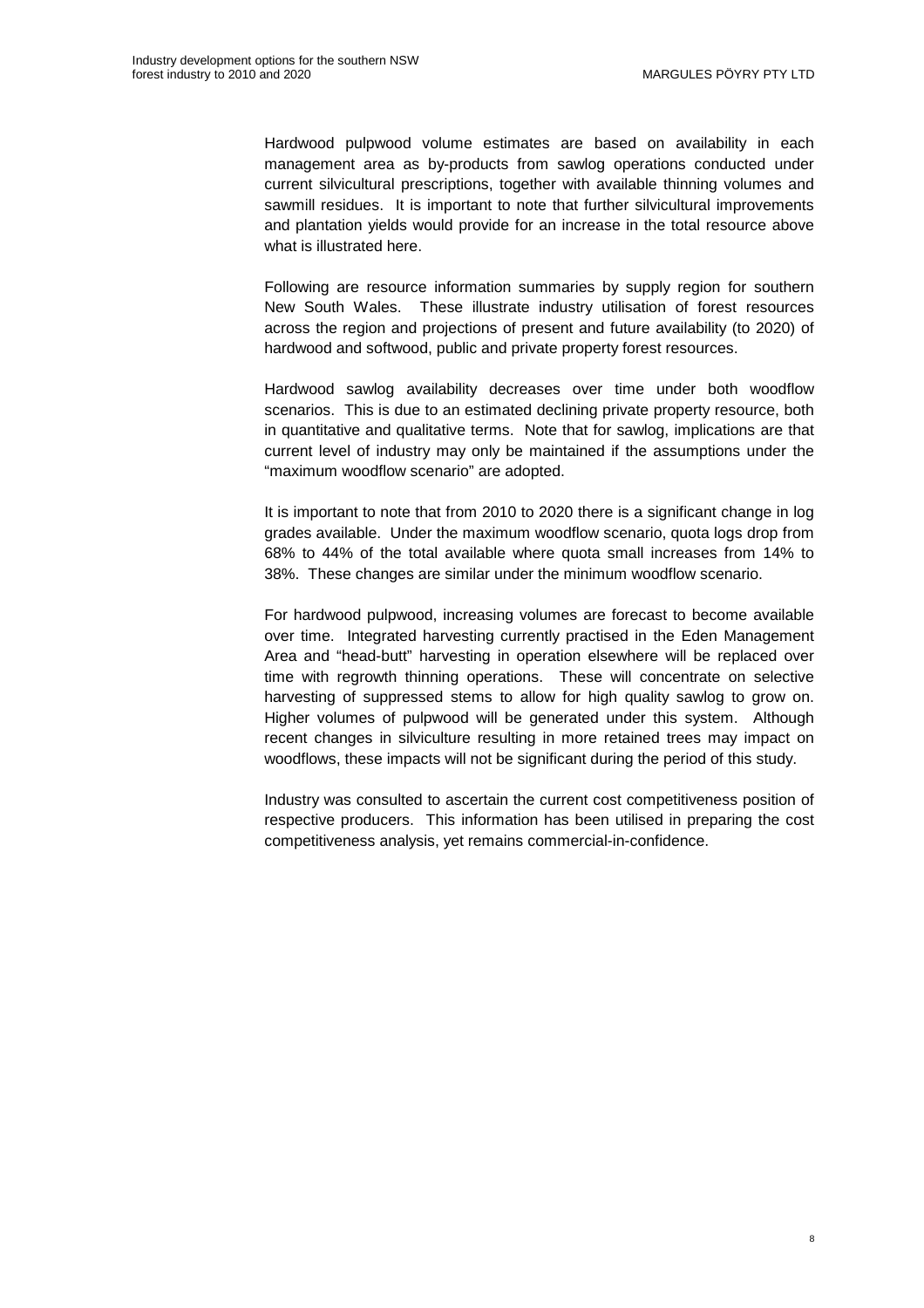Hardwood pulpwood volume estimates are based on availability in each management area as by-products from sawlog operations conducted under current silvicultural prescriptions, together with available thinning volumes and sawmill residues. It is important to note that further silvicultural improvements and plantation yields would provide for an increase in the total resource above what is illustrated here.

Following are resource information summaries by supply region for southern New South Wales. These illustrate industry utilisation of forest resources across the region and projections of present and future availability (to 2020) of hardwood and softwood, public and private property forest resources.

Hardwood sawlog availability decreases over time under both woodflow scenarios. This is due to an estimated declining private property resource, both in quantitative and qualitative terms. Note that for sawlog, implications are that current level of industry may only be maintained if the assumptions under the "maximum woodflow scenario" are adopted.

It is important to note that from 2010 to 2020 there is a significant change in log grades available. Under the maximum woodflow scenario, quota logs drop from 68% to 44% of the total available where quota small increases from 14% to 38%. These changes are similar under the minimum woodflow scenario.

For hardwood pulpwood, increasing volumes are forecast to become available over time. Integrated harvesting currently practised in the Eden Management Area and "head-butt" harvesting in operation elsewhere will be replaced over time with regrowth thinning operations. These will concentrate on selective harvesting of suppressed stems to allow for high quality sawlog to grow on. Higher volumes of pulpwood will be generated under this system. Although recent changes in silviculture resulting in more retained trees may impact on woodflows, these impacts will not be significant during the period of this study.

Industry was consulted to ascertain the current cost competitiveness position of respective producers. This information has been utilised in preparing the cost competitiveness analysis, yet remains commercial-in-confidence.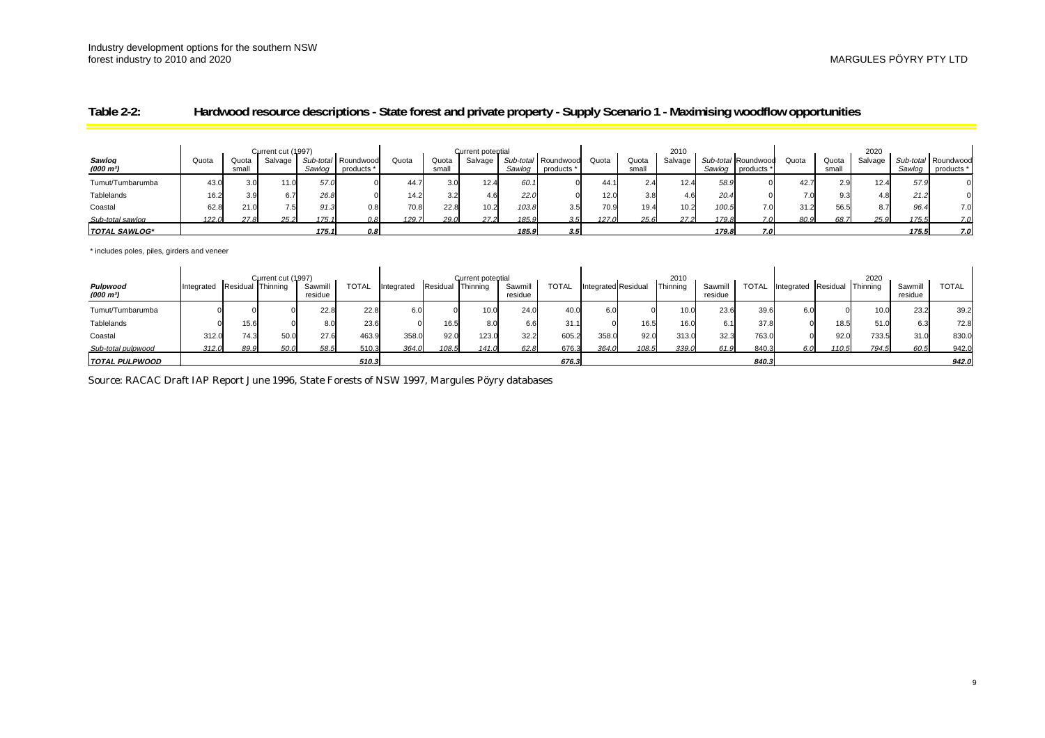**Table 2-2: Hardwood resource descriptions - State forest and private property - Supply Scenario 1 - Maximising woodflow opportunities**

| *Sawlog (000 m³)* | Current cut (1997) | | | | | Current potential | | | | | 2010 | | | | | 2020 | | | | |
|---|---|---|---|---|---|---|---|---|---|---|---|---|---|---|---|---|---|---|---|---|
| | Quota | Quota small | Salvage | *Sub-total Sawlog* | Roundwood products * | Quota | Quota small | Salvage | *Sub-total Sawlog* | Roundwood products * | Quota | Quota small | Salvage | *Sub-total Sawlog* | Roundwood products * | Quota | Quota small | Salvage | *Sub-total Sawlog* | Roundwood products * |
| Tumut/Tumbarumba | 43.0 | 3.0 | 11.0 | *57.0* | 0 | 44.7 | 3.0 | 12.4 | *60.1* | 0 | 44.1 | 2.4 | 12.4 | *58.9* | 0 | 42.7 | 2.9 | 12.4 | *57.9* | 0 |
| Tablelands | 16.2 | 3.9 | 6.7 | *26.8* | 0 | 14.2 | 3.2 | 4.6 | *22.0* | 0 | 12.0 | 3.8 | 4.6 | *20.4* | 0 | 7.0 | 9.3 | 4.8 | *21.2* | 0 |
| Coastal | 62.8 | 21.0 | 7.5 | *91.3* | 0.8 | 70.8 | 22.8 | 10.2 | *103.8* | 3.5 | 70.9 | 19.4 | 10.2 | *100.5* | 7.0 | 31.2 | 56.5 | 8.7 | *96.4* | 7.0 |
| *Sub-total sawlog* | *122.0* | *27.8* | *25.2* | *175.1* | *0.8* | *129.7* | *29.0* | *27.2* | *185.9* | *3.5* | *127.0* | *25.6* | *27.2* | *179.8* | *7.0* | *80.9* | *68.7* | *25.9* | *175.5* | *7.0* |
| ***TOTAL SAWLOG**** | | | | ***175.1*** | ***0.8*** | | | | ***185.9*** | ***3.5*** | | | | ***179.8*** | ***7.0*** | | | | ***175.5*** | ***7.0*** |

\* includes poles, piles, girders and veneer

| *Pulpwood (000 m³)* | Current cut (1997) | | | | | Current potential | | | | | 2010 | | | | | 2020 | | | | |
|---|---|---|---|---|---|---|---|---|---|---|---|---|---|---|---|---|---|---|---|---|
| | Integrated | Residual | Thinning | Sawmill residue | TOTAL | Integrated | Residual | Thinning | Sawmill residue | TOTAL | Integrated | Residual | Thinning | Sawmill residue | TOTAL | Integrated | Residual | Thinning | Sawmill residue | TOTAL |
| Tumut/Tumbarumba | 0 | 0 | 0 | 22.8 | 22.8 | 6.0 | 0 | 10.0 | 24.0 | 40.0 | 6.0 | 0 | 10.0 | 23.6 | 39.6 | 6.0 | 0 | 10.0 | 23.2 | 39.2 |
| Tablelands | 0 | 15.6 | 0 | 8.0 | 23.6 | 0 | 16.5 | 8.0 | 6.6 | 31.1 | 0 | 16.5 | 16.0 | 6.1 | 37.8 | 0 | 18.5 | 51.0 | 6.3 | 72.8 |
| Coastal | 312.0 | 74.3 | 50.0 | 27.6 | 463.9 | 358.0 | 92.0 | 123.0 | 32.2 | 605.2 | 358.0 | 92.0 | 313.0 | 32.3 | 763.0 | 0 | 92.0 | 733.5 | 31.0 | 830.0 |
| *Sub-total pulpwood* | *312.0* | *89.9* | *50.0* | *58.5* | *510.3* | *364.0* | *108.5* | *141.0* | *62.8* | *676.3* | *364.0* | *108.5* | *339.0* | *61.9* | *840.3* | *6.0* | *110.5* | *794.5* | *60.5* | *942.0* |
| ***TOTAL PULPWOOD*** | | | | | ***510.3*** | | | | | ***676.3*** | | | | | ***840.3*** | | | | | ***942.0*** |

Source: RACAC Draft IAP Report June 1996, State Forests of NSW 1997, Margules Pöyry databases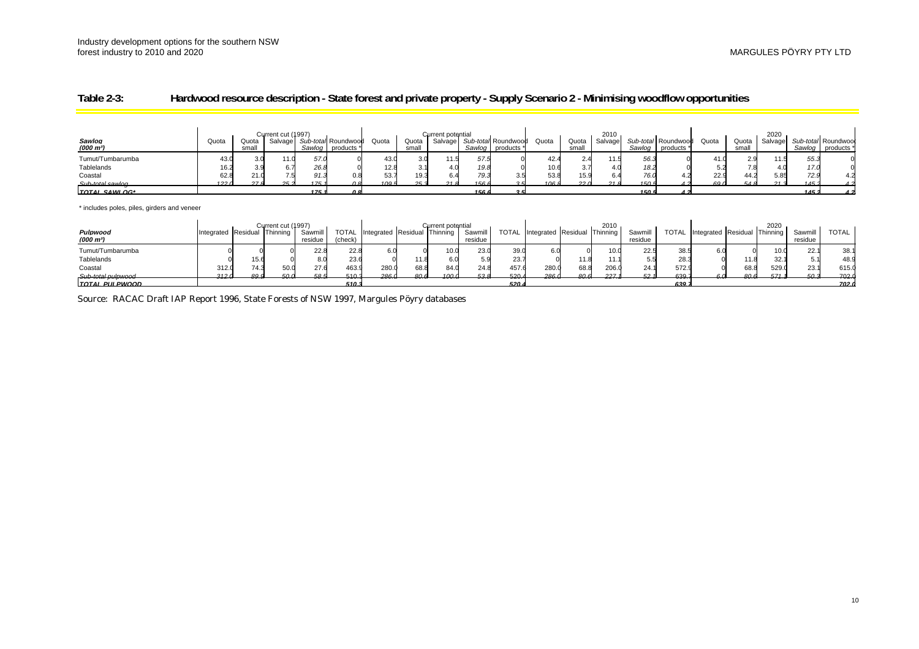## Table 2-3: Hardwood resource description - State forest and private property - Supply Scenario 2 - Minimising woodflow opportunities

| Sawlog (000 m³) | Current cut (1997) | | | | | Current potential | | | | | 2010 | | | | | 2020 | | | | |
|---|---|---|---|---|---|---|---|---|---|---|---|---|---|---|---|---|---|---|---|---|
| | Quota | Quota small | Salvage | *Sub-total Sawlog* | Roundwood products * | Quota | Quota small | Salvage | *Sub-total Sawlog* | Roundwood products * | Quota | Quota small | Salvage | *Sub-total Sawlog* | Roundwood products * | Quota | Quota small | Salvage | *Sub-total Sawlog* | Roundwood products * |
| Tumut/Tumbarumba | 43.0 | 3.0 | 11.0 | *57.0* | 0 | 43.0 | 3.0 | 11.5 | *57.5* | 0 | 42.4 | 2.4 | 11.5 | *56.3* | 0 | 41.0 | 2.9 | 11.5 | *55.3* | 0 |
| Tablelands | 16.2 | 3.9 | 6.7 | *26.8* | 0 | 12.8 | 3.1 | 4.0 | *19.8* | 0 | 10.6 | 3.7 | 4.0 | *18.2* | 0 | 5.2 | 7.8 | 4.0 | *17.0* | 0 |
| Coastal | 62.8 | 21.0 | 7.5 | *91.3* | 0.8 | 53.7 | 19.3 | 6.4 | *79.3* | 3.5 | 53.8 | 15.9 | 6.4 | *76.0* | 4.2 | 22.9 | 44.2 | 5.85 | *72.9* | 4.2 |
| *Sub-total sawlog* | *122.0* | *27.8* | *25.2* | *175.1* | *0.8* | *109.5* | *25.3* | *21.8* | *156.6* | *3.5* | *106.8* | *22.0* | *21.8* | *150.5* | *4.2* | *69.0* | *54.8* | *21.3* | *145.2* | *4.2* |
| **TOTAL SAWLOG*** | | | | **175.1** | **0.8** | | | | **156.6** | **3.5** | | | | **150.5** | **4.2** | | | | **145.2** | **4.2** |

\* includes poles, piles, girders and veneer

| Pulpwood (000 m³) | Current cut (1997) | | | | | Current potential | | | | | 2010 | | | | | 2020 | | | | |
|---|---|---|---|---|---|---|---|---|---|---|---|---|---|---|---|---|---|---|---|---|
| | Integrated | Residual | Thinning | Sawmill residue | TOTAL (check) | Integrated | Residual | Thinning | Sawmill residue | TOTAL | Integrated | Residual | Thinning | Sawmill residue | TOTAL | Integrated | Residual | Thinning | Sawmill residue | TOTAL |
| Tumut/Tumbarumba | 0 | 0 | 0 | 22.8 | 22.8 | 6.0 | 0 | 10.0 | 23.0 | 39.0 | 6.0 | 0 | 10.0 | 22.5 | 38.5 | 6.0 | 0 | 10.0 | 22.1 | 38.1 |
| Tablelands | 0 | 15.6 | 0 | 8.0 | 23.6 | 0 | 11.8 | 6.0 | 5.9 | 23.7 | 0 | 11.8 | 11.1 | 5.5 | 28.3 | 0 | 11.8 | 32.1 | 5.1 | 48.9 |
| Coastal | 312.0 | 74.3 | 50.0 | 27.6 | 463.9 | 280.0 | 68.8 | 84.0 | 24.8 | 457.6 | 280.0 | 68.8 | 206.0 | 24.1 | 572.9 | 0 | 68.8 | 529.0 | 23.1 | 615.0 |
| *Sub-total pulpwood* | *312.0* | *89.9* | *50.0* | *58.5* | *510.3* | *286.0* | *80.6* | *100.0* | *53.8* | *520.4* | *286.0* | *80.6* | *227.1* | *52.1* | *639.7* | *6.0* | *80.6* | *571.1* | *50.3* | *702.0* |
| **TOTAL PULPWOOD** | | | | | **510.3** | | | | | **520.4** | | | | | **639.7** | | | | | **702.0** |

Source: RACAC Draft IAP Report 1996, State Forests of NSW 1997, Margules Pöyry databases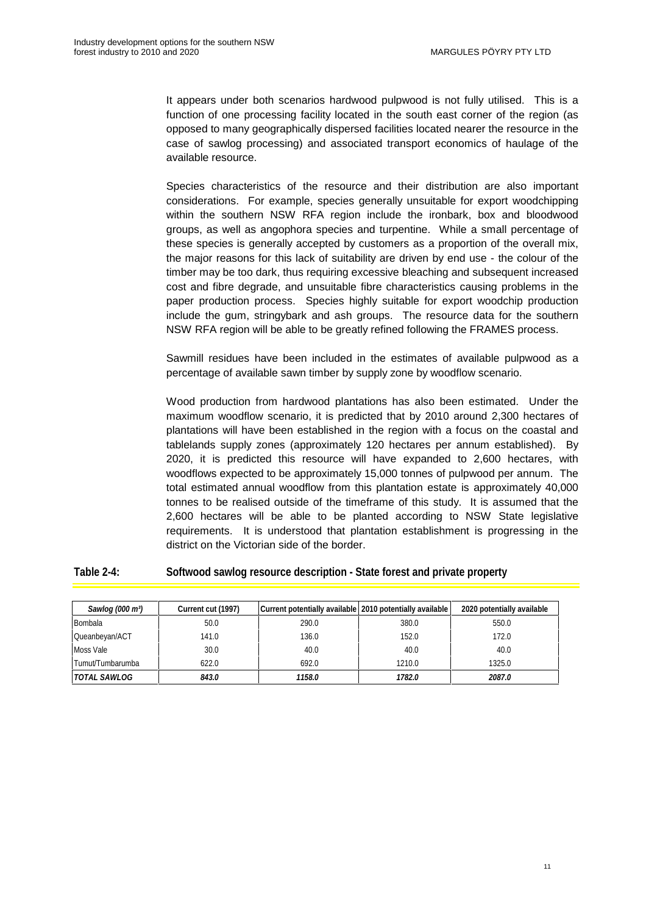It appears under both scenarios hardwood pulpwood is not fully utilised. This is a function of one processing facility located in the south east corner of the region (as opposed to many geographically dispersed facilities located nearer the resource in the case of sawlog processing) and associated transport economics of haulage of the available resource.

Species characteristics of the resource and their distribution are also important considerations. For example, species generally unsuitable for export woodchipping within the southern NSW RFA region include the ironbark, box and bloodwood groups, as well as angophora species and turpentine. While a small percentage of these species is generally accepted by customers as a proportion of the overall mix, the major reasons for this lack of suitability are driven by end use - the colour of the timber may be too dark, thus requiring excessive bleaching and subsequent increased cost and fibre degrade, and unsuitable fibre characteristics causing problems in the paper production process. Species highly suitable for export woodchip production include the gum, stringybark and ash groups. The resource data for the southern NSW RFA region will be able to be greatly refined following the FRAMES process.

Sawmill residues have been included in the estimates of available pulpwood as a percentage of available sawn timber by supply zone by woodflow scenario.

Wood production from hardwood plantations has also been estimated. Under the maximum woodflow scenario, it is predicted that by 2010 around 2,300 hectares of plantations will have been established in the region with a focus on the coastal and tablelands supply zones (approximately 120 hectares per annum established). By 2020, it is predicted this resource will have expanded to 2,600 hectares, with woodflows expected to be approximately 15,000 tonnes of pulpwood per annum. The total estimated annual woodflow from this plantation estate is approximately 40,000 tonnes to be realised outside of the timeframe of this study. It is assumed that the 2,600 hectares will be able to be planted according to NSW State legislative requirements. It is understood that plantation establishment is progressing in the district on the Victorian side of the border.

**Table 2-4: Softwood sawlog resource description - State forest and private property**

| *Sawlog (000 m³)* | Current cut (1997) | Current potentially available | 2010 potentially available | 2020 potentially available |
|---|---|---|---|---|
| Bombala | 50.0 | 290.0 | 380.0 | 550.0 |
| Queanbeyan/ACT | 141.0 | 136.0 | 152.0 | 172.0 |
| Moss Vale | 30.0 | 40.0 | 40.0 | 40.0 |
| Tumut/Tumbarumba | 622.0 | 692.0 | 1210.0 | 1325.0 |
| ***TOTAL SAWLOG*** | ***843.0*** | ***1158.0*** | ***1782.0*** | ***2087.0*** |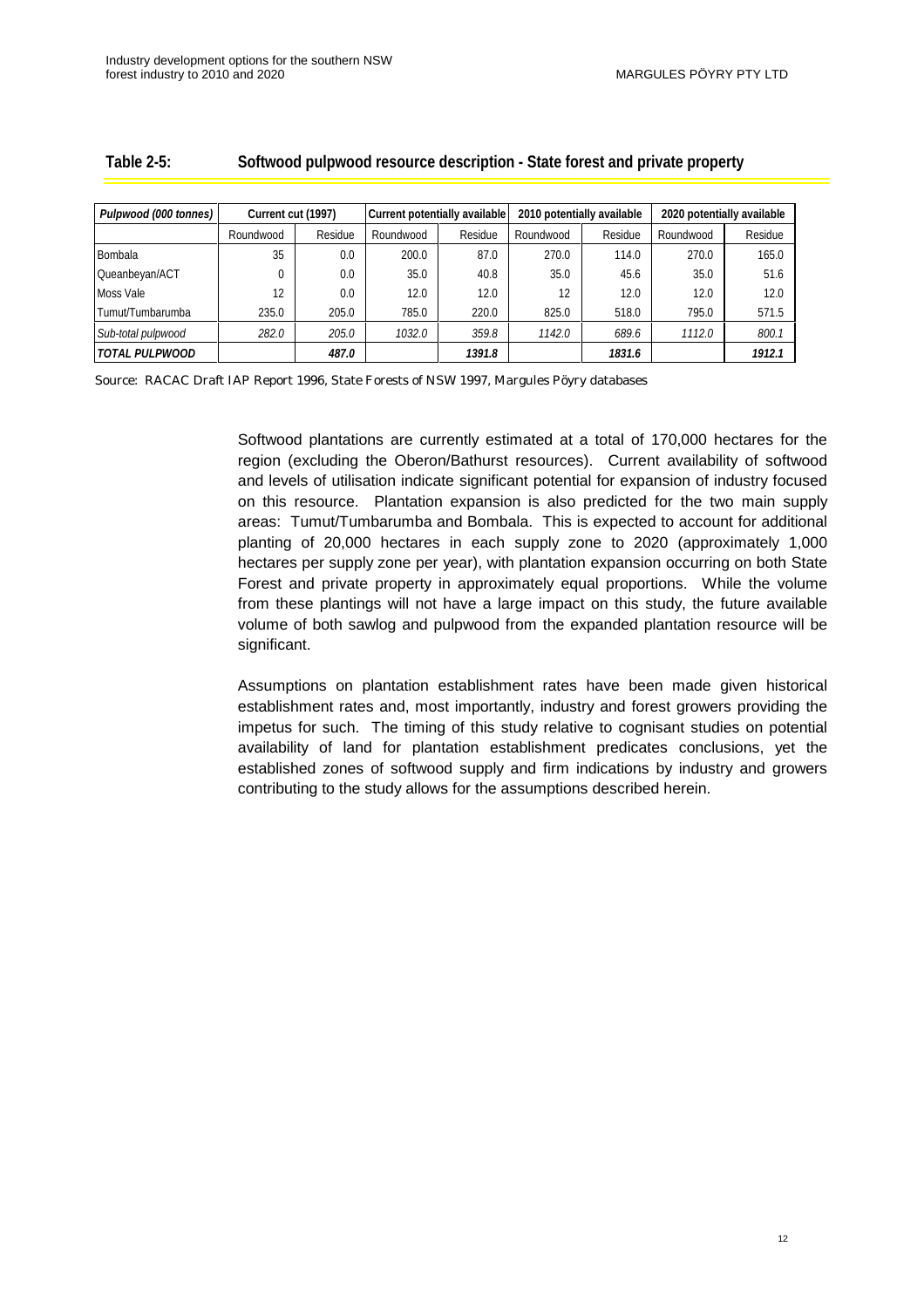**Table 2-5: Softwood pulpwood resource description - State forest and private property**

| *Pulpwood (000 tonnes)* | Current cut (1997) | | Current potentially available | | 2010 potentially available | | 2020 potentially available | |
|---|---|---|---|---|---|---|---|---|
| | Roundwood | Residue | Roundwood | Residue | Roundwood | Residue | Roundwood | Residue |
| Bombala | 35 | 0.0 | 200.0 | 87.0 | 270.0 | 114.0 | 270.0 | 165.0 |
| Queanbeyan/ACT | 0 | 0.0 | 35.0 | 40.8 | 35.0 | 45.6 | 35.0 | 51.6 |
| Moss Vale | 12 | 0.0 | 12.0 | 12.0 | 12 | 12.0 | 12.0 | 12.0 |
| Tumut/Tumbarumba | 235.0 | 205.0 | 785.0 | 220.0 | 825.0 | 518.0 | 795.0 | 571.5 |
| *Sub-total pulpwood* | *282.0* | *205.0* | *1032.0* | *359.8* | *1142.0* | *689.6* | *1112.0* | *800.1* |
| ***TOTAL PULPWOOD*** | | ***487.0*** | | ***1391.8*** | | ***1831.6*** | | ***1912.1*** |

Source: RACAC Draft IAP Report 1996, State Forests of NSW 1997, Margules Pöyry databases

Softwood plantations are currently estimated at a total of 170,000 hectares for the region (excluding the Oberon/Bathurst resources). Current availability of softwood and levels of utilisation indicate significant potential for expansion of industry focused on this resource. Plantation expansion is also predicted for the two main supply areas: Tumut/Tumbarumba and Bombala. This is expected to account for additional planting of 20,000 hectares in each supply zone to 2020 (approximately 1,000 hectares per supply zone per year), with plantation expansion occurring on both State Forest and private property in approximately equal proportions. While the volume from these plantings will not have a large impact on this study, the future available volume of both sawlog and pulpwood from the expanded plantation resource will be significant.

Assumptions on plantation establishment rates have been made given historical establishment rates and, most importantly, industry and forest growers providing the impetus for such. The timing of this study relative to cognisant studies on potential availability of land for plantation establishment predicates conclusions, yet the established zones of softwood supply and firm indications by industry and growers contributing to the study allows for the assumptions described herein.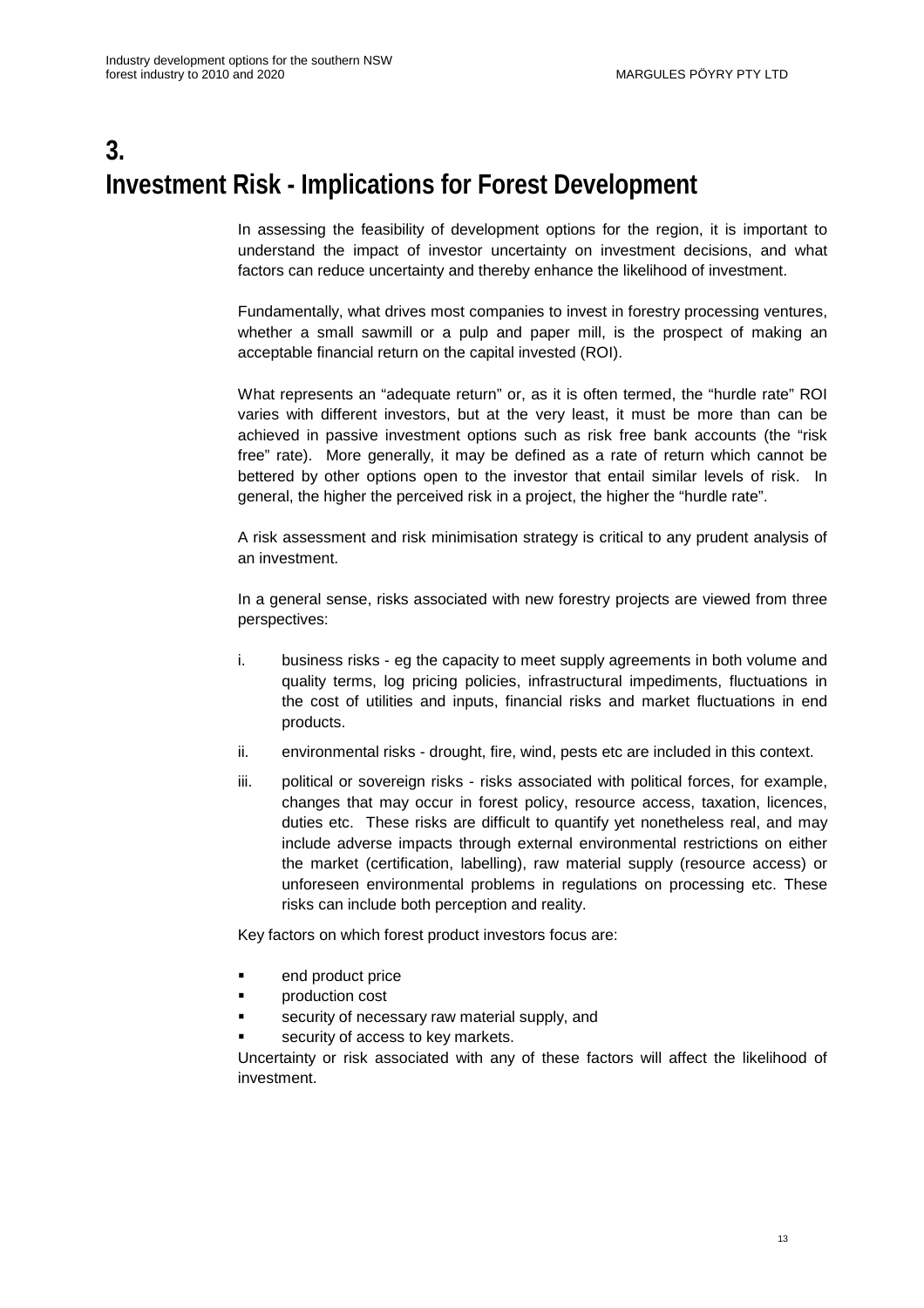# 3. Investment Risk - Implications for Forest Development

In assessing the feasibility of development options for the region, it is important to understand the impact of investor uncertainty on investment decisions, and what factors can reduce uncertainty and thereby enhance the likelihood of investment.

Fundamentally, what drives most companies to invest in forestry processing ventures, whether a small sawmill or a pulp and paper mill, is the prospect of making an acceptable financial return on the capital invested (ROI).

What represents an "adequate return" or, as it is often termed, the "hurdle rate" ROI varies with different investors, but at the very least, it must be more than can be achieved in passive investment options such as risk free bank accounts (the "risk free" rate). More generally, it may be defined as a rate of return which cannot be bettered by other options open to the investor that entail similar levels of risk. In general, the higher the perceived risk in a project, the higher the "hurdle rate".

A risk assessment and risk minimisation strategy is critical to any prudent analysis of an investment.

In a general sense, risks associated with new forestry projects are viewed from three perspectives:

i. business risks - eg the capacity to meet supply agreements in both volume and quality terms, log pricing policies, infrastructural impediments, fluctuations in the cost of utilities and inputs, financial risks and market fluctuations in end products.

ii. environmental risks - drought, fire, wind, pests etc are included in this context.

iii. political or sovereign risks - risks associated with political forces, for example, changes that may occur in forest policy, resource access, taxation, licences, duties etc. These risks are difficult to quantify yet nonetheless real, and may include adverse impacts through external environmental restrictions on either the market (certification, labelling), raw material supply (resource access) or unforeseen environmental problems in regulations on processing etc. These risks can include both perception and reality.

Key factors on which forest product investors focus are:

- end product price
- production cost
- security of necessary raw material supply, and
- security of access to key markets.

Uncertainty or risk associated with any of these factors will affect the likelihood of investment.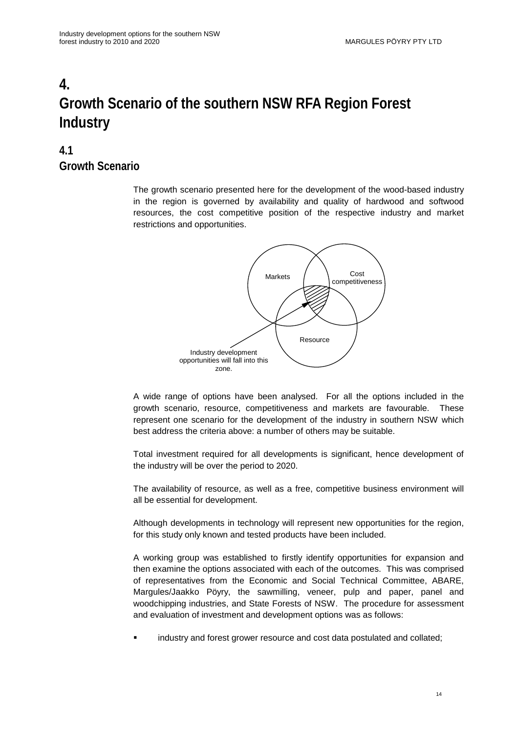# 4. Growth Scenario of the southern NSW RFA Region Forest Industry

## 4.1 Growth Scenario

The growth scenario presented here for the development of the wood-based industry in the region is governed by availability and quality of hardwood and softwood resources, the cost competitive position of the respective industry and market restrictions and opportunities.

Markets

Cost competitiveness

Resource

Industry development opportunities will fall into this zone.

A wide range of options have been analysed. For all the options included in the growth scenario, resource, competitiveness and markets are favourable. These represent one scenario for the development of the industry in southern NSW which best address the criteria above: a number of others may be suitable.

Total investment required for all developments is significant, hence development of the industry will be over the period to 2020.

The availability of resource, as well as a free, competitive business environment will all be essential for development.

Although developments in technology will represent new opportunities for the region, for this study only known and tested products have been included.

A working group was established to firstly identify opportunities for expansion and then examine the options associated with each of the outcomes. This was comprised of representatives from the Economic and Social Technical Committee, ABARE, Margules/Jaakko Pöyry, the sawmilling, veneer, pulp and paper, panel and woodchipping industries, and State Forests of NSW. The procedure for assessment and evaluation of investment and development options was as follows:

- industry and forest grower resource and cost data postulated and collated;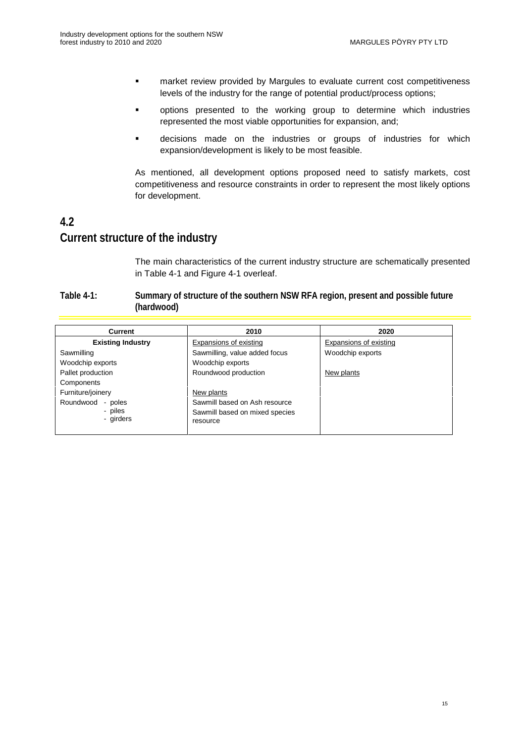- market review provided by Margules to evaluate current cost competitiveness levels of the industry for the range of potential product/process options;
- options presented to the working group to determine which industries represented the most viable opportunities for expansion, and;
- decisions made on the industries or groups of industries for which expansion/development is likely to be most feasible.

As mentioned, all development options proposed need to satisfy markets, cost competitiveness and resource constraints in order to represent the most likely options for development.

## 4.2 Current structure of the industry

The main characteristics of the current industry structure are schematically presented in Table 4-1 and Figure 4-1 overleaf.

**Table 4-1: Summary of structure of the southern NSW RFA region, present and possible future (hardwood)**

| Current | 2010 | 2020 |
|---|---|---|
| **Existing Industry** | Expansions of existing | Expansions of existing |
| Sawmilling | Sawmilling, value added focus | Woodchip exports |
| Woodchip exports | Woodchip exports | |
| Pallet production | Roundwood production | New plants |
| Components | | |
| Furniture/joinery | New plants | |
| Roundwood - poles<br>- piles<br>- girders | Sawmill based on Ash resource<br>Sawmill based on mixed species resource | |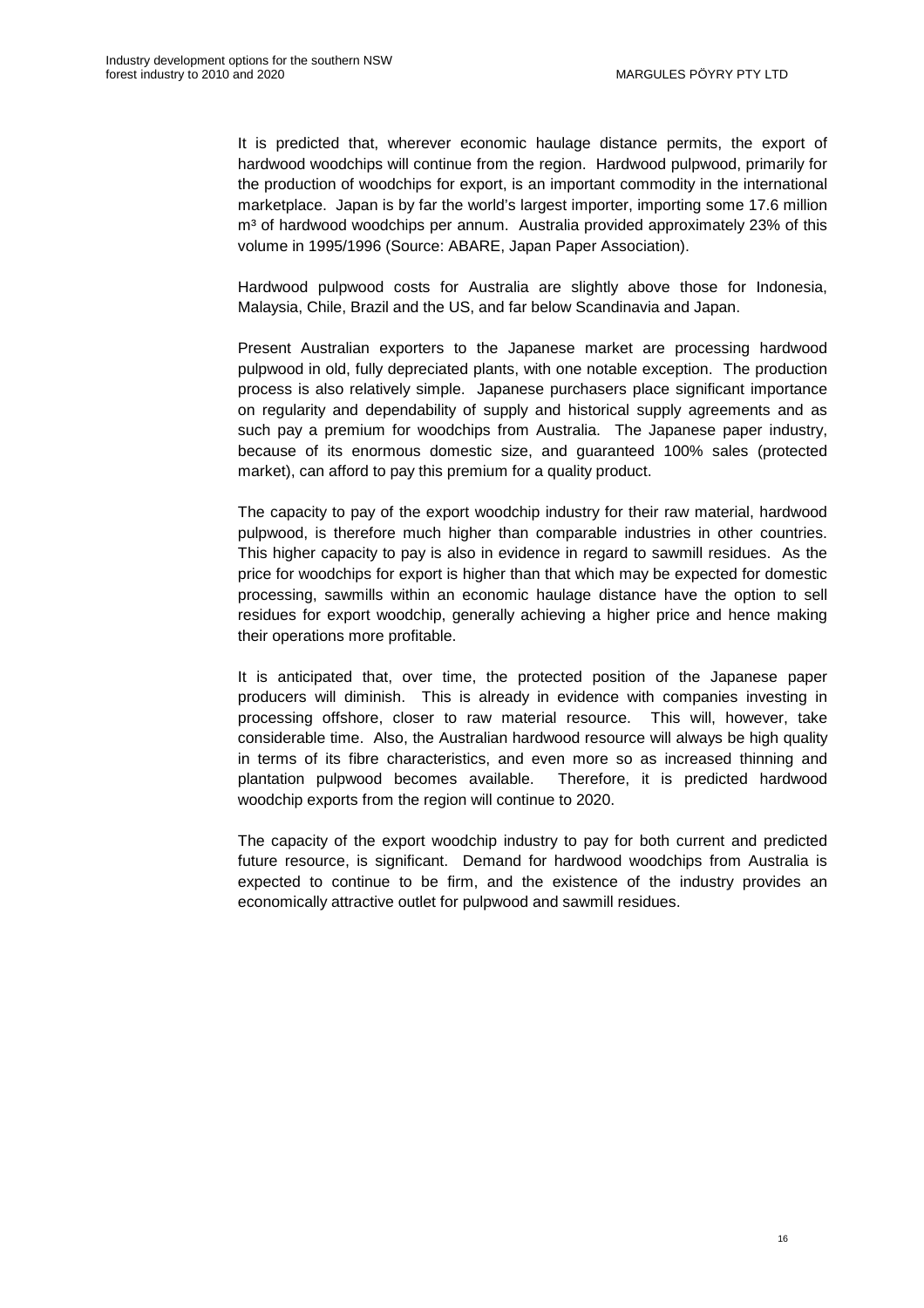It is predicted that, wherever economic haulage distance permits, the export of hardwood woodchips will continue from the region. Hardwood pulpwood, primarily for the production of woodchips for export, is an important commodity in the international marketplace. Japan is by far the world's largest importer, importing some 17.6 million $m^3$ of hardwood woodchips per annum. Australia provided approximately 23% of this volume in 1995/1996 (Source: ABARE, Japan Paper Association).

Hardwood pulpwood costs for Australia are slightly above those for Indonesia, Malaysia, Chile, Brazil and the US, and far below Scandinavia and Japan.

Present Australian exporters to the Japanese market are processing hardwood pulpwood in old, fully depreciated plants, with one notable exception. The production process is also relatively simple. Japanese purchasers place significant importance on regularity and dependability of supply and historical supply agreements and as such pay a premium for woodchips from Australia. The Japanese paper industry, because of its enormous domestic size, and guaranteed 100% sales (protected market), can afford to pay this premium for a quality product.

The capacity to pay of the export woodchip industry for their raw material, hardwood pulpwood, is therefore much higher than comparable industries in other countries. This higher capacity to pay is also in evidence in regard to sawmill residues. As the price for woodchips for export is higher than that which may be expected for domestic processing, sawmills within an economic haulage distance have the option to sell residues for export woodchip, generally achieving a higher price and hence making their operations more profitable.

It is anticipated that, over time, the protected position of the Japanese paper producers will diminish. This is already in evidence with companies investing in processing offshore, closer to raw material resource. This will, however, take considerable time. Also, the Australian hardwood resource will always be high quality in terms of its fibre characteristics, and even more so as increased thinning and plantation pulpwood becomes available. Therefore, it is predicted hardwood woodchip exports from the region will continue to 2020.

The capacity of the export woodchip industry to pay for both current and predicted future resource, is significant. Demand for hardwood woodchips from Australia is expected to continue to be firm, and the existence of the industry provides an economically attractive outlet for pulpwood and sawmill residues.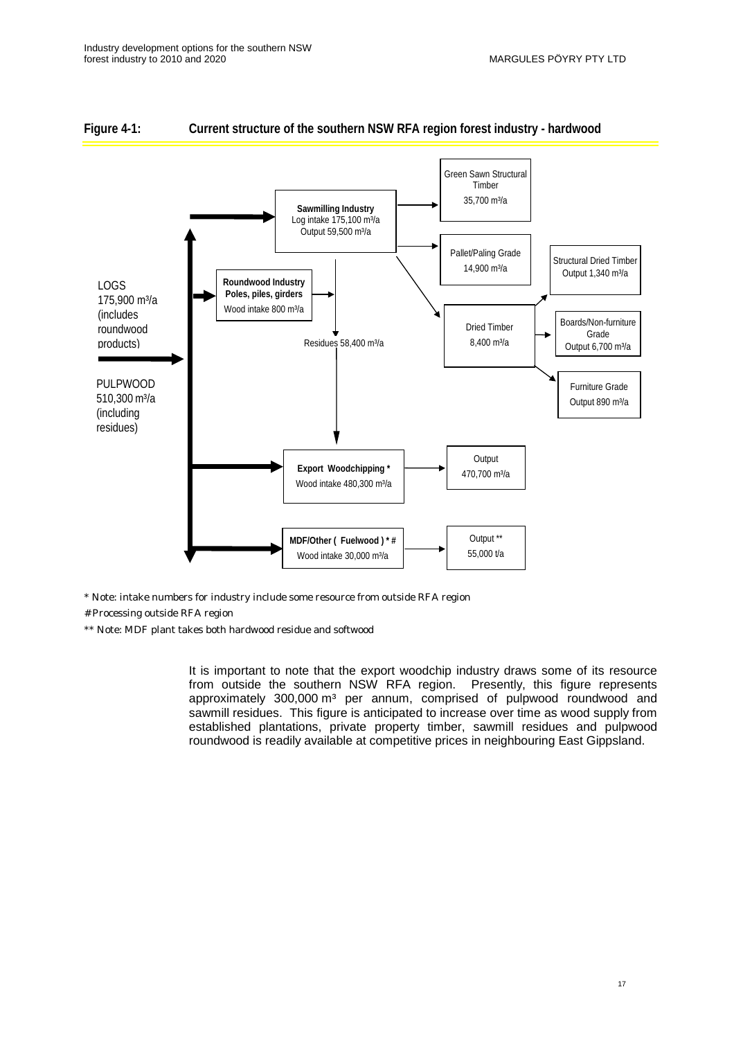**Figure 4-1: Current structure of the southern NSW RFA region forest industry - hardwood**

LOGS 175,900 m³/a (includes roundwood products)

PULPWOOD 510,300 m³/a (including residues)

**Sawmilling Industry**
Log intake 175,100 m³/a
Output 59,500 m³/a

Green Sawn Structural Timber
35,700 m³/a

Pallet/Paling Grade
14,900 m³/a

Dried Timber
8,400 m³/a

Structural Dried Timber
Output 1,340 m³/a

Boards/Non-furniture Grade
Output 6,700 m³/a

Furniture Grade
Output 890 m³/a

**Roundwood Industry**
**Poles, piles, girders**
Wood intake 800 m³/a

Residues 58,400 m³/a

**Export Woodchipping ***
Wood intake 480,300 m³/a

Output
470,700 m³/a

**MDF/Other ( Fuelwood ) * #**
Wood intake 30,000 m³/a

Output **
55,000 t/a

* Note: intake numbers for industry include some resource from outside RFA region

# Processing outside RFA region

** Note: MDF plant takes both hardwood residue and softwood

It is important to note that the export woodchip industry draws some of its resource from outside the southern NSW RFA region. Presently, this figure represents approximately 300,000 m³ per annum, comprised of pulpwood roundwood and sawmill residues. This figure is anticipated to increase over time as wood supply from established plantations, private property timber, sawmill residues and pulpwood roundwood is readily available at competitive prices in neighbouring East Gippsland.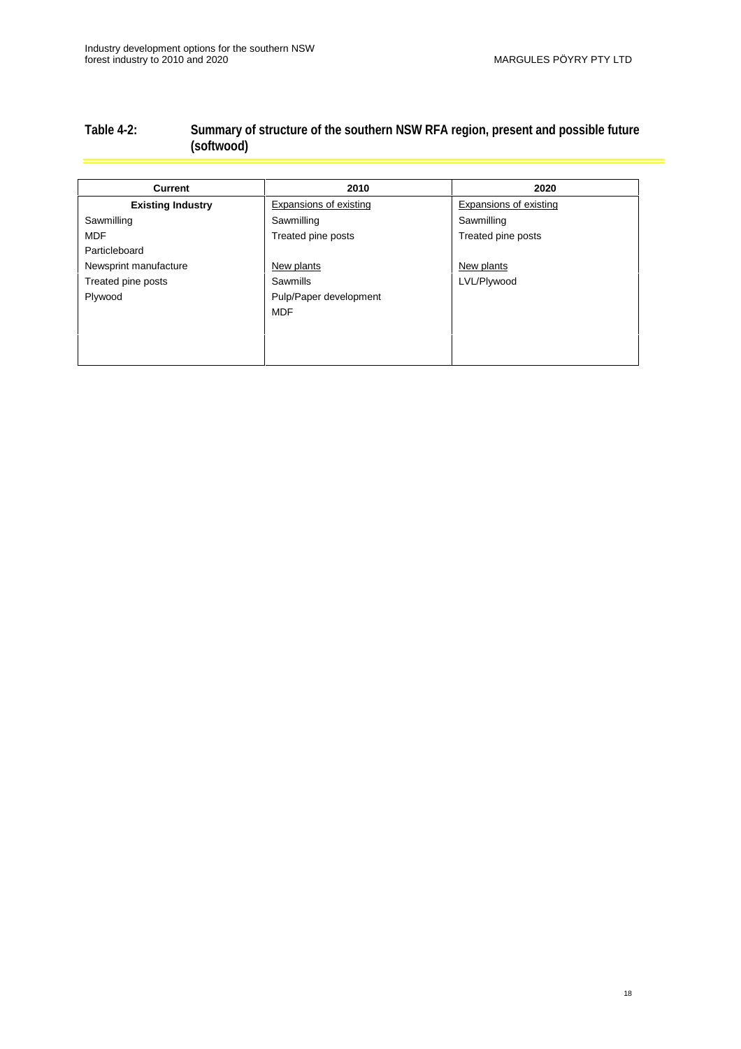**Table 4-2: Summary of structure of the southern NSW RFA region, present and possible future (softwood)**

| Current | 2010 | 2020 |
|---|---|---|
| **Existing Industry** | Expansions of existing | Expansions of existing |
| Sawmilling | Sawmilling | Sawmilling |
| MDF | Treated pine posts | Treated pine posts |
| Particleboard | | |
| Newsprint manufacture | New plants | New plants |
| Treated pine posts | Sawmills | LVL/Plywood |
| Plywood | Pulp/Paper development | |
| | MDF | |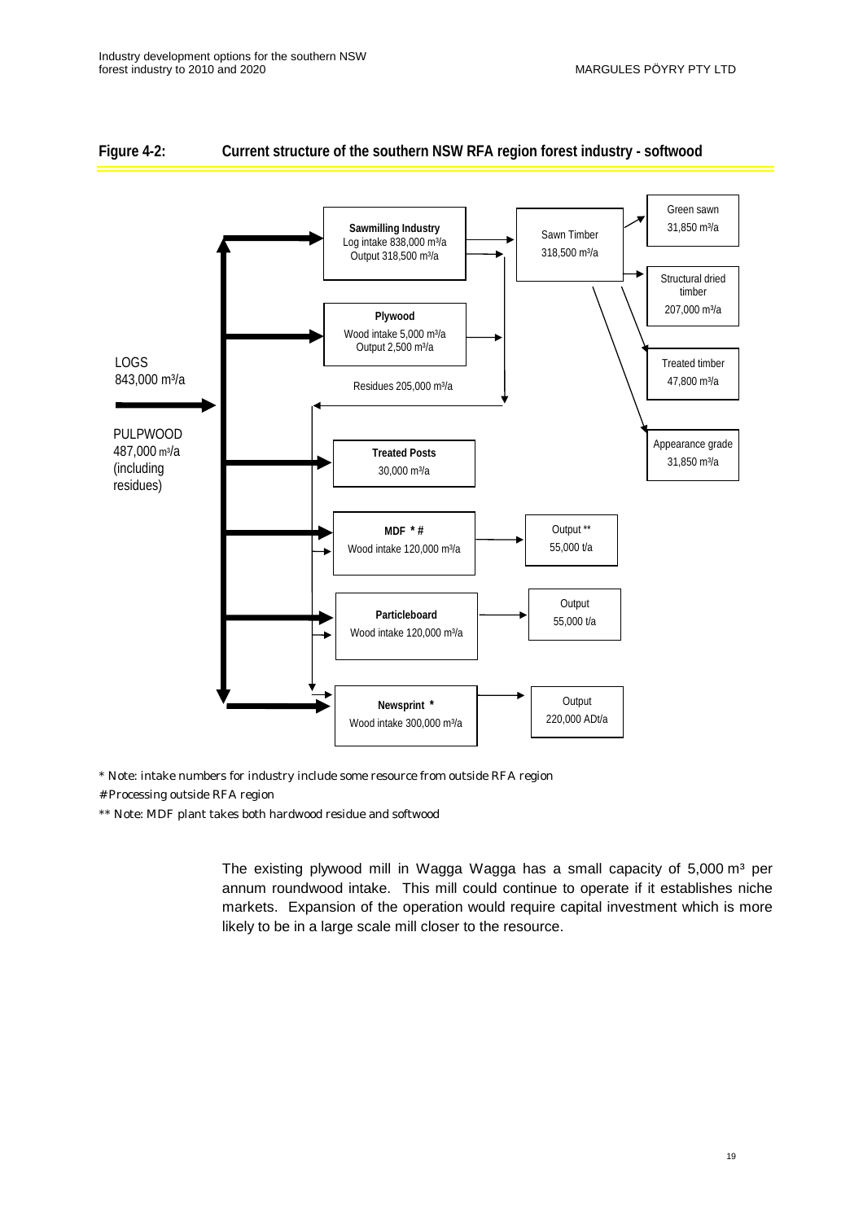**Figure 4-2: Current structure of the southern NSW RFA region forest industry - softwood**

LOGS
843,000 m³/a

PULPWOOD
487,000 m³/a
(including residues)

**Sawmilling Industry**
Log intake 838,000 m³/a
Output 318,500 m³/a

Sawn Timber
318,500 m³/a

Green sawn
31,850 m³/a

Structural dried timber
207,000 m³/a

Treated timber
47,800 m³/a

Appearance grade
31,850 m³/a

**Plywood**
Wood intake 5,000 m³/a
Output 2,500 m³/a

Residues 205,000 m³/a

**Treated Posts**
30,000 m³/a

**MDF * #**
Wood intake 120,000 m³/a

Output **
55,000 t/a

**Particleboard**
Wood intake 120,000 m³/a

Output
55,000 t/a

**Newsprint ***
Wood intake 300,000 m³/a

Output
220,000 ADt/a

* Note: intake numbers for industry include some resource from outside RFA region

# Processing outside RFA region

** Note: MDF plant takes both hardwood residue and softwood

The existing plywood mill in Wagga Wagga has a small capacity of 5,000 m³ per annum roundwood intake. This mill could continue to operate if it establishes niche markets. Expansion of the operation would require capital investment which is more likely to be in a large scale mill closer to the resource.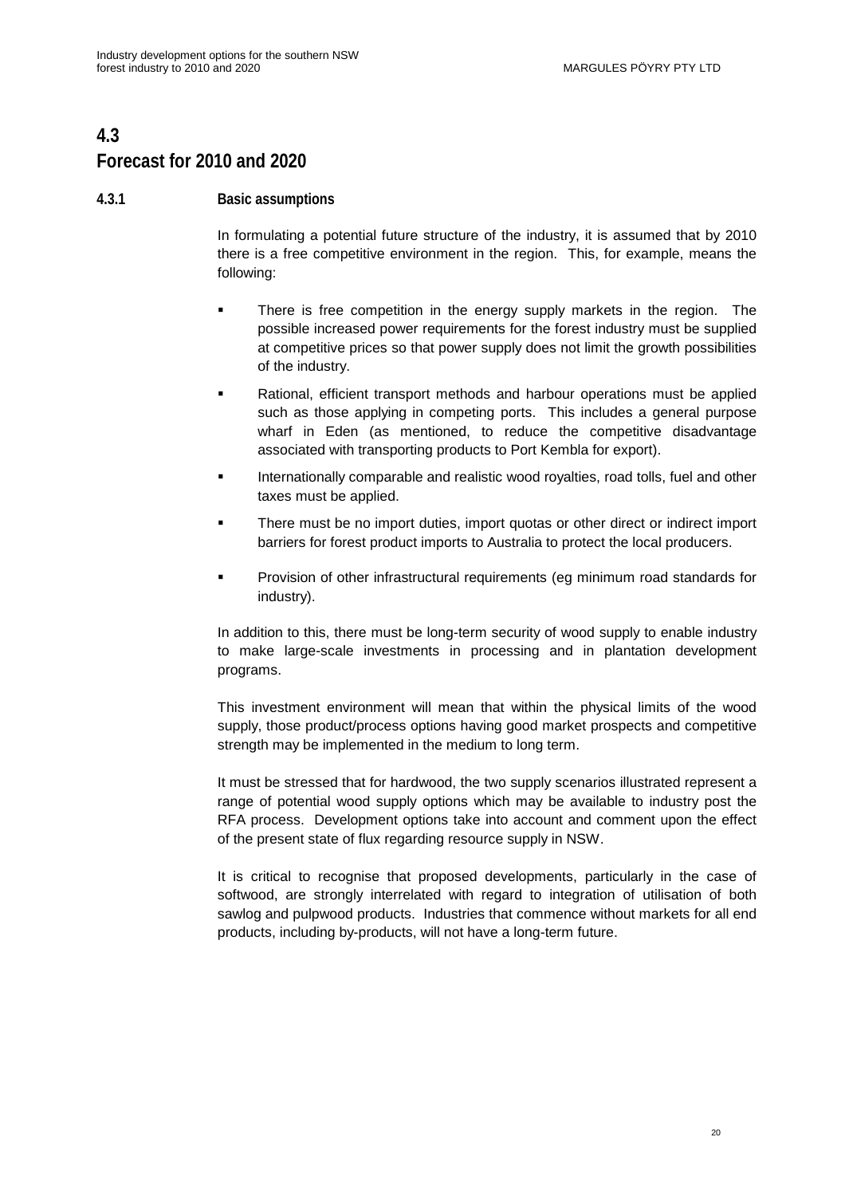## 4.3 Forecast for 2010 and 2020

### 4.3.1 Basic assumptions

In formulating a potential future structure of the industry, it is assumed that by 2010 there is a free competitive environment in the region. This, for example, means the following:

- There is free competition in the energy supply markets in the region. The possible increased power requirements for the forest industry must be supplied at competitive prices so that power supply does not limit the growth possibilities of the industry.
- Rational, efficient transport methods and harbour operations must be applied such as those applying in competing ports. This includes a general purpose wharf in Eden (as mentioned, to reduce the competitive disadvantage associated with transporting products to Port Kembla for export).
- Internationally comparable and realistic wood royalties, road tolls, fuel and other taxes must be applied.
- There must be no import duties, import quotas or other direct or indirect import barriers for forest product imports to Australia to protect the local producers.
- Provision of other infrastructural requirements (eg minimum road standards for industry).

In addition to this, there must be long-term security of wood supply to enable industry to make large-scale investments in processing and in plantation development programs.

This investment environment will mean that within the physical limits of the wood supply, those product/process options having good market prospects and competitive strength may be implemented in the medium to long term.

It must be stressed that for hardwood, the two supply scenarios illustrated represent a range of potential wood supply options which may be available to industry post the RFA process. Development options take into account and comment upon the effect of the present state of flux regarding resource supply in NSW.

It is critical to recognise that proposed developments, particularly in the case of softwood, are strongly interrelated with regard to integration of utilisation of both sawlog and pulpwood products. Industries that commence without markets for all end products, including by-products, will not have a long-term future.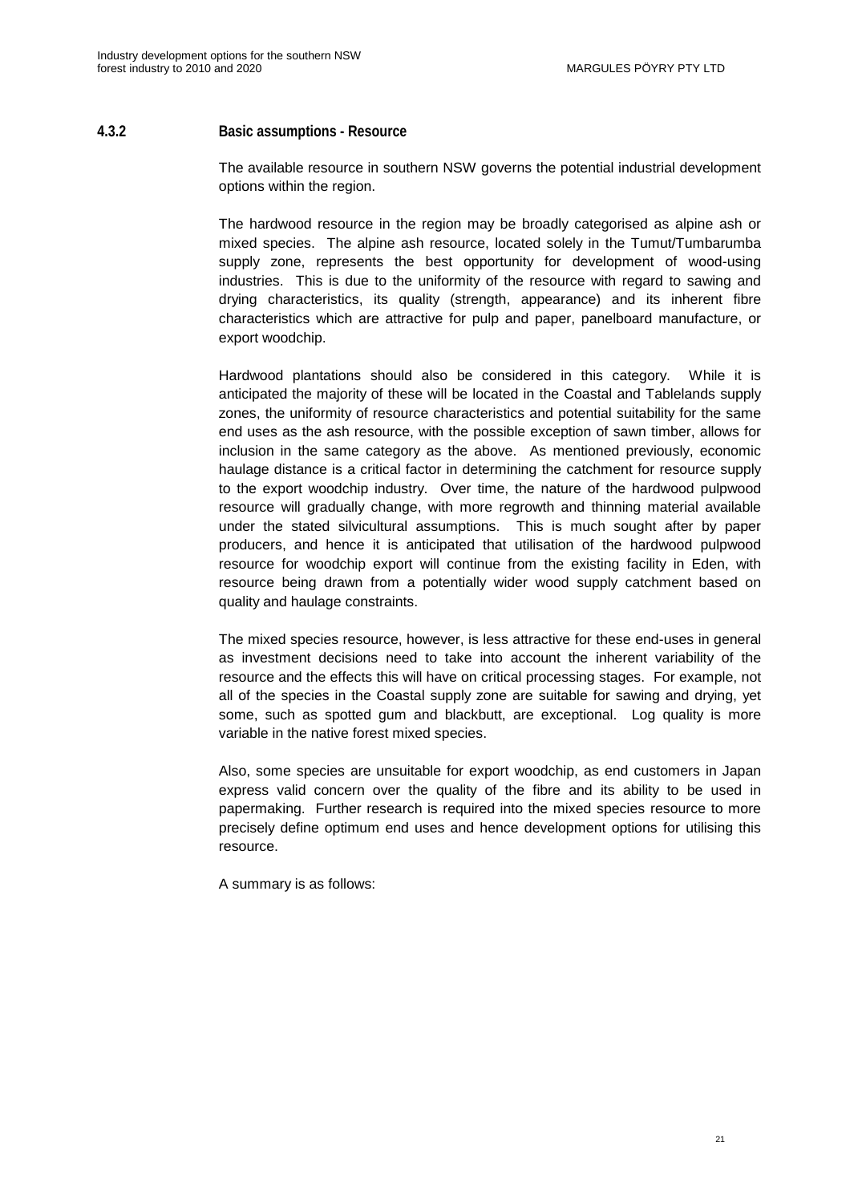### 4.3.2 Basic assumptions - Resource

The available resource in southern NSW governs the potential industrial development options within the region.

The hardwood resource in the region may be broadly categorised as alpine ash or mixed species. The alpine ash resource, located solely in the Tumut/Tumbarumba supply zone, represents the best opportunity for development of wood-using industries. This is due to the uniformity of the resource with regard to sawing and drying characteristics, its quality (strength, appearance) and its inherent fibre characteristics which are attractive for pulp and paper, panelboard manufacture, or export woodchip.

Hardwood plantations should also be considered in this category. While it is anticipated the majority of these will be located in the Coastal and Tablelands supply zones, the uniformity of resource characteristics and potential suitability for the same end uses as the ash resource, with the possible exception of sawn timber, allows for inclusion in the same category as the above. As mentioned previously, economic haulage distance is a critical factor in determining the catchment for resource supply to the export woodchip industry. Over time, the nature of the hardwood pulpwood resource will gradually change, with more regrowth and thinning material available under the stated silvicultural assumptions. This is much sought after by paper producers, and hence it is anticipated that utilisation of the hardwood pulpwood resource for woodchip export will continue from the existing facility in Eden, with resource being drawn from a potentially wider wood supply catchment based on quality and haulage constraints.

The mixed species resource, however, is less attractive for these end-uses in general as investment decisions need to take into account the inherent variability of the resource and the effects this will have on critical processing stages. For example, not all of the species in the Coastal supply zone are suitable for sawing and drying, yet some, such as spotted gum and blackbutt, are exceptional. Log quality is more variable in the native forest mixed species.

Also, some species are unsuitable for export woodchip, as end customers in Japan express valid concern over the quality of the fibre and its ability to be used in papermaking. Further research is required into the mixed species resource to more precisely define optimum end uses and hence development options for utilising this resource.

A summary is as follows: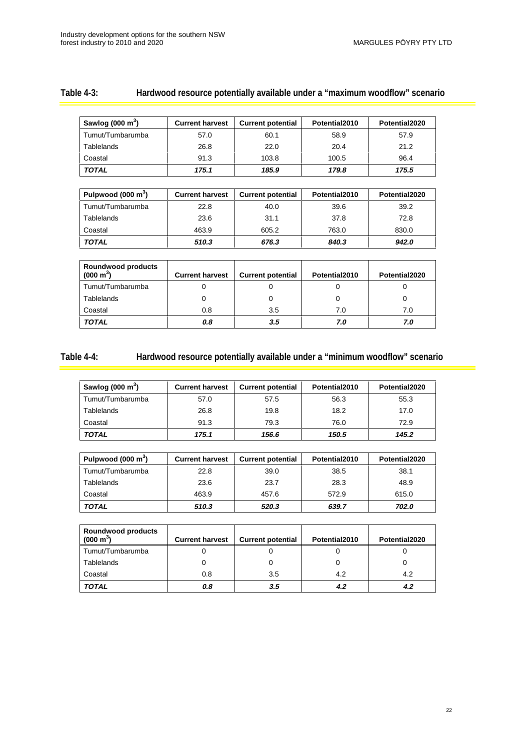## Table 4-3: Hardwood resource potentially available under a "maximum woodflow" scenario

| Sawlog (000 $m^3$) | Current harvest | Current potential | Potential2010 | Potential2020 |
|---|---|---|---|---|
| Tumut/Tumbarumba | 57.0 | 60.1 | 58.9 | 57.9 |
| Tablelands | 26.8 | 22.0 | 20.4 | 21.2 |
| Coastal | 91.3 | 103.8 | 100.5 | 96.4 |
| ***TOTAL*** | ***175.1*** | ***185.9*** | ***179.8*** | ***175.5*** |

| Pulpwood (000 $m^3$) | Current harvest | Current potential | Potential2010 | Potential2020 |
|---|---|---|---|---|
| Tumut/Tumbarumba | 22.8 | 40.0 | 39.6 | 39.2 |
| Tablelands | 23.6 | 31.1 | 37.8 | 72.8 |
| Coastal | 463.9 | 605.2 | 763.0 | 830.0 |
| ***TOTAL*** | ***510.3*** | ***676.3*** | ***840.3*** | ***942.0*** |

| Roundwood products (000 $m^3$) | Current harvest | Current potential | Potential2010 | Potential2020 |
|---|---|---|---|---|
| Tumut/Tumbarumba | 0 | 0 | 0 | 0 |
| Tablelands | 0 | 0 | 0 | 0 |
| Coastal | 0.8 | 3.5 | 7.0 | 7.0 |
| ***TOTAL*** | ***0.8*** | ***3.5*** | ***7.0*** | ***7.0*** |

## Table 4-4: Hardwood resource potentially available under a "minimum woodflow" scenario

| Sawlog (000 $m^3$) | Current harvest | Current potential | Potential2010 | Potential2020 |
|---|---|---|---|---|
| Tumut/Tumbarumba | 57.0 | 57.5 | 56.3 | 55.3 |
| Tablelands | 26.8 | 19.8 | 18.2 | 17.0 |
| Coastal | 91.3 | 79.3 | 76.0 | 72.9 |
| ***TOTAL*** | ***175.1*** | ***156.6*** | ***150.5*** | ***145.2*** |

| Pulpwood (000 $m^3$) | Current harvest | Current potential | Potential2010 | Potential2020 |
|---|---|---|---|---|
| Tumut/Tumbarumba | 22.8 | 39.0 | 38.5 | 38.1 |
| Tablelands | 23.6 | 23.7 | 28.3 | 48.9 |
| Coastal | 463.9 | 457.6 | 572.9 | 615.0 |
| ***TOTAL*** | ***510.3*** | ***520.3*** | ***639.7*** | ***702.0*** |

| Roundwood products (000 $m^3$) | Current harvest | Current potential | Potential2010 | Potential2020 |
|---|---|---|---|---|
| Tumut/Tumbarumba | 0 | 0 | 0 | 0 |
| Tablelands | 0 | 0 | 0 | 0 |
| Coastal | 0.8 | 3.5 | 4.2 | 4.2 |
| ***TOTAL*** | ***0.8*** | ***3.5*** | ***4.2*** | ***4.2*** |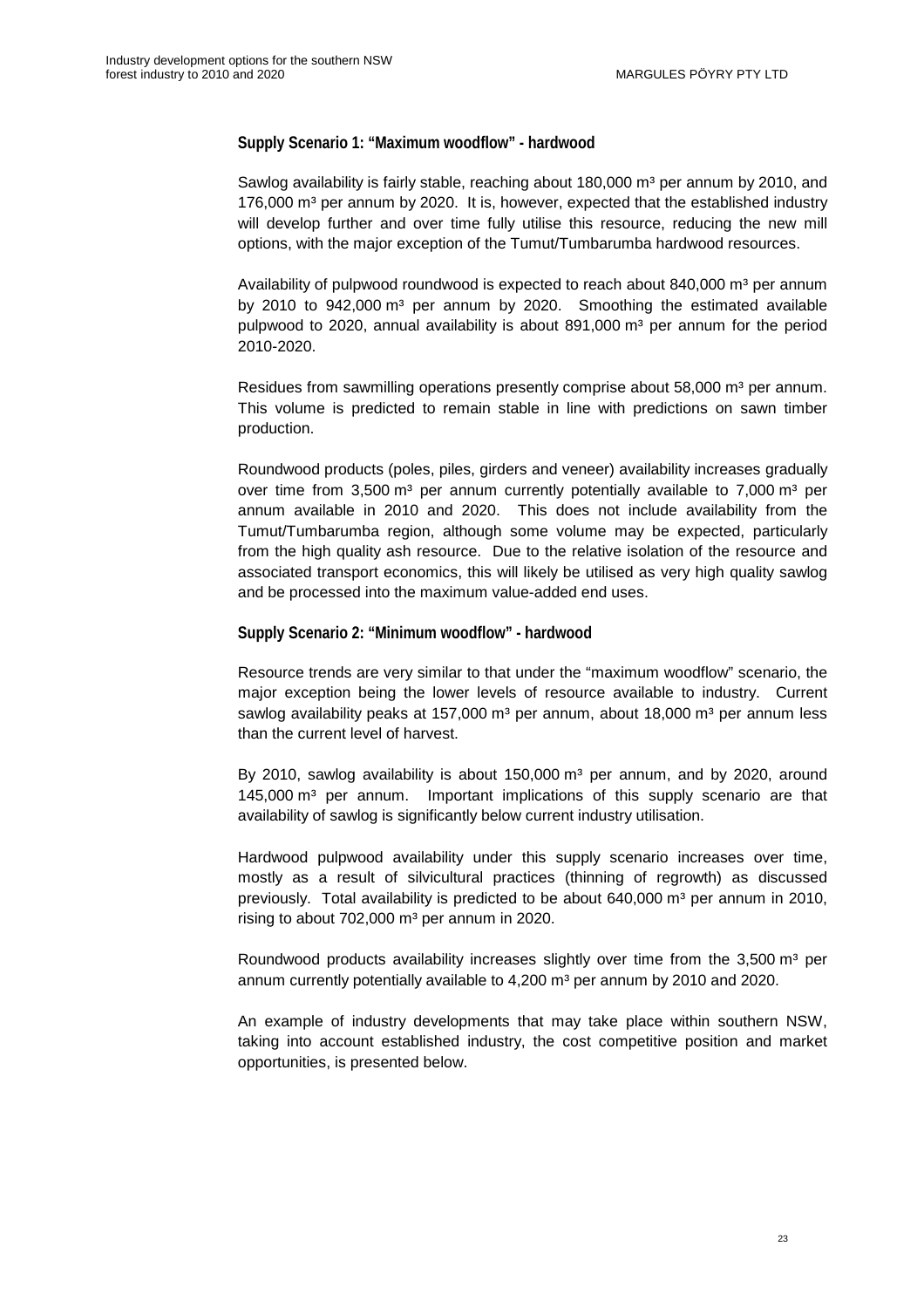### Supply Scenario 1: "Maximum woodflow" - hardwood

Sawlog availability is fairly stable, reaching about 180,000 m³ per annum by 2010, and 176,000 m³ per annum by 2020. It is, however, expected that the established industry will develop further and over time fully utilise this resource, reducing the new mill options, with the major exception of the Tumut/Tumbarumba hardwood resources.

Availability of pulpwood roundwood is expected to reach about 840,000 m³ per annum by 2010 to 942,000 m³ per annum by 2020. Smoothing the estimated available pulpwood to 2020, annual availability is about 891,000 m³ per annum for the period 2010-2020.

Residues from sawmilling operations presently comprise about 58,000 m³ per annum. This volume is predicted to remain stable in line with predictions on sawn timber production.

Roundwood products (poles, piles, girders and veneer) availability increases gradually over time from 3,500 m³ per annum currently potentially available to 7,000 m³ per annum available in 2010 and 2020. This does not include availability from the Tumut/Tumbarumba region, although some volume may be expected, particularly from the high quality ash resource. Due to the relative isolation of the resource and associated transport economics, this will likely be utilised as very high quality sawlog and be processed into the maximum value-added end uses.

### Supply Scenario 2: "Minimum woodflow" - hardwood

Resource trends are very similar to that under the "maximum woodflow" scenario, the major exception being the lower levels of resource available to industry. Current sawlog availability peaks at 157,000 m³ per annum, about 18,000 m³ per annum less than the current level of harvest.

By 2010, sawlog availability is about 150,000 m³ per annum, and by 2020, around 145,000 m³ per annum. Important implications of this supply scenario are that availability of sawlog is significantly below current industry utilisation.

Hardwood pulpwood availability under this supply scenario increases over time, mostly as a result of silvicultural practices (thinning of regrowth) as discussed previously. Total availability is predicted to be about 640,000 m³ per annum in 2010, rising to about 702,000 m³ per annum in 2020.

Roundwood products availability increases slightly over time from the 3,500 m³ per annum currently potentially available to 4,200 m³ per annum by 2010 and 2020.

An example of industry developments that may take place within southern NSW, taking into account established industry, the cost competitive position and market opportunities, is presented below.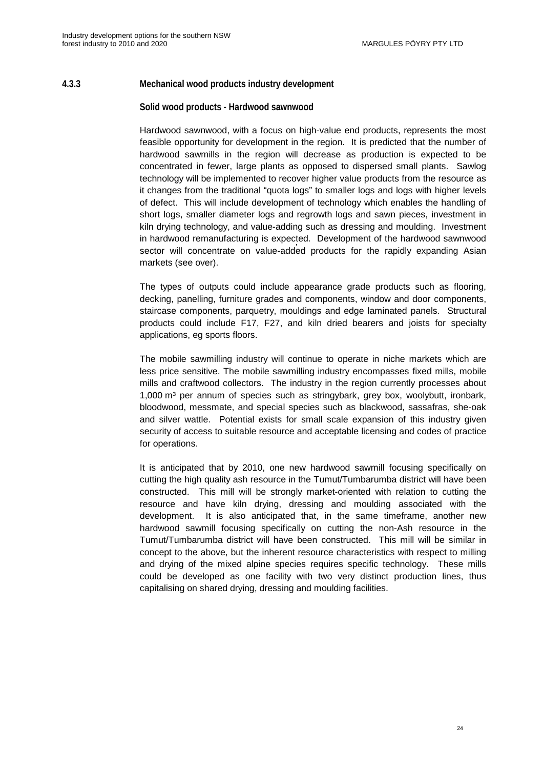### 4.3.3 Mechanical wood products industry development

#### Solid wood products - Hardwood sawnwood

Hardwood sawnwood, with a focus on high-value end products, represents the most feasible opportunity for development in the region. It is predicted that the number of hardwood sawmills in the region will decrease as production is expected to be concentrated in fewer, large plants as opposed to dispersed small plants. Sawlog technology will be implemented to recover higher value products from the resource as it changes from the traditional "quota logs" to smaller logs and logs with higher levels of defect. This will include development of technology which enables the handling of short logs, smaller diameter logs and regrowth logs and sawn pieces, investment in kiln drying technology, and value-adding such as dressing and moulding. Investment in hardwood remanufacturing is expected. Development of the hardwood sawnwood sector will concentrate on value-added products for the rapidly expanding Asian markets (see over).

The types of outputs could include appearance grade products such as flooring, decking, panelling, furniture grades and components, window and door components, staircase components, parquetry, mouldings and edge laminated panels. Structural products could include F17, F27, and kiln dried bearers and joists for specialty applications, eg sports floors.

The mobile sawmilling industry will continue to operate in niche markets which are less price sensitive. The mobile sawmilling industry encompasses fixed mills, mobile mills and craftwood collectors. The industry in the region currently processes about 1,000 m³ per annum of species such as stringybark, grey box, woolybutt, ironbark, bloodwood, messmate, and special species such as blackwood, sassafras, she-oak and silver wattle. Potential exists for small scale expansion of this industry given security of access to suitable resource and acceptable licensing and codes of practice for operations.

It is anticipated that by 2010, one new hardwood sawmill focusing specifically on cutting the high quality ash resource in the Tumut/Tumbarumba district will have been constructed. This mill will be strongly market-oriented with relation to cutting the resource and have kiln drying, dressing and moulding associated with the development. It is also anticipated that, in the same timeframe, another new hardwood sawmill focusing specifically on cutting the non-Ash resource in the Tumut/Tumbarumba district will have been constructed. This mill will be similar in concept to the above, but the inherent resource characteristics with respect to milling and drying of the mixed alpine species requires specific technology. These mills could be developed as one facility with two very distinct production lines, thus capitalising on shared drying, dressing and moulding facilities.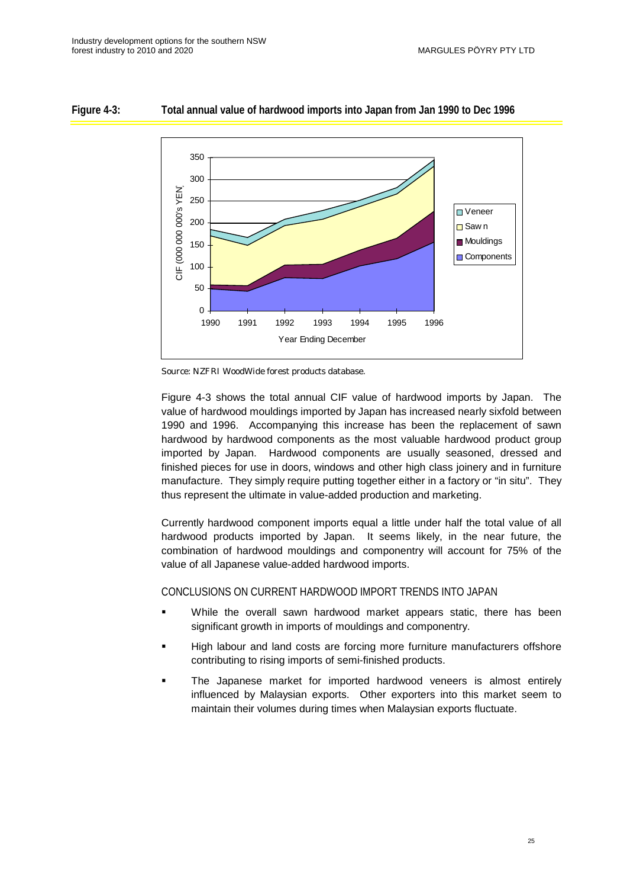**Figure 4-3: Total annual value of hardwood imports into Japan from Jan 1990 to Dec 1996**

Source: NZFRI WoodWide forest products database.

Figure 4-3 shows the total annual CIF value of hardwood imports by Japan. The value of hardwood mouldings imported by Japan has increased nearly sixfold between 1990 and 1996. Accompanying this increase has been the replacement of sawn hardwood by hardwood components as the most valuable hardwood product group imported by Japan. Hardwood components are usually seasoned, dressed and finished pieces for use in doors, windows and other high class joinery and in furniture manufacture. They simply require putting together either in a factory or "in situ". They thus represent the ultimate in value-added production and marketing.

Currently hardwood component imports equal a little under half the total value of all hardwood products imported by Japan. It seems likely, in the near future, the combination of hardwood mouldings and componentry will account for 75% of the value of all Japanese value-added hardwood imports.

CONCLUSIONS ON CURRENT HARDWOOD IMPORT TRENDS INTO JAPAN

- While the overall sawn hardwood market appears static, there has been significant growth in imports of mouldings and componentry.
- High labour and land costs are forcing more furniture manufacturers offshore contributing to rising imports of semi-finished products.
- The Japanese market for imported hardwood veneers is almost entirely influenced by Malaysian exports. Other exporters into this market seem to maintain their volumes during times when Malaysian exports fluctuate.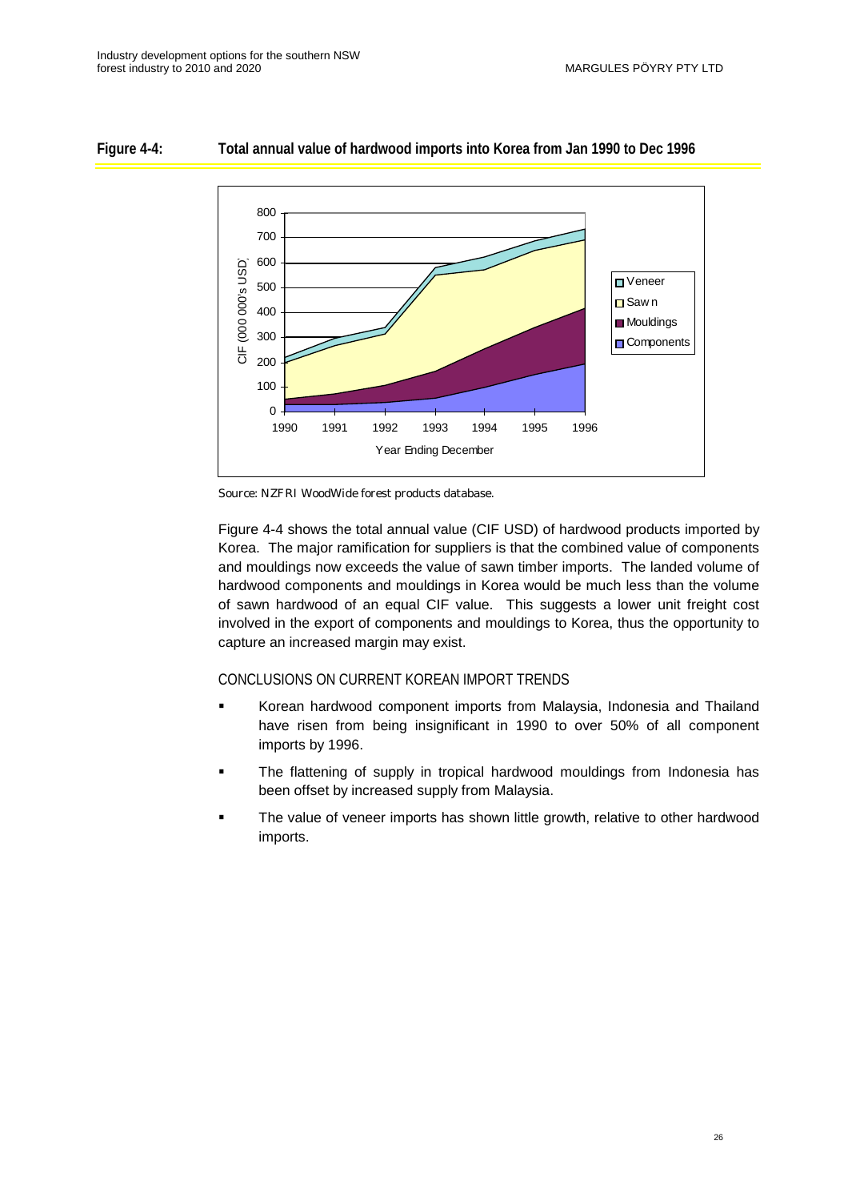**Figure 4-4: Total annual value of hardwood imports into Korea from Jan 1990 to Dec 1996**

Source: NZFRI WoodWide forest products database.

Figure 4-4 shows the total annual value (CIF USD) of hardwood products imported by Korea. The major ramification for suppliers is that the combined value of components and mouldings now exceeds the value of sawn timber imports. The landed volume of hardwood components and mouldings in Korea would be much less than the volume of sawn hardwood of an equal CIF value. This suggests a lower unit freight cost involved in the export of components and mouldings to Korea, thus the opportunity to capture an increased margin may exist.

### CONCLUSIONS ON CURRENT KOREAN IMPORT TRENDS

- Korean hardwood component imports from Malaysia, Indonesia and Thailand have risen from being insignificant in 1990 to over 50% of all component imports by 1996.
- The flattening of supply in tropical hardwood mouldings from Indonesia has been offset by increased supply from Malaysia.
- The value of veneer imports has shown little growth, relative to other hardwood imports.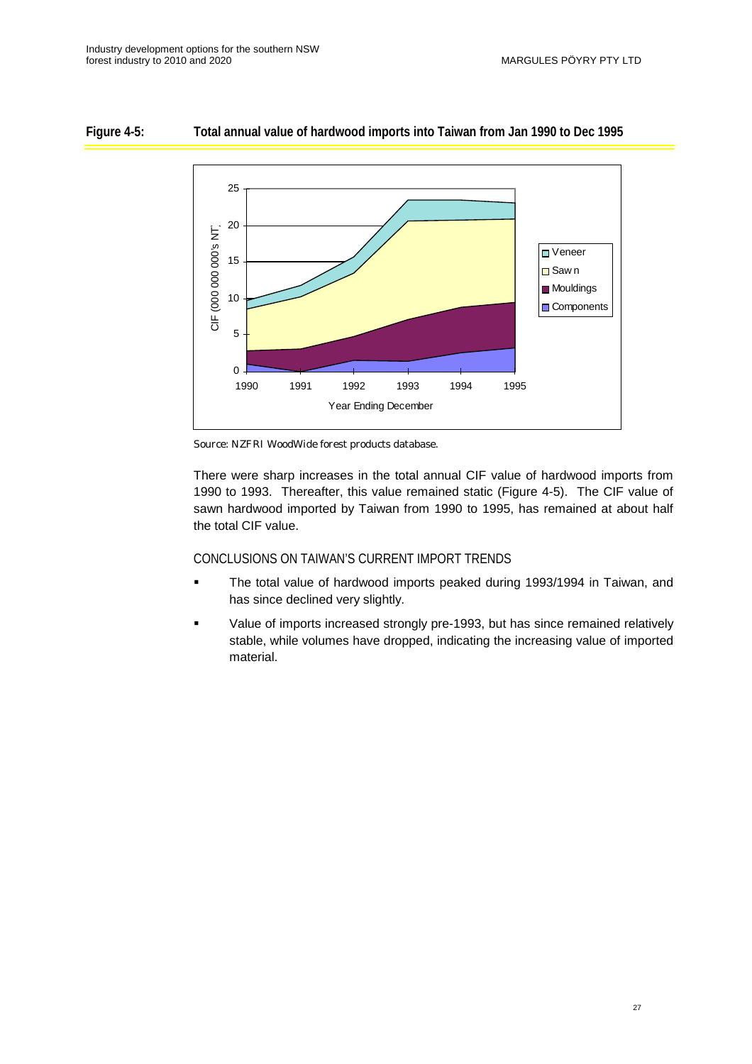**Figure 4-5: Total annual value of hardwood imports into Taiwan from Jan 1990 to Dec 1995**

Source: NZFRI WoodWide forest products database.

There were sharp increases in the total annual CIF value of hardwood imports from 1990 to 1993. Thereafter, this value remained static (Figure 4-5). The CIF value of sawn hardwood imported by Taiwan from 1990 to 1995, has remained at about half the total CIF value.

### CONCLUSIONS ON TAIWAN'S CURRENT IMPORT TRENDS

- The total value of hardwood imports peaked during 1993/1994 in Taiwan, and has since declined very slightly.
- Value of imports increased strongly pre-1993, but has since remained relatively stable, while volumes have dropped, indicating the increasing value of imported material.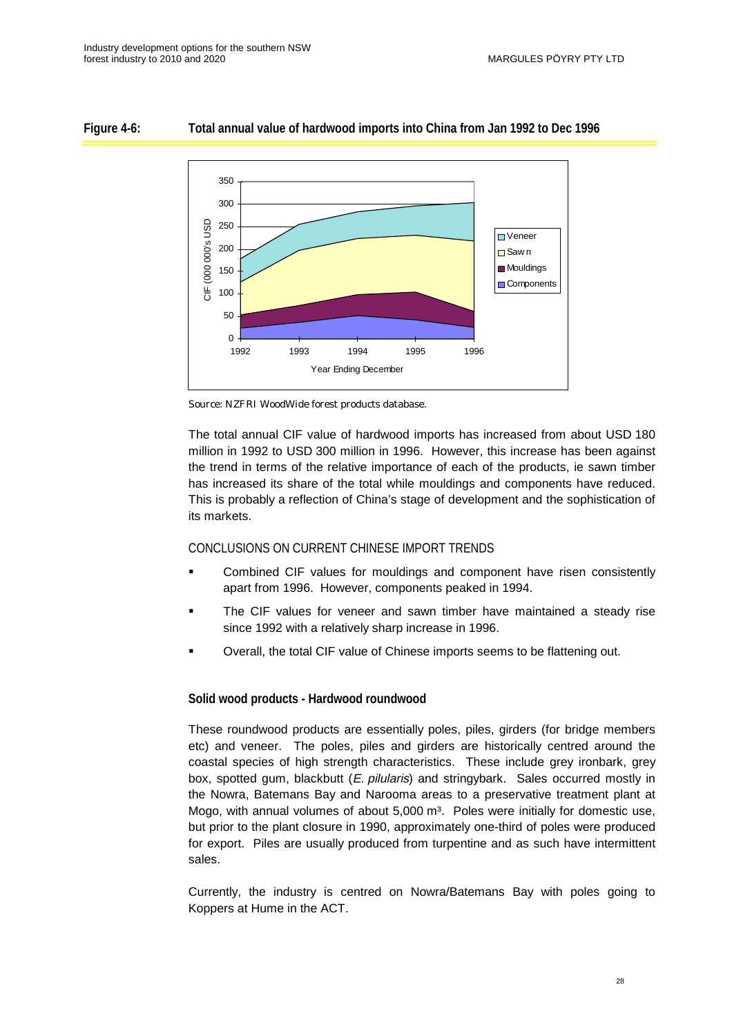**Figure 4-6: Total annual value of hardwood imports into China from Jan 1992 to Dec 1996**

Source: NZFRI WoodWide forest products database.

The total annual CIF value of hardwood imports has increased from about USD 180 million in 1992 to USD 300 million in 1996. However, this increase has been against the trend in terms of the relative importance of each of the products, ie sawn timber has increased its share of the total while mouldings and components have reduced. This is probably a reflection of China's stage of development and the sophistication of its markets.

CONCLUSIONS ON CURRENT CHINESE IMPORT TRENDS

- Combined CIF values for mouldings and component have risen consistently apart from 1996. However, components peaked in 1994.
- The CIF values for veneer and sawn timber have maintained a steady rise since 1992 with a relatively sharp increase in 1996.
- Overall, the total CIF value of Chinese imports seems to be flattening out.

### Solid wood products - Hardwood roundwood

These roundwood products are essentially poles, piles, girders (for bridge members etc) and veneer. The poles, piles and girders are historically centred around the coastal species of high strength characteristics. These include grey ironbark, grey box, spotted gum, blackbutt (*E. pilularis*) and stringybark. Sales occurred mostly in the Nowra, Batemans Bay and Narooma areas to a preservative treatment plant at Mogo, with annual volumes of about 5,000 m³. Poles were initially for domestic use, but prior to the plant closure in 1990, approximately one-third of poles were produced for export. Piles are usually produced from turpentine and as such have intermittent sales.

Currently, the industry is centred on Nowra/Batemans Bay with poles going to Koppers at Hume in the ACT.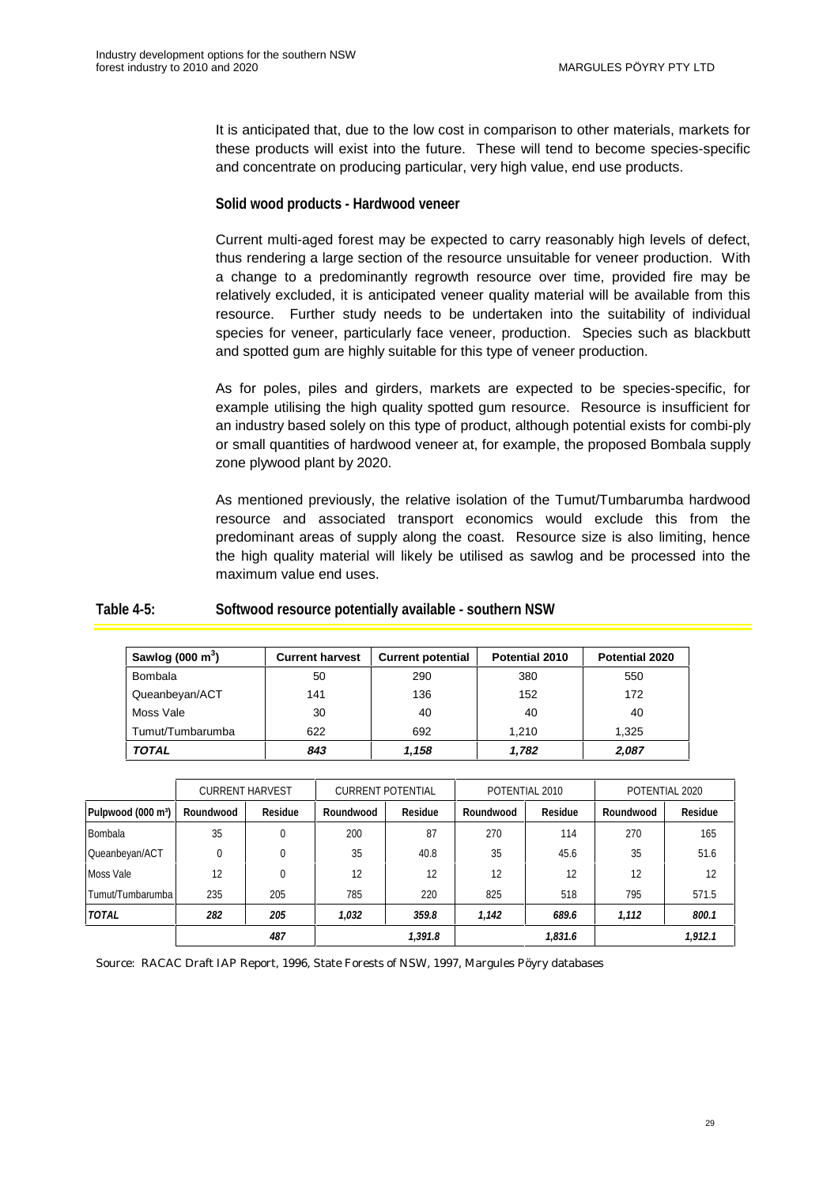It is anticipated that, due to the low cost in comparison to other materials, markets for these products will exist into the future. These will tend to become species-specific and concentrate on producing particular, very high value, end use products.

### Solid wood products - Hardwood veneer

Current multi-aged forest may be expected to carry reasonably high levels of defect, thus rendering a large section of the resource unsuitable for veneer production. With a change to a predominantly regrowth resource over time, provided fire may be relatively excluded, it is anticipated veneer quality material will be available from this resource. Further study needs to be undertaken into the suitability of individual species for veneer, particularly face veneer, production. Species such as blackbutt and spotted gum are highly suitable for this type of veneer production.

As for poles, piles and girders, markets are expected to be species-specific, for example utilising the high quality spotted gum resource. Resource is insufficient for an industry based solely on this type of product, although potential exists for combi-ply or small quantities of hardwood veneer at, for example, the proposed Bombala supply zone plywood plant by 2020.

As mentioned previously, the relative isolation of the Tumut/Tumbarumba hardwood resource and associated transport economics would exclude this from the predominant areas of supply along the coast. Resource size is also limiting, hence the high quality material will likely be utilised as sawlog and be processed into the maximum value end uses.

**Table 4-5: Softwood resource potentially available - southern NSW**

| Sawlog (000 $m^3$) | Current harvest | Current potential | Potential 2010 | Potential 2020 |
|---|---|---|---|---|
| Bombala | 50 | 290 | 380 | 550 |
| Queanbeyan/ACT | 141 | 136 | 152 | 172 |
| Moss Vale | 30 | 40 | 40 | 40 |
| Tumut/Tumbarumba | 622 | 692 | 1,210 | 1,325 |
| ***TOTAL*** | ***843*** | ***1,158*** | ***1,782*** | ***2,087*** |

| | CURRENT HARVEST | | CURRENT POTENTIAL | | POTENTIAL 2010 | | POTENTIAL 2020 | |
|---|---|---|---|---|---|---|---|---|
| Pulpwood (000 $m^3$) | Roundwood | Residue | Roundwood | Residue | Roundwood | Residue | Roundwood | Residue |
| Bombala | 35 | 0 | 200 | 87 | 270 | 114 | 270 | 165 |
| Queanbeyan/ACT | 0 | 0 | 35 | 40.8 | 35 | 45.6 | 35 | 51.6 |
| Moss Vale | 12 | 0 | 12 | 12 | 12 | 12 | 12 | 12 |
| Tumut/Tumbarumba | 235 | 205 | 785 | 220 | 825 | 518 | 795 | 571.5 |
| ***TOTAL*** | ***282*** | ***205*** | ***1,032*** | ***359.8*** | ***1,142*** | ***689.6*** | ***1,112*** | ***800.1*** |
| | | ***487*** | | ***1,391.8*** | | ***1,831.6*** | | ***1,912.1*** |

Source: RACAC Draft IAP Report, 1996, State Forests of NSW, 1997, Margules Pöyry databases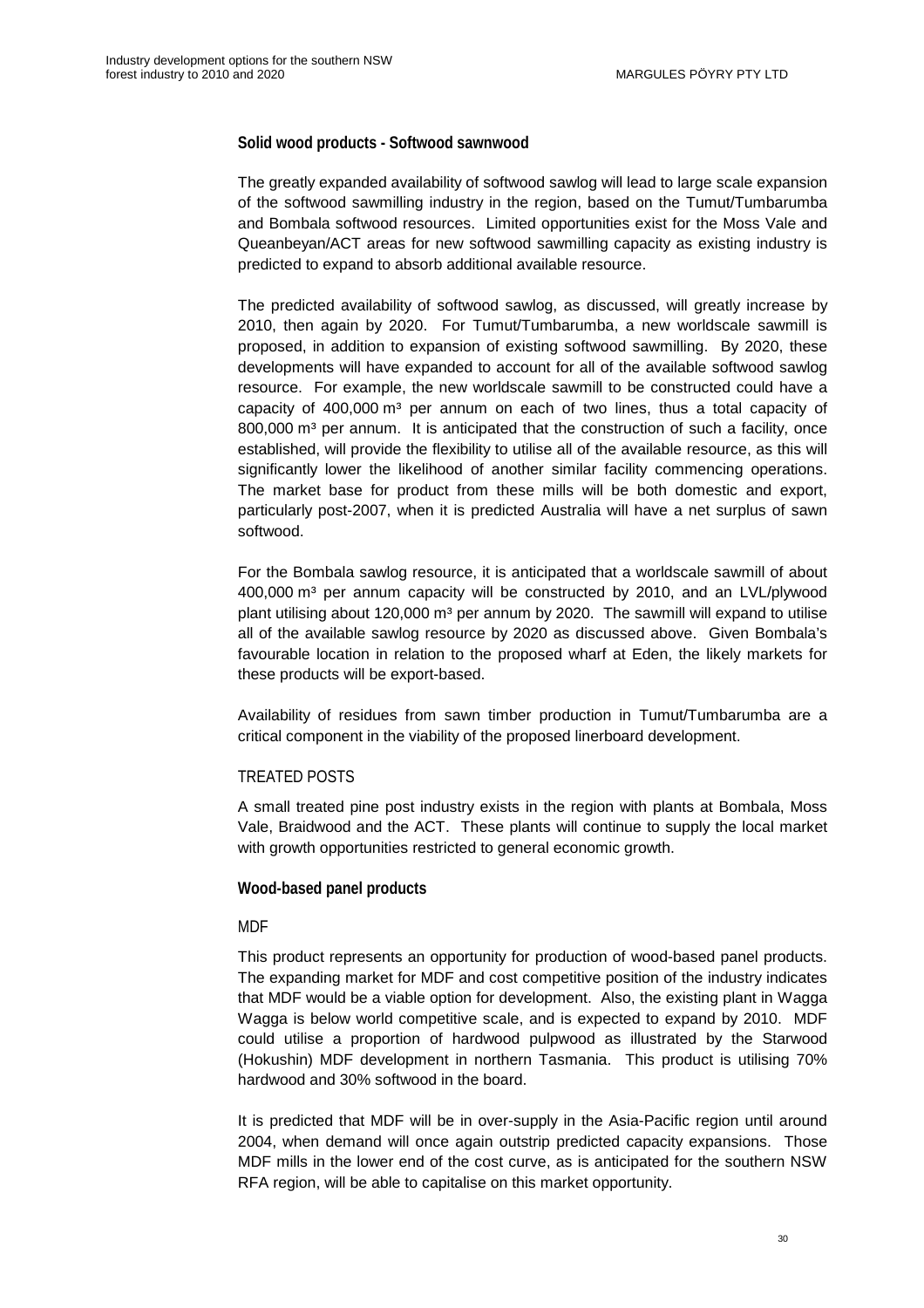### Solid wood products - Softwood sawnwood

The greatly expanded availability of softwood sawlog will lead to large scale expansion of the softwood sawmilling industry in the region, based on the Tumut/Tumbarumba and Bombala softwood resources. Limited opportunities exist for the Moss Vale and Queanbeyan/ACT areas for new softwood sawmilling capacity as existing industry is predicted to expand to absorb additional available resource.

The predicted availability of softwood sawlog, as discussed, will greatly increase by 2010, then again by 2020. For Tumut/Tumbarumba, a new worldscale sawmill is proposed, in addition to expansion of existing softwood sawmilling. By 2020, these developments will have expanded to account for all of the available softwood sawlog resource. For example, the new worldscale sawmill to be constructed could have a capacity of 400,000 m³ per annum on each of two lines, thus a total capacity of 800,000 m³ per annum. It is anticipated that the construction of such a facility, once established, will provide the flexibility to utilise all of the available resource, as this will significantly lower the likelihood of another similar facility commencing operations. The market base for product from these mills will be both domestic and export, particularly post-2007, when it is predicted Australia will have a net surplus of sawn softwood.

For the Bombala sawlog resource, it is anticipated that a worldscale sawmill of about 400,000 m³ per annum capacity will be constructed by 2010, and an LVL/plywood plant utilising about 120,000 m³ per annum by 2020. The sawmill will expand to utilise all of the available sawlog resource by 2020 as discussed above. Given Bombala's favourable location in relation to the proposed wharf at Eden, the likely markets for these products will be export-based.

Availability of residues from sawn timber production in Tumut/Tumbarumba are a critical component in the viability of the proposed linerboard development.

#### TREATED POSTS

A small treated pine post industry exists in the region with plants at Bombala, Moss Vale, Braidwood and the ACT. These plants will continue to supply the local market with growth opportunities restricted to general economic growth.

### Wood-based panel products

#### MDF

This product represents an opportunity for production of wood-based panel products. The expanding market for MDF and cost competitive position of the industry indicates that MDF would be a viable option for development. Also, the existing plant in Wagga Wagga is below world competitive scale, and is expected to expand by 2010. MDF could utilise a proportion of hardwood pulpwood as illustrated by the Starwood (Hokushin) MDF development in northern Tasmania. This product is utilising 70% hardwood and 30% softwood in the board.

It is predicted that MDF will be in over-supply in the Asia-Pacific region until around 2004, when demand will once again outstrip predicted capacity expansions. Those MDF mills in the lower end of the cost curve, as is anticipated for the southern NSW RFA region, will be able to capitalise on this market opportunity.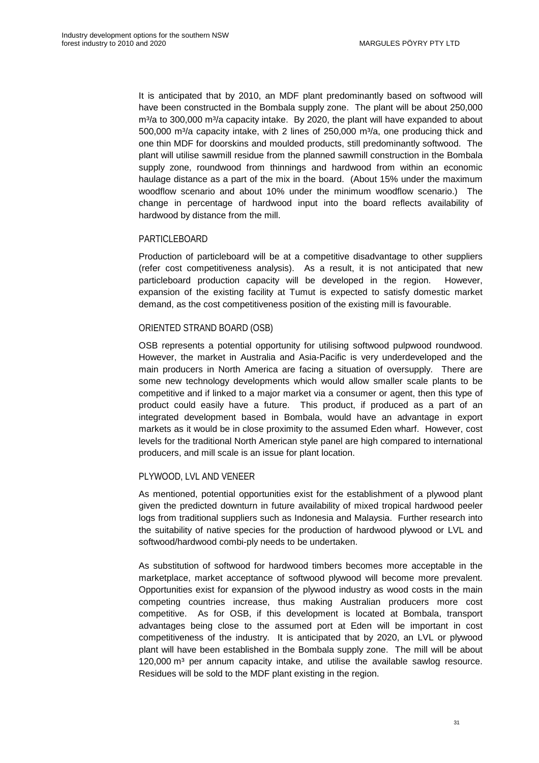It is anticipated that by 2010, an MDF plant predominantly based on softwood will have been constructed in the Bombala supply zone. The plant will be about 250,000 m³/a to 300,000 m³/a capacity intake. By 2020, the plant will have expanded to about 500,000 m³/a capacity intake, with 2 lines of 250,000 m³/a, one producing thick and one thin MDF for doorskins and moulded products, still predominantly softwood. The plant will utilise sawmill residue from the planned sawmill construction in the Bombala supply zone, roundwood from thinnings and hardwood from within an economic haulage distance as a part of the mix in the board. (About 15% under the maximum woodflow scenario and about 10% under the minimum woodflow scenario.) The change in percentage of hardwood input into the board reflects availability of hardwood by distance from the mill.

### PARTICLEBOARD

Production of particleboard will be at a competitive disadvantage to other suppliers (refer cost competitiveness analysis). As a result, it is not anticipated that new particleboard production capacity will be developed in the region. However, expansion of the existing facility at Tumut is expected to satisfy domestic market demand, as the cost competitiveness position of the existing mill is favourable.

### ORIENTED STRAND BOARD (OSB)

OSB represents a potential opportunity for utilising softwood pulpwood roundwood. However, the market in Australia and Asia-Pacific is very underdeveloped and the main producers in North America are facing a situation of oversupply. There are some new technology developments which would allow smaller scale plants to be competitive and if linked to a major market via a consumer or agent, then this type of product could easily have a future. This product, if produced as a part of an integrated development based in Bombala, would have an advantage in export markets as it would be in close proximity to the assumed Eden wharf. However, cost levels for the traditional North American style panel are high compared to international producers, and mill scale is an issue for plant location.

### PLYWOOD, LVL AND VENEER

As mentioned, potential opportunities exist for the establishment of a plywood plant given the predicted downturn in future availability of mixed tropical hardwood peeler logs from traditional suppliers such as Indonesia and Malaysia. Further research into the suitability of native species for the production of hardwood plywood or LVL and softwood/hardwood combi-ply needs to be undertaken.

As substitution of softwood for hardwood timbers becomes more acceptable in the marketplace, market acceptance of softwood plywood will become more prevalent. Opportunities exist for expansion of the plywood industry as wood costs in the main competing countries increase, thus making Australian producers more cost competitive. As for OSB, if this development is located at Bombala, transport advantages being close to the assumed port at Eden will be important in cost competitiveness of the industry. It is anticipated that by 2020, an LVL or plywood plant will have been established in the Bombala supply zone. The mill will be about 120,000 m³ per annum capacity intake, and utilise the available sawlog resource. Residues will be sold to the MDF plant existing in the region.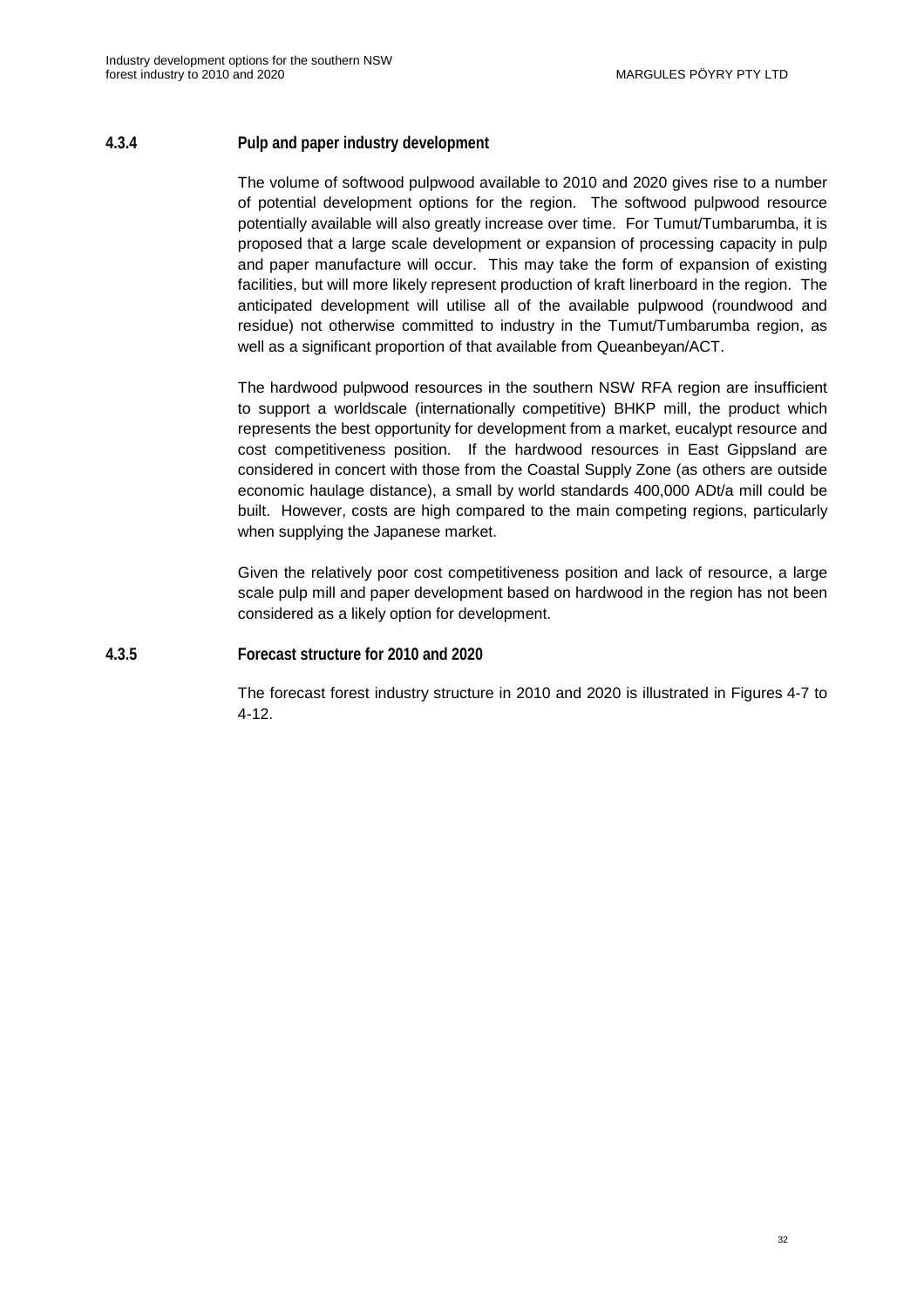#### 4.3.4 Pulp and paper industry development

The volume of softwood pulpwood available to 2010 and 2020 gives rise to a number of potential development options for the region. The softwood pulpwood resource potentially available will also greatly increase over time. For Tumut/Tumbarumba, it is proposed that a large scale development or expansion of processing capacity in pulp and paper manufacture will occur. This may take the form of expansion of existing facilities, but will more likely represent production of kraft linerboard in the region. The anticipated development will utilise all of the available pulpwood (roundwood and residue) not otherwise committed to industry in the Tumut/Tumbarumba region, as well as a significant proportion of that available from Queanbeyan/ACT.

The hardwood pulpwood resources in the southern NSW RFA region are insufficient to support a worldscale (internationally competitive) BHKP mill, the product which represents the best opportunity for development from a market, eucalypt resource and cost competitiveness position. If the hardwood resources in East Gippsland are considered in concert with those from the Coastal Supply Zone (as others are outside economic haulage distance), a small by world standards 400,000 ADt/a mill could be built. However, costs are high compared to the main competing regions, particularly when supplying the Japanese market.

Given the relatively poor cost competitiveness position and lack of resource, a large scale pulp mill and paper development based on hardwood in the region has not been considered as a likely option for development.

#### 4.3.5 Forecast structure for 2010 and 2020

The forecast forest industry structure in 2010 and 2020 is illustrated in Figures 4-7 to 4-12.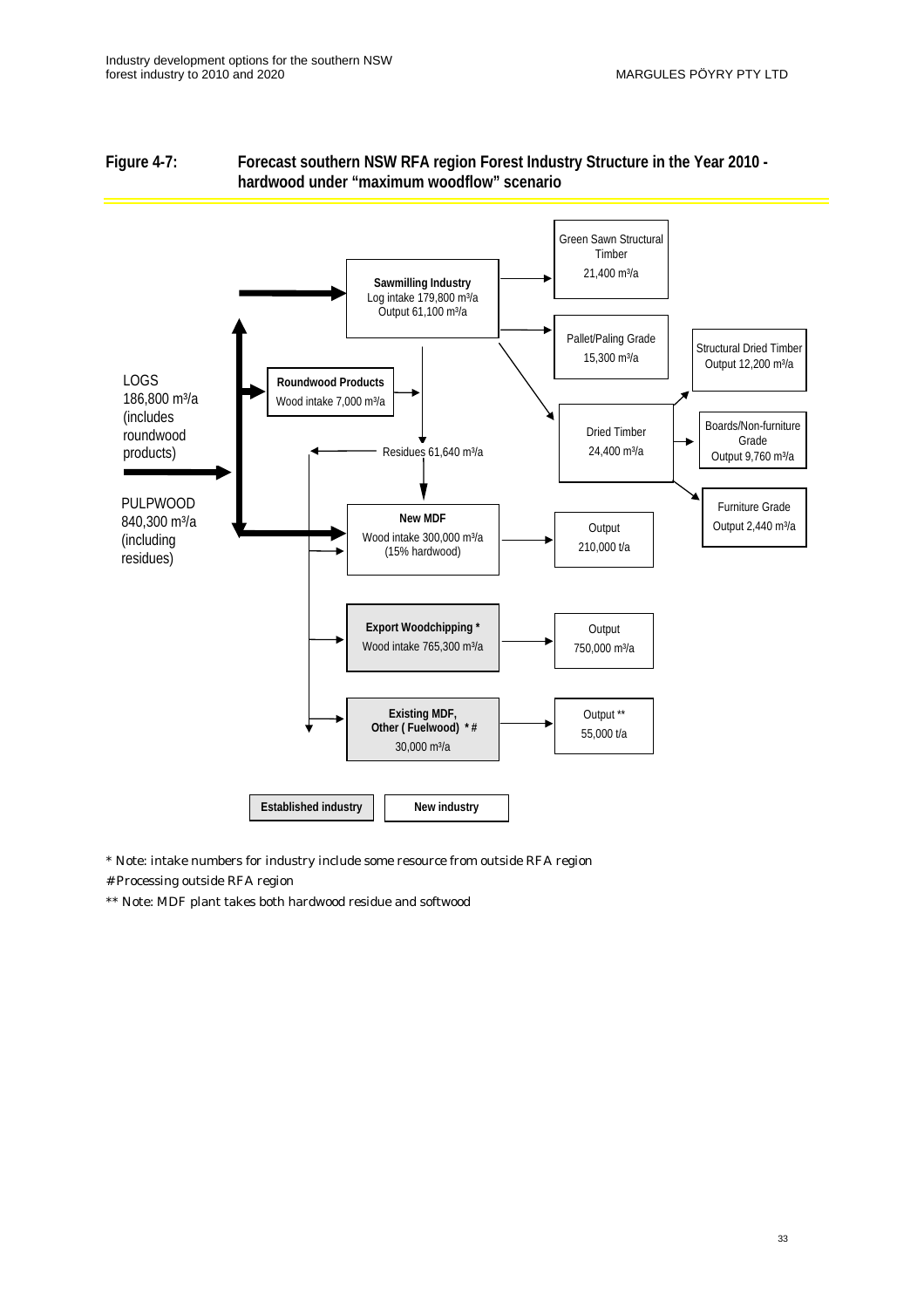**Figure 4-7: Forecast southern NSW RFA region Forest Industry Structure in the Year 2010 - hardwood under "maximum woodflow" scenario**

LOGS
186,800 m³/a
(includes roundwood products)

PULPWOOD
840,300 m³/a
(including residues)

**Sawmilling Industry**
Log intake 179,800 m³/a
Output 61,100 m³/a

**Roundwood Products**
Wood intake 7,000 m³/a

Residues 61,640 m³/a

Green Sawn Structural Timber
21,400 m³/a

Pallet/Paling Grade
15,300 m³/a

Dried Timber
24,400 m³/a

Structural Dried Timber
Output 12,200 m³/a

Boards/Non-furniture Grade
Output 9,760 m³/a

Furniture Grade
Output 2,440 m³/a

**New MDF**
Wood intake 300,000 m³/a
(15% hardwood)

Output
210,000 t/a

**Export Woodchipping ***
Wood intake 765,300 m³/a

Output
750,000 m³/a

**Existing MDF, Other ( Fuelwood) * #**
30,000 m³/a

Output **
55,000 t/a

**Established industry** | **New industry**

* Note: intake numbers for industry include some resource from outside RFA region

# Processing outside RFA region

** Note: MDF plant takes both hardwood residue and softwood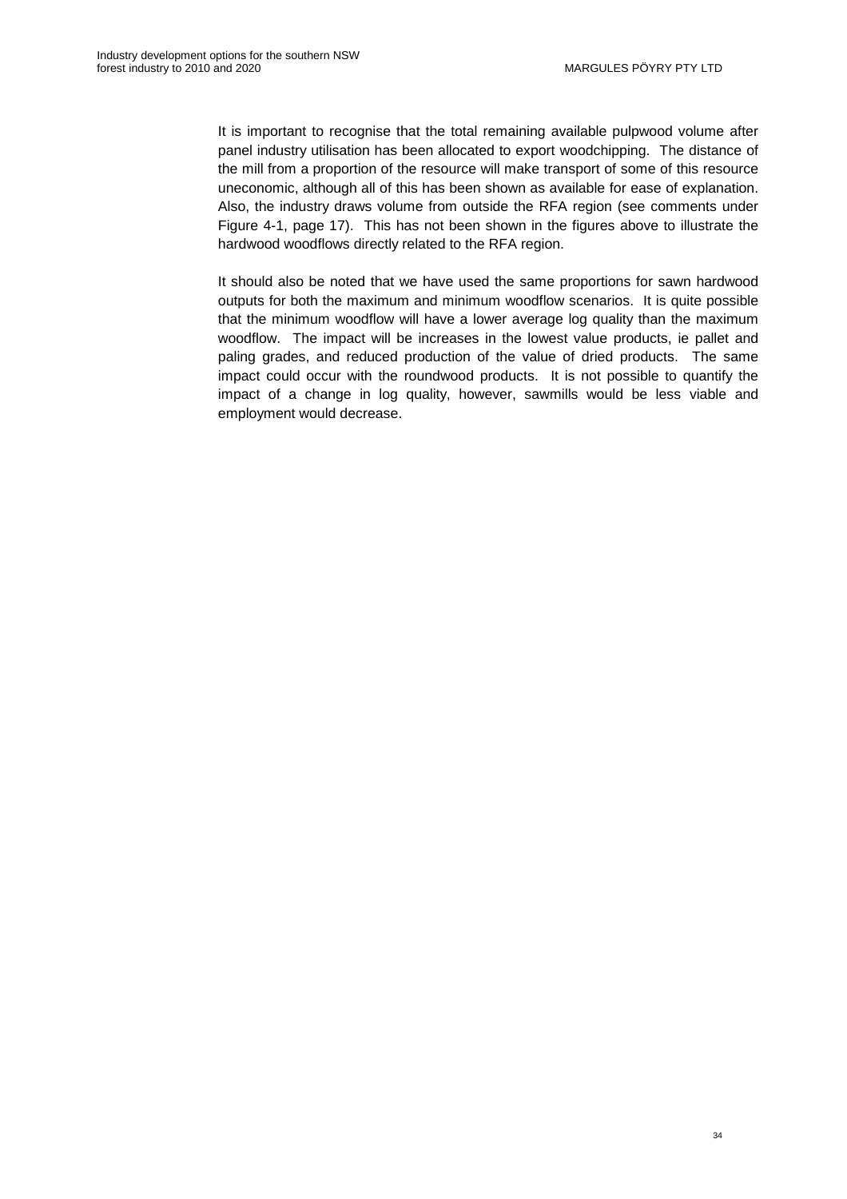It is important to recognise that the total remaining available pulpwood volume after panel industry utilisation has been allocated to export woodchipping. The distance of the mill from a proportion of the resource will make transport of some of this resource uneconomic, although all of this has been shown as available for ease of explanation. Also, the industry draws volume from outside the RFA region (see comments under Figure 4-1, page 17). This has not been shown in the figures above to illustrate the hardwood woodflows directly related to the RFA region.

It should also be noted that we have used the same proportions for sawn hardwood outputs for both the maximum and minimum woodflow scenarios. It is quite possible that the minimum woodflow will have a lower average log quality than the maximum woodflow. The impact will be increases in the lowest value products, ie pallet and paling grades, and reduced production of the value of dried products. The same impact could occur with the roundwood products. It is not possible to quantify the impact of a change in log quality, however, sawmills would be less viable and employment would decrease.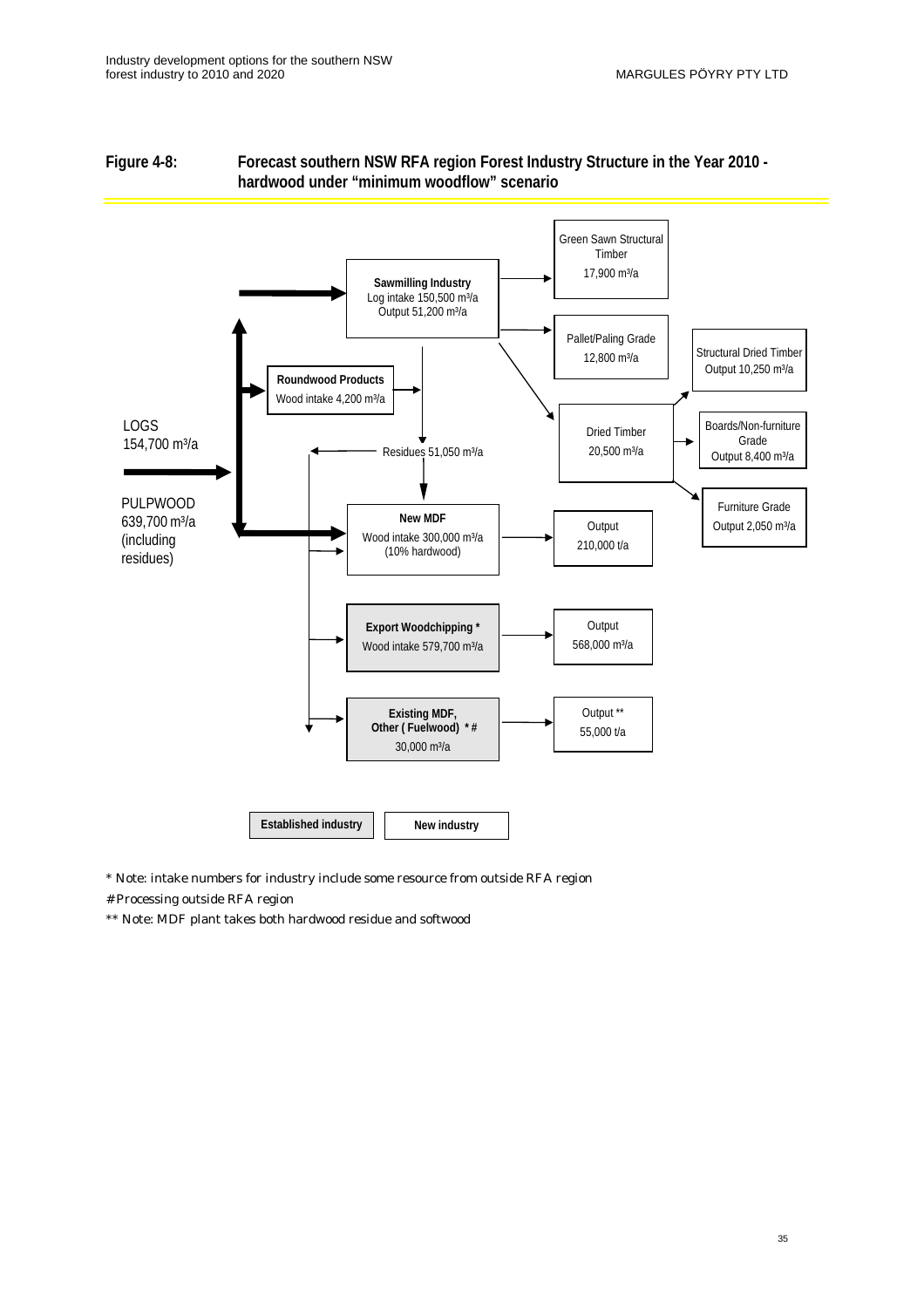**Figure 4-8: Forecast southern NSW RFA region Forest Industry Structure in the Year 2010 - hardwood under "minimum woodflow" scenario**

LOGS
154,700 m³/a

PULPWOOD
639,700 m³/a
(including residues)

**Sawmilling Industry**
Log intake 150,500 m³/a
Output 51,200 m³/a

Green Sawn Structural Timber
17,900 m³/a

Pallet/Paling Grade
12,800 m³/a

Dried Timber
20,500 m³/a

Structural Dried Timber
Output 10,250 m³/a

Boards/Non-furniture Grade
Output 8,400 m³/a

Furniture Grade
Output 2,050 m³/a

**Roundwood Products**
Wood intake 4,200 m³/a

Residues 51,050 m³/a

**New MDF**
Wood intake 300,000 m³/a
(10% hardwood)

Output
210,000 t/a

**Export Woodchipping ***
Wood intake 579,700 m³/a

Output
568,000 m³/a

**Existing MDF, Other ( Fuelwood) * #**
30,000 m³/a

Output **
55,000 t/a

**Established industry** | **New industry**

\* Note: intake numbers for industry include some resource from outside RFA region

\# Processing outside RFA region

\*\* Note: MDF plant takes both hardwood residue and softwood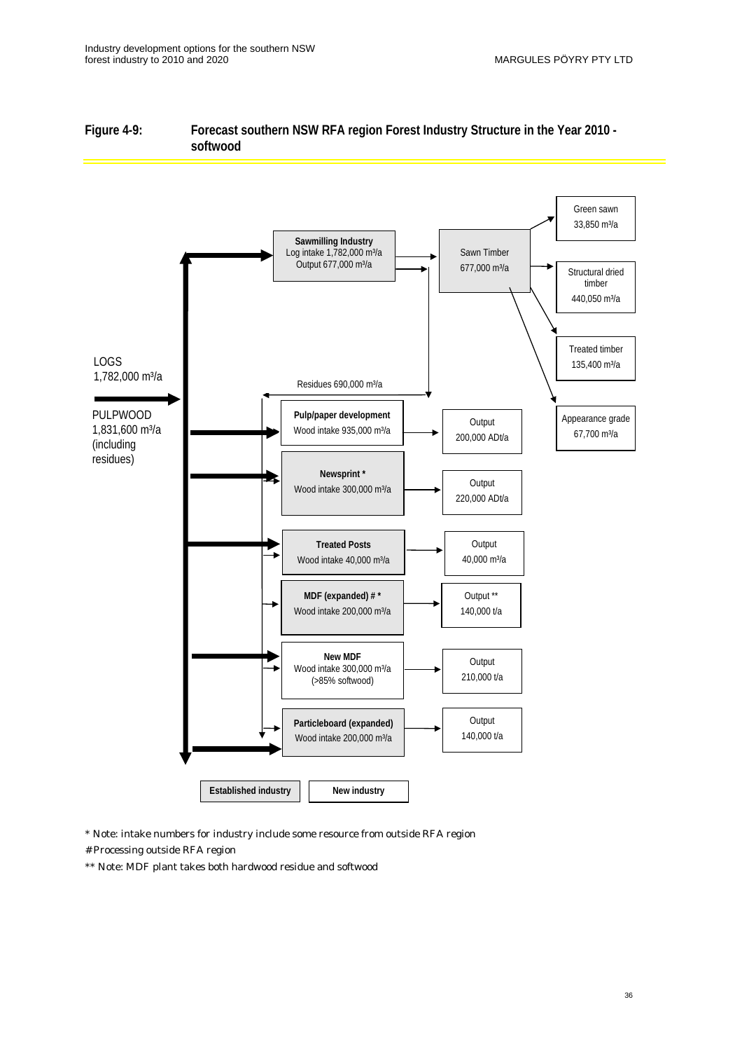**Figure 4-9: Forecast southern NSW RFA region Forest Industry Structure in the Year 2010 - softwood**

LOGS
1,782,000 m³/a

PULPWOOD
1,831,600 m³/a
(including residues)

**Sawmilling Industry**
Log intake 1,782,000 m³/a
Output 677,000 m³/a

Sawn Timber
677,000 m³/a

Green sawn
33,850 m³/a

Structural dried timber
440,050 m³/a

Treated timber
135,400 m³/a

Appearance grade
67,700 m³/a

Residues 690,000 m³/a

**Pulp/paper development**
Wood intake 935,000 m³/a
→ Output 200,000 ADt/a

**Newsprint ***
Wood intake 300,000 m³/a
→ Output 220,000 ADt/a

**Treated Posts**
Wood intake 40,000 m³/a
→ Output 40,000 m³/a

**MDF (expanded) # ***
Wood intake 200,000 m³/a
→ Output ** 140,000 t/a

**New MDF**
Wood intake 300,000 m³/a
(>85% softwood)
→ Output 210,000 t/a

**Particleboard (expanded)**
Wood intake 200,000 m³/a
→ Output 140,000 t/a

**Established industry** | **New industry**

* Note: intake numbers for industry include some resource from outside RFA region

# Processing outside RFA region

** Note: MDF plant takes both hardwood residue and softwood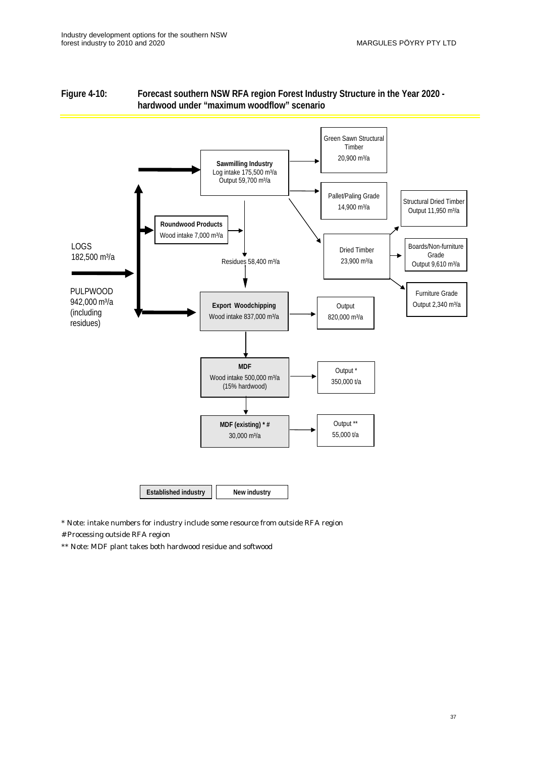**Figure 4-10: Forecast southern NSW RFA region Forest Industry Structure in the Year 2020 - hardwood under "maximum woodflow" scenario**

LOGS
182,500 m³/a

PULPWOOD
942,000 m³/a
(including residues)

**Sawmilling Industry**
Log intake 175,500 m³/a
Output 59,700 m³/a

Green Sawn Structural Timber
20,900 m³/a

Pallet/Paling Grade
14,900 m³/a

Dried Timber
23,900 m³/a

Structural Dried Timber
Output 11,950 m³/a

Boards/Non-furniture Grade
Output 9,610 m³/a

Furniture Grade
Output 2,340 m³/a

**Roundwood Products**
Wood intake 7,000 m³/a

Residues 58,400 m³/a

**Export Woodchipping**
Wood intake 837,000 m³/a

Output
820,000 m³/a

**MDF**
Wood intake 500,000 m³/a
(15% hardwood)

Output *
350,000 t/a

**MDF (existing) * #**
30,000 m³/a

Output **
55,000 t/a

**Established industry** | **New industry**

* Note: intake numbers for industry include some resource from outside RFA region

# Processing outside RFA region

** Note: MDF plant takes both hardwood residue and softwood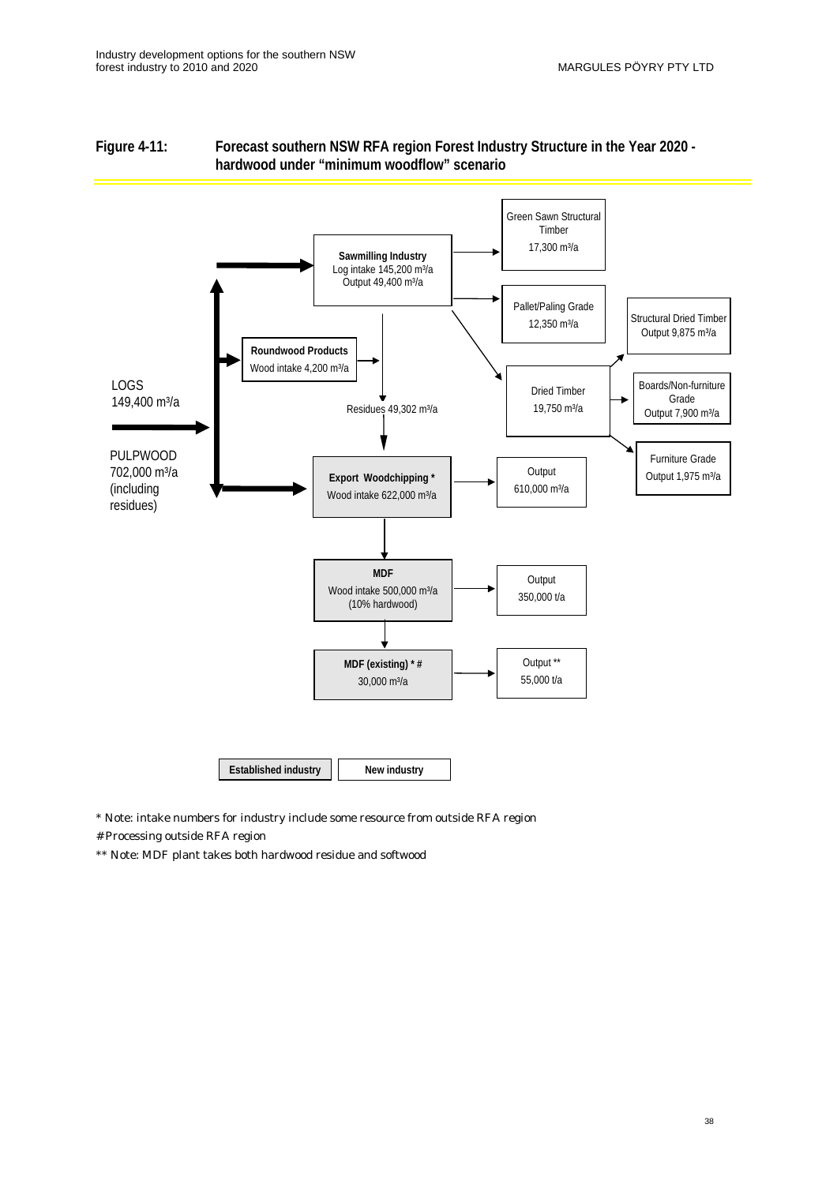**Figure 4-11: Forecast southern NSW RFA region Forest Industry Structure in the Year 2020 - hardwood under "minimum woodflow" scenario**

LOGS
149,400 m³/a

PULPWOOD
702,000 m³/a
(including residues)

**Sawmilling Industry**
Log intake 145,200 m³/a
Output 49,400 m³/a

Green Sawn Structural Timber
17,300 m³/a

Pallet/Paling Grade
12,350 m³/a

Dried Timber
19,750 m³/a

Structural Dried Timber
Output 9,875 m³/a

Boards/Non-furniture Grade
Output 7,900 m³/a

Furniture Grade
Output 1,975 m³/a

**Roundwood Products**
Wood intake 4,200 m³/a

Residues 49,302 m³/a

**Export Woodchipping ***
Wood intake 622,000 m³/a

Output
610,000 m³/a

**MDF**
Wood intake 500,000 m³/a
(10% hardwood)

Output
350,000 t/a

**MDF (existing) * #**
30,000 m³/a

Output **
55,000 t/a

**Established industry** | **New industry**

* Note: intake numbers for industry include some resource from outside RFA region

# Processing outside RFA region

** Note: MDF plant takes both hardwood residue and softwood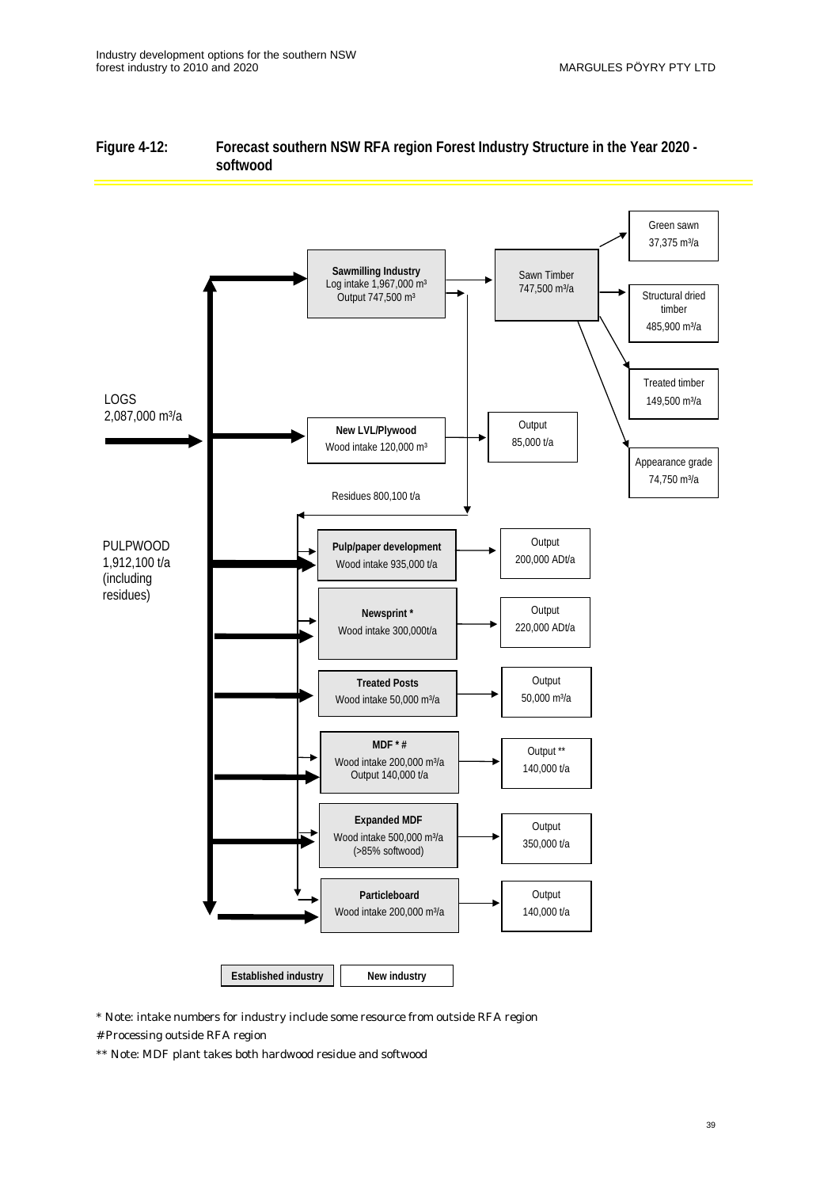**Figure 4-12: Forecast southern NSW RFA region Forest Industry Structure in the Year 2020 - softwood**

LOGS
2,087,000 m³/a

PULPWOOD
1,912,100 t/a
(including
residues)

**Sawmilling Industry**
Log intake 1,967,000 m³
Output 747,500 m³

Sawn Timber
747,500 m³/a

Green sawn
37,375 m³/a

Structural dried timber
485,900 m³/a

Treated timber
149,500 m³/a

Appearance grade
74,750 m³/a

**New LVL/Plywood**
Wood intake 120,000 m³

Output
85,000 t/a

Residues 800,100 t/a

**Pulp/paper development**
Wood intake 935,000 t/a

Output
200,000 ADt/a

**Newsprint ***
Wood intake 300,000t/a

Output
220,000 ADt/a

**Treated Posts**
Wood intake 50,000 m³/a

Output
50,000 m³/a

**MDF * #**
Wood intake 200,000 m³/a
Output 140,000 t/a

Output **
140,000 t/a

**Expanded MDF**
Wood intake 500,000 m³/a
(>85% softwood)

Output
350,000 t/a

**Particleboard**
Wood intake 200,000 m³/a

Output
140,000 t/a

**Established industry** | **New industry**

* Note: intake numbers for industry include some resource from outside RFA region

# Processing outside RFA region

** Note: MDF plant takes both hardwood residue and softwood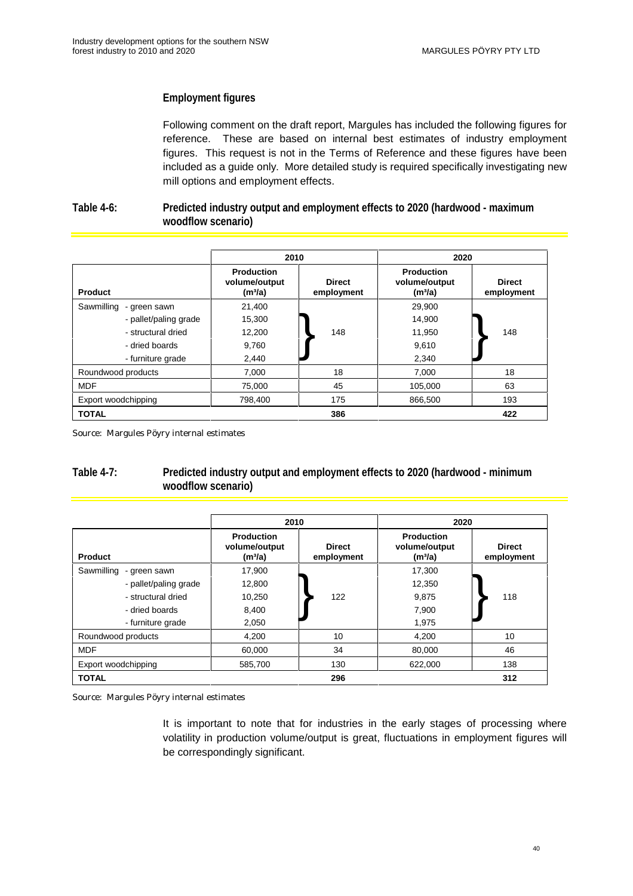### Employment figures

Following comment on the draft report, Margules has included the following figures for reference. These are based on internal best estimates of industry employment figures. This request is not in the Terms of Reference and these figures have been included as a guide only. More detailed study is required specifically investigating new mill options and employment effects.

**Table 4-6: Predicted industry output and employment effects to 2020 (hardwood - maximum woodflow scenario)**

| | 2010 | | 2020 | |
|---|---|---|---|---|
| **Product** | **Production volume/output ($m^3/a$)** | **Direct employment** | **Production volume/output ($m^3/a$)** | **Direct employment** |
| Sawmilling - green sawn | 21,400 | 148 | 29,900 | 148 |
| - pallet/paling grade | 15,300 | | 14,900 | |
| - structural dried | 12,200 | | 11,950 | |
| - dried boards | 9,760 | | 9,610 | |
| - furniture grade | 2,440 | | 2,340 | |
| Roundwood products | 7,000 | 18 | 7,000 | 18 |
| MDF | 75,000 | 45 | 105,000 | 63 |
| Export woodchipping | 798,400 | 175 | 866,500 | 193 |
| **TOTAL** | | **386** | | **422** |

*Source: Margules Pöyry internal estimates*

**Table 4-7: Predicted industry output and employment effects to 2020 (hardwood - minimum woodflow scenario)**

| | 2010 | | 2020 | |
|---|---|---|---|---|
| **Product** | **Production volume/output ($m^3/a$)** | **Direct employment** | **Production volume/output ($m^3/a$)** | **Direct employment** |
| Sawmilling - green sawn | 17,900 | 122 | 17,300 | 118 |
| - pallet/paling grade | 12,800 | | 12,350 | |
| - structural dried | 10,250 | | 9,875 | |
| - dried boards | 8,400 | | 7,900 | |
| - furniture grade | 2,050 | | 1,975 | |
| Roundwood products | 4,200 | 10 | 4,200 | 10 |
| MDF | 60,000 | 34 | 80,000 | 46 |
| Export woodchipping | 585,700 | 130 | 622,000 | 138 |
| **TOTAL** | | **296** | | **312** |

*Source: Margules Pöyry internal estimates*

It is important to note that for industries in the early stages of processing where volatility in production volume/output is great, fluctuations in employment figures will be correspondingly significant.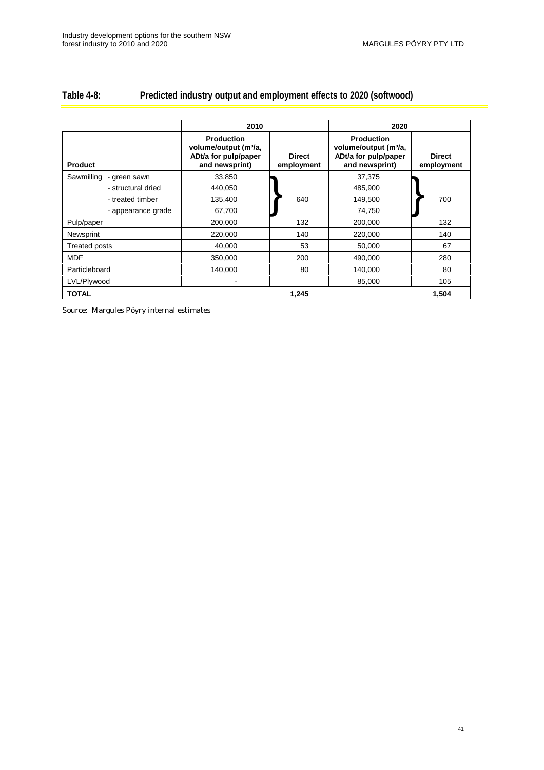## Table 4-8: Predicted industry output and employment effects to 2020 (softwood)

| Product | 2010 | | 2020 | |
|---|---|---|---|---|
| | Production volume/output ($m^3$/a, ADt/a for pulp/paper and newsprint) | Direct employment | Production volume/output ($m^3$/a, ADt/a for pulp/paper and newsprint) | Direct employment |
| Sawmilling - green sawn | 33,850 | 640 | 37,375 | 700 |
| - structural dried | 440,050 | | 485,900 | |
| - treated timber | 135,400 | | 149,500 | |
| - appearance grade | 67,700 | | 74,750 | |
| Pulp/paper | 200,000 | 132 | 200,000 | 132 |
| Newsprint | 220,000 | 140 | 220,000 | 140 |
| Treated posts | 40,000 | 53 | 50,000 | 67 |
| MDF | 350,000 | 200 | 490,000 | 280 |
| Particleboard | 140,000 | 80 | 140,000 | 80 |
| LVL/Plywood | - | | 85,000 | 105 |
| **TOTAL** | | **1,245** | | **1,504** |

*Source: Margules Pöyry internal estimates*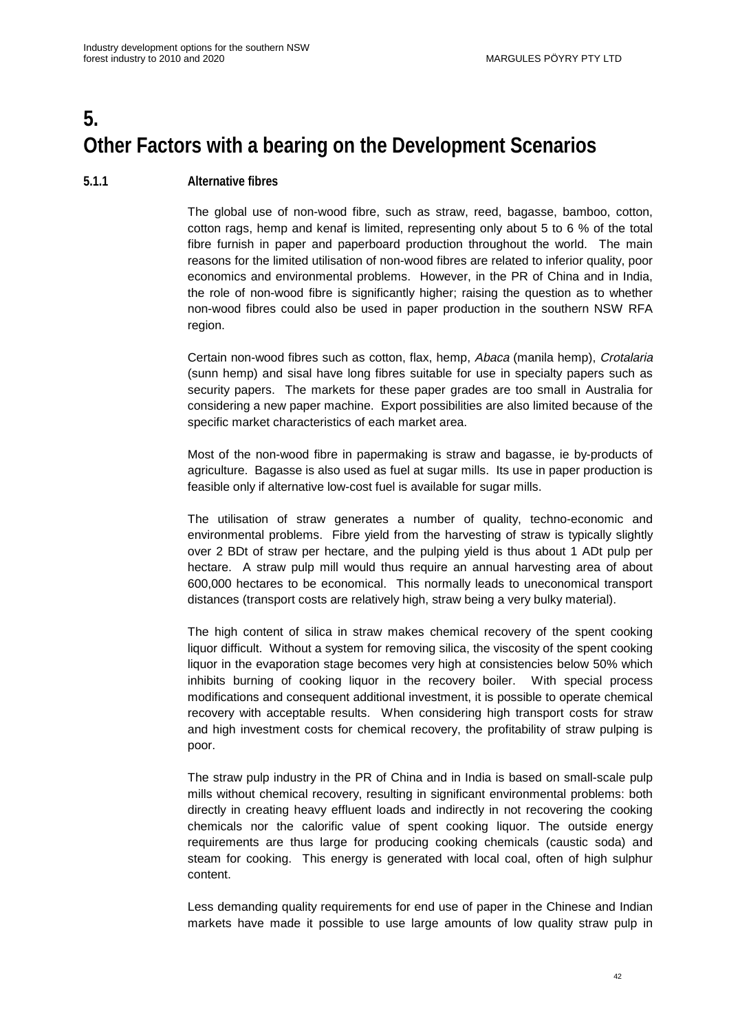# 5. Other Factors with a bearing on the Development Scenarios

### 5.1.1 Alternative fibres

The global use of non-wood fibre, such as straw, reed, bagasse, bamboo, cotton, cotton rags, hemp and kenaf is limited, representing only about 5 to 6 % of the total fibre furnish in paper and paperboard production throughout the world. The main reasons for the limited utilisation of non-wood fibres are related to inferior quality, poor economics and environmental problems. However, in the PR of China and in India, the role of non-wood fibre is significantly higher; raising the question as to whether non-wood fibres could also be used in paper production in the southern NSW RFA region.

Certain non-wood fibres such as cotton, flax, hemp, *Abaca* (manila hemp), *Crotalaria* (sunn hemp) and sisal have long fibres suitable for use in specialty papers such as security papers. The markets for these paper grades are too small in Australia for considering a new paper machine. Export possibilities are also limited because of the specific market characteristics of each market area.

Most of the non-wood fibre in papermaking is straw and bagasse, ie by-products of agriculture. Bagasse is also used as fuel at sugar mills. Its use in paper production is feasible only if alternative low-cost fuel is available for sugar mills.

The utilisation of straw generates a number of quality, techno-economic and environmental problems. Fibre yield from the harvesting of straw is typically slightly over 2 BDt of straw per hectare, and the pulping yield is thus about 1 ADt pulp per hectare. A straw pulp mill would thus require an annual harvesting area of about 600,000 hectares to be economical. This normally leads to uneconomical transport distances (transport costs are relatively high, straw being a very bulky material).

The high content of silica in straw makes chemical recovery of the spent cooking liquor difficult. Without a system for removing silica, the viscosity of the spent cooking liquor in the evaporation stage becomes very high at consistencies below 50% which inhibits burning of cooking liquor in the recovery boiler. With special process modifications and consequent additional investment, it is possible to operate chemical recovery with acceptable results. When considering high transport costs for straw and high investment costs for chemical recovery, the profitability of straw pulping is poor.

The straw pulp industry in the PR of China and in India is based on small-scale pulp mills without chemical recovery, resulting in significant environmental problems: both directly in creating heavy effluent loads and indirectly in not recovering the cooking chemicals nor the calorific value of spent cooking liquor. The outside energy requirements are thus large for producing cooking chemicals (caustic soda) and steam for cooking. This energy is generated with local coal, often of high sulphur content.

Less demanding quality requirements for end use of paper in the Chinese and Indian markets have made it possible to use large amounts of low quality straw pulp in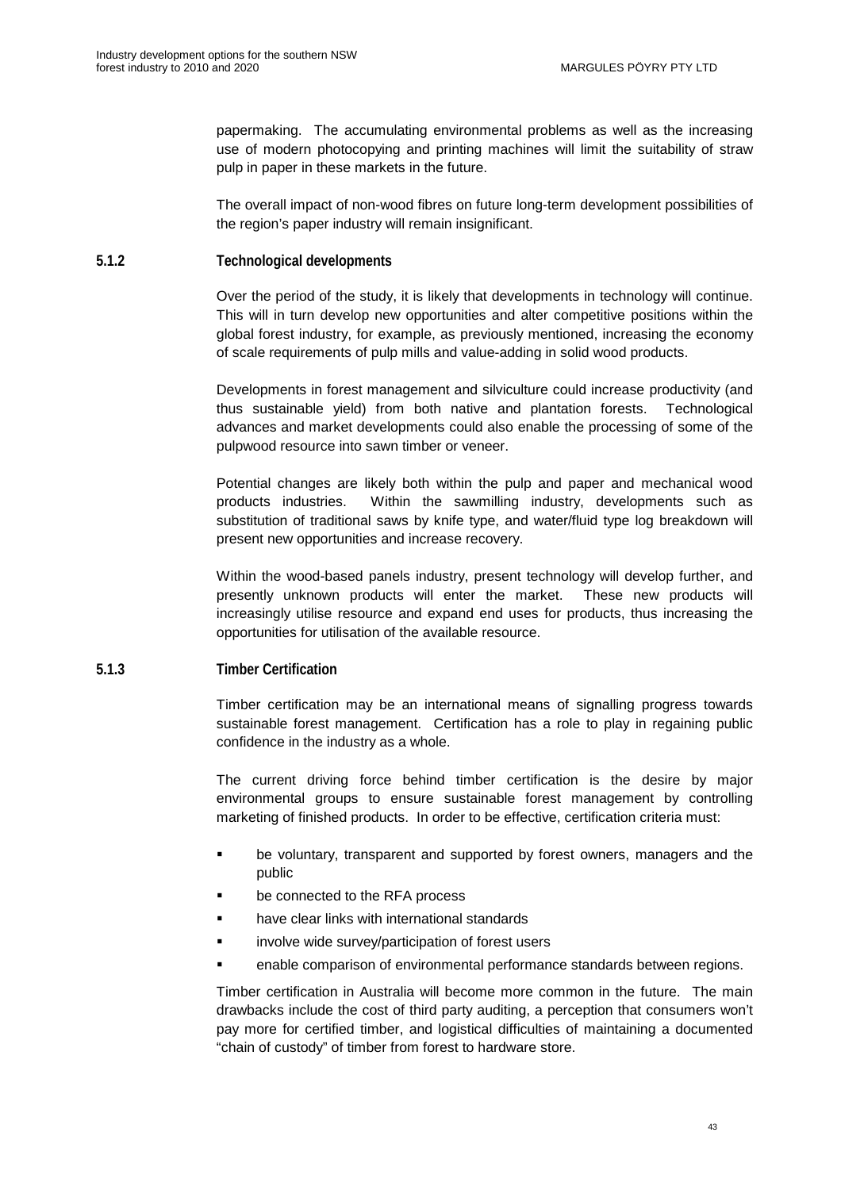papermaking. The accumulating environmental problems as well as the increasing use of modern photocopying and printing machines will limit the suitability of straw pulp in paper in these markets in the future.

The overall impact of non-wood fibres on future long-term development possibilities of the region's paper industry will remain insignificant.

### 5.1.2 Technological developments

Over the period of the study, it is likely that developments in technology will continue. This will in turn develop new opportunities and alter competitive positions within the global forest industry, for example, as previously mentioned, increasing the economy of scale requirements of pulp mills and value-adding in solid wood products.

Developments in forest management and silviculture could increase productivity (and thus sustainable yield) from both native and plantation forests. Technological advances and market developments could also enable the processing of some of the pulpwood resource into sawn timber or veneer.

Potential changes are likely both within the pulp and paper and mechanical wood products industries. Within the sawmilling industry, developments such as substitution of traditional saws by knife type, and water/fluid type log breakdown will present new opportunities and increase recovery.

Within the wood-based panels industry, present technology will develop further, and presently unknown products will enter the market. These new products will increasingly utilise resource and expand end uses for products, thus increasing the opportunities for utilisation of the available resource.

### 5.1.3 Timber Certification

Timber certification may be an international means of signalling progress towards sustainable forest management. Certification has a role to play in regaining public confidence in the industry as a whole.

The current driving force behind timber certification is the desire by major environmental groups to ensure sustainable forest management by controlling marketing of finished products. In order to be effective, certification criteria must:

- be voluntary, transparent and supported by forest owners, managers and the public
- be connected to the RFA process
- have clear links with international standards
- involve wide survey/participation of forest users
- enable comparison of environmental performance standards between regions.

Timber certification in Australia will become more common in the future. The main drawbacks include the cost of third party auditing, a perception that consumers won't pay more for certified timber, and logistical difficulties of maintaining a documented "chain of custody" of timber from forest to hardware store.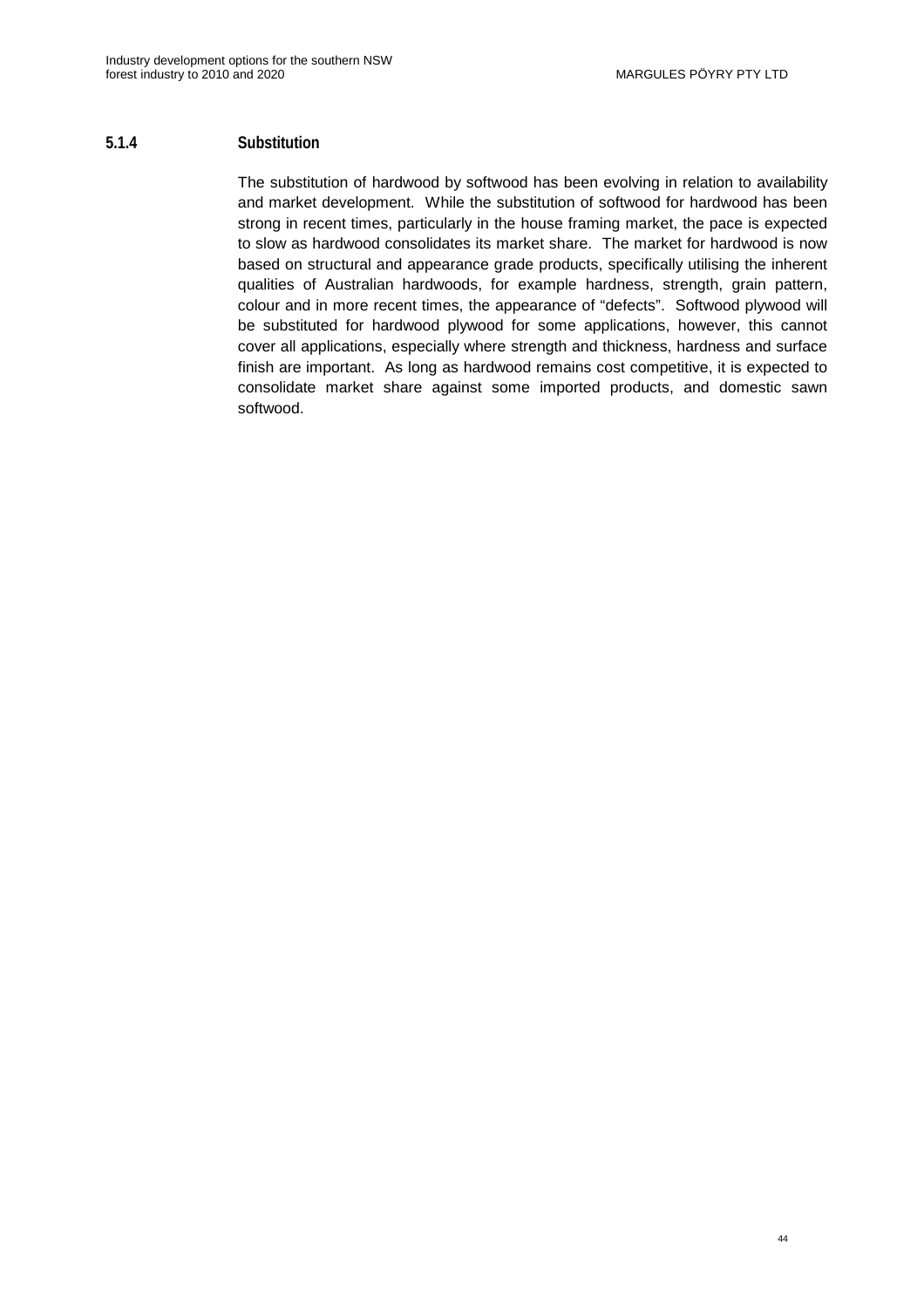### 5.1.4 Substitution

The substitution of hardwood by softwood has been evolving in relation to availability and market development. While the substitution of softwood for hardwood has been strong in recent times, particularly in the house framing market, the pace is expected to slow as hardwood consolidates its market share. The market for hardwood is now based on structural and appearance grade products, specifically utilising the inherent qualities of Australian hardwoods, for example hardness, strength, grain pattern, colour and in more recent times, the appearance of "defects". Softwood plywood will be substituted for hardwood plywood for some applications, however, this cannot cover all applications, especially where strength and thickness, hardness and surface finish are important. As long as hardwood remains cost competitive, it is expected to consolidate market share against some imported products, and domestic sawn softwood.